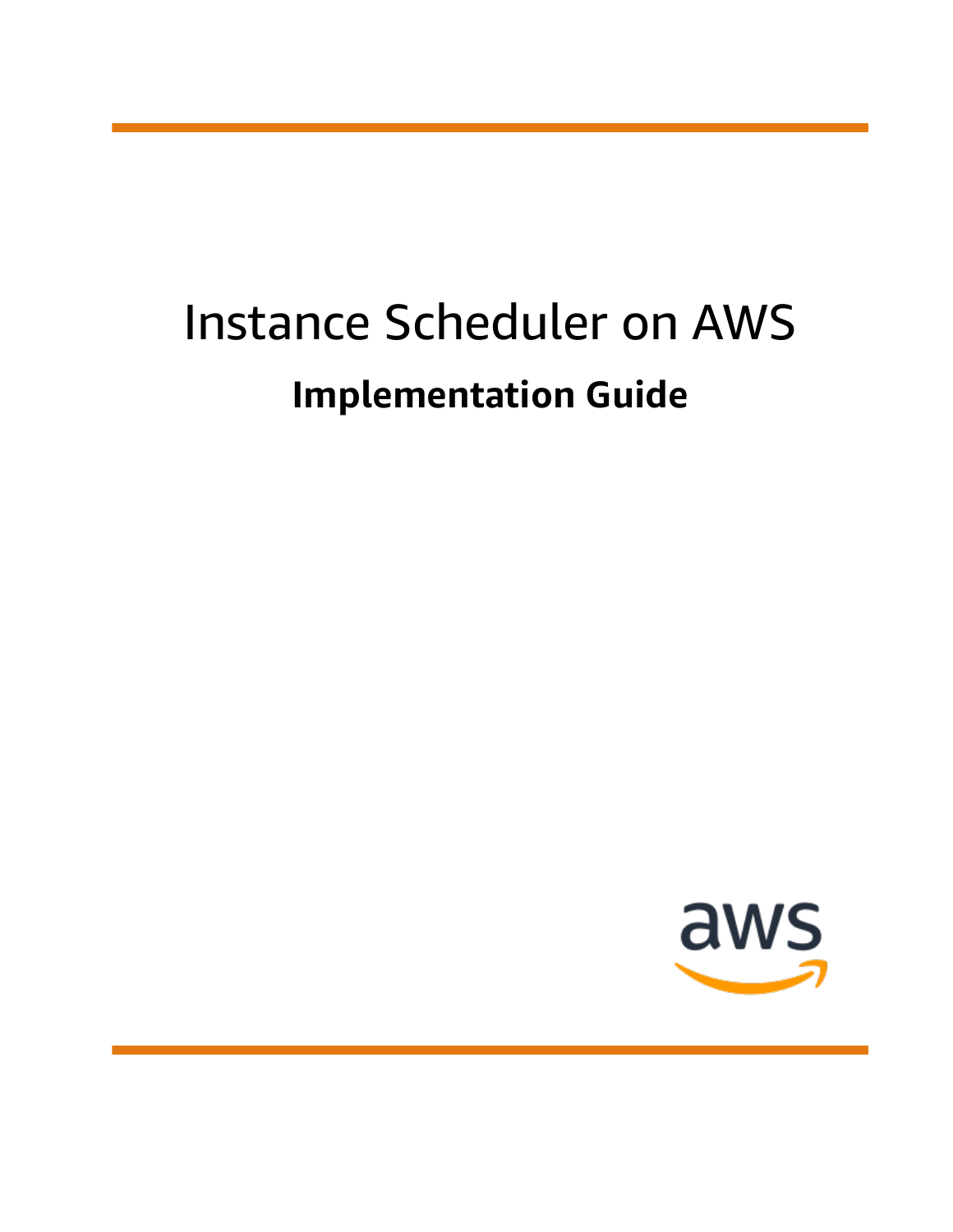# Instance Scheduler on AWS

## Implementation Guide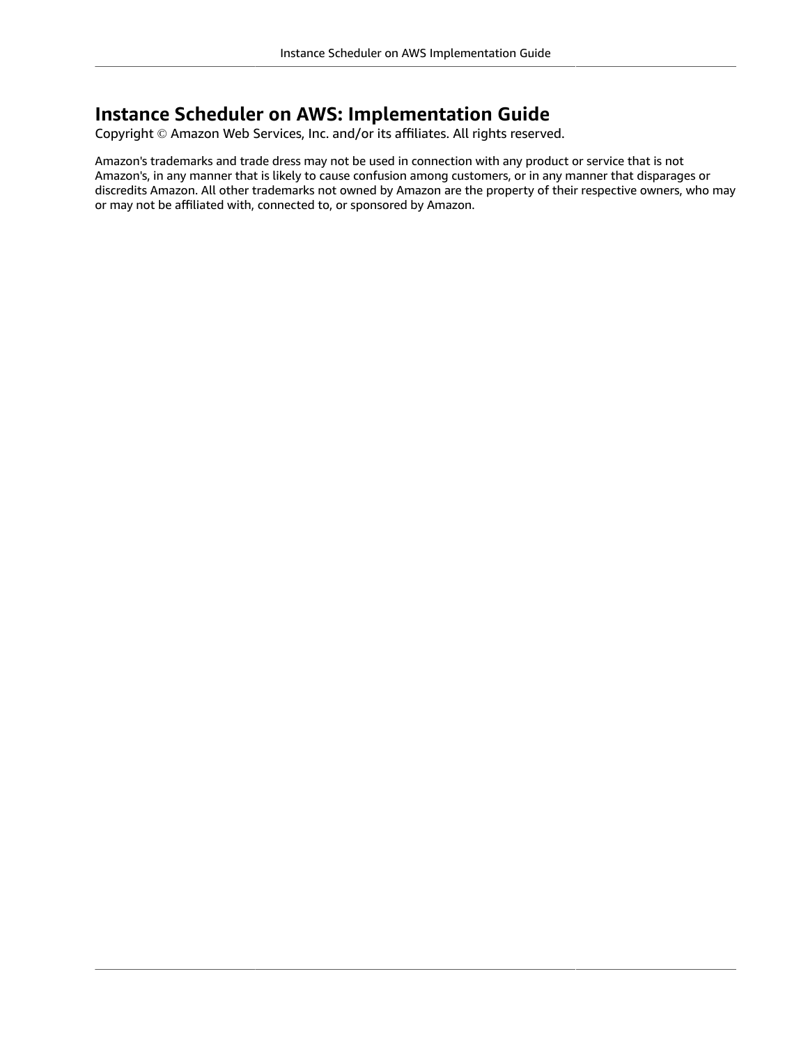# Instance Scheduler on AWS: Implementation Guide

Copyright © Amazon Web Services, Inc. and/or its affiliates. All rights reserved.

Amazon's trademarks and trade dress may not be used in connection with any product or service that is not Amazon's, in any manner that is likely to cause confusion among customers, or in any manner that disparages or discredits Amazon. All other trademarks not owned by Amazon are the property of their respective owners, who may or may not be affiliated with, connected to, or sponsored by Amazon.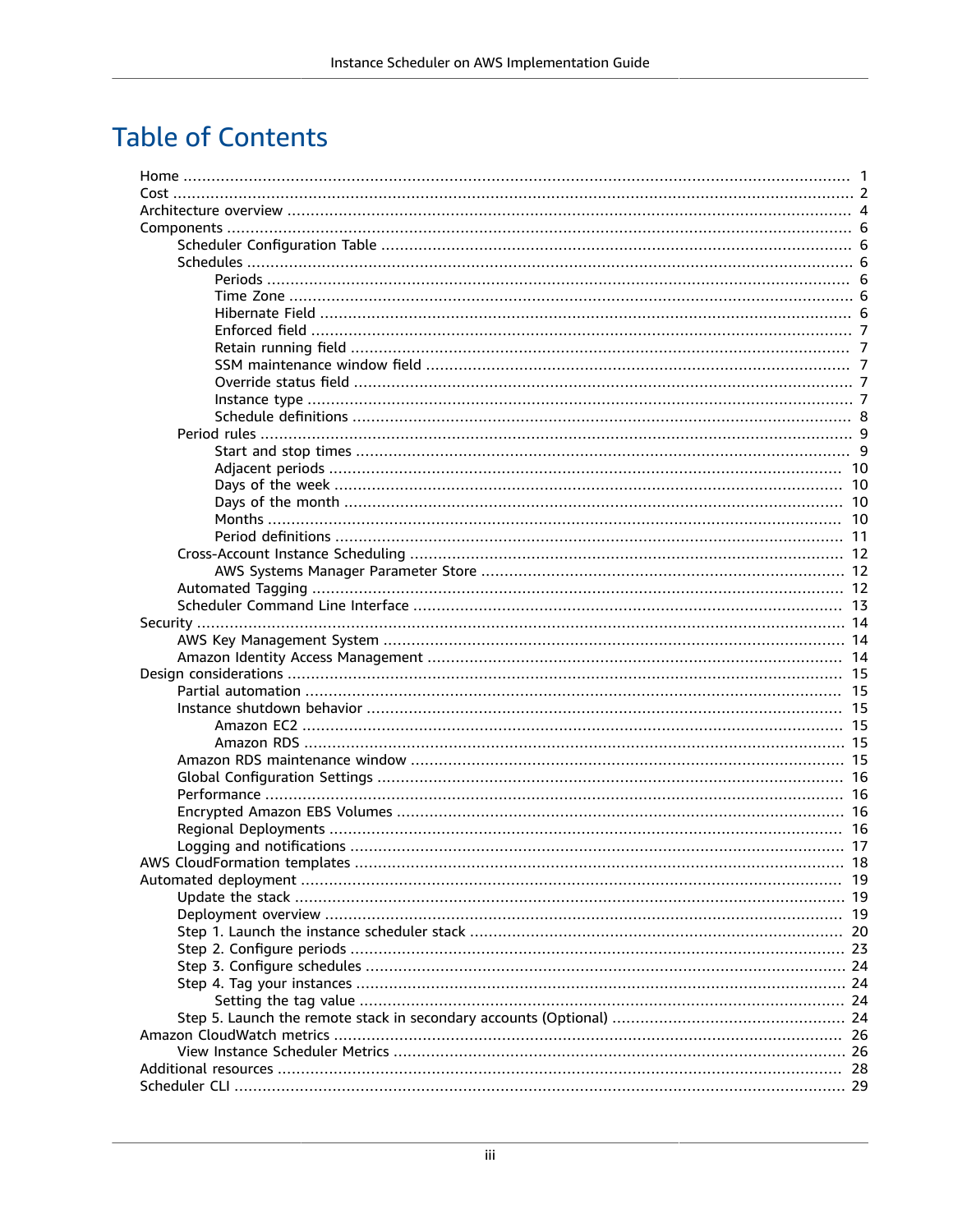# Table of Contents

- Home ... 1
- Cost ... 2
- Architecture overview ... 4
- Components ... 6
  - Scheduler Configuration Table ... 6
  - Schedules ... 6
    - Periods ... 6
    - Time Zone ... 6
    - Hibernate Field ... 6
    - Enforced field ... 7
    - Retain running field ... 7
    - SSM maintenance window field ... 7
    - Override status field ... 7
    - Instance type ... 7
    - Schedule definitions ... 8
  - Period rules ... 9
    - Start and stop times ... 9
    - Adjacent periods ... 10
    - Days of the week ... 10
    - Days of the month ... 10
    - Months ... 10
    - Period definitions ... 11
  - Cross-Account Instance Scheduling ... 12
    - AWS Systems Manager Parameter Store ... 12
  - Automated Tagging ... 12
  - Scheduler Command Line Interface ... 13
- Security ... 14
  - AWS Key Management System ... 14
  - Amazon Identity Access Management ... 14
- Design considerations ... 15
  - Partial automation ... 15
  - Instance shutdown behavior ... 15
    - Amazon EC2 ... 15
    - Amazon RDS ... 15
  - Amazon RDS maintenance window ... 15
  - Global Configuration Settings ... 16
  - Performance ... 16
  - Encrypted Amazon EBS Volumes ... 16
  - Regional Deployments ... 16
  - Logging and notifications ... 17
- AWS CloudFormation templates ... 18
- Automated deployment ... 19
  - Update the stack ... 19
  - Deployment overview ... 19
  - Step 1. Launch the instance scheduler stack ... 20
  - Step 2. Configure periods ... 23
  - Step 3. Configure schedules ... 24
  - Step 4. Tag your instances ... 24
    - Setting the tag value ... 24
  - Step 5. Launch the remote stack in secondary accounts (Optional) ... 24
- Amazon CloudWatch metrics ... 26
  - View Instance Scheduler Metrics ... 26
- Additional resources ... 28
- Scheduler CLI ... 29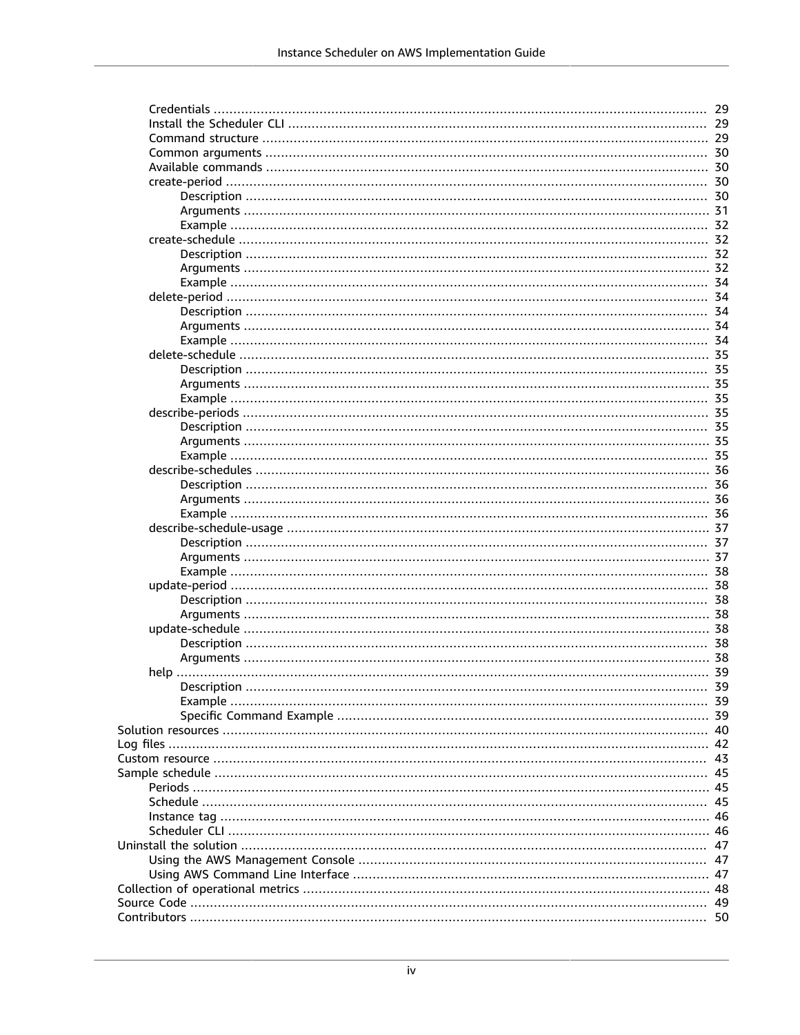- Credentials ..... 29
- Install the Scheduler CLI ..... 29
- Command structure ..... 29
- Common arguments ..... 30
- Available commands ..... 30
- create-period ..... 30
  - Description ..... 30
  - Arguments ..... 31
  - Example ..... 32
- create-schedule ..... 32
  - Description ..... 32
  - Arguments ..... 32
  - Example ..... 34
- delete-period ..... 34
  - Description ..... 34
  - Arguments ..... 34
  - Example ..... 34
- delete-schedule ..... 35
  - Description ..... 35
  - Arguments ..... 35
  - Example ..... 35
- describe-periods ..... 35
  - Description ..... 35
  - Arguments ..... 35
  - Example ..... 35
- describe-schedules ..... 36
  - Description ..... 36
  - Arguments ..... 36
  - Example ..... 36
- describe-schedule-usage ..... 37
  - Description ..... 37
  - Arguments ..... 37
  - Example ..... 38
- update-period ..... 38
  - Description ..... 38
  - Arguments ..... 38
- update-schedule ..... 38
  - Description ..... 38
  - Arguments ..... 38
- help ..... 39
  - Description ..... 39
  - Example ..... 39
  - Specific Command Example ..... 39

Solution resources ..... 40

Log files ..... 42

Custom resource ..... 43

Sample schedule ..... 45

- Periods ..... 45
- Schedule ..... 45
- Instance tag ..... 46
- Scheduler CLI ..... 46

Uninstall the solution ..... 47

- Using the AWS Management Console ..... 47
- Using AWS Command Line Interface ..... 47

Collection of operational metrics ..... 48

Source Code ..... 49

Contributors ..... 50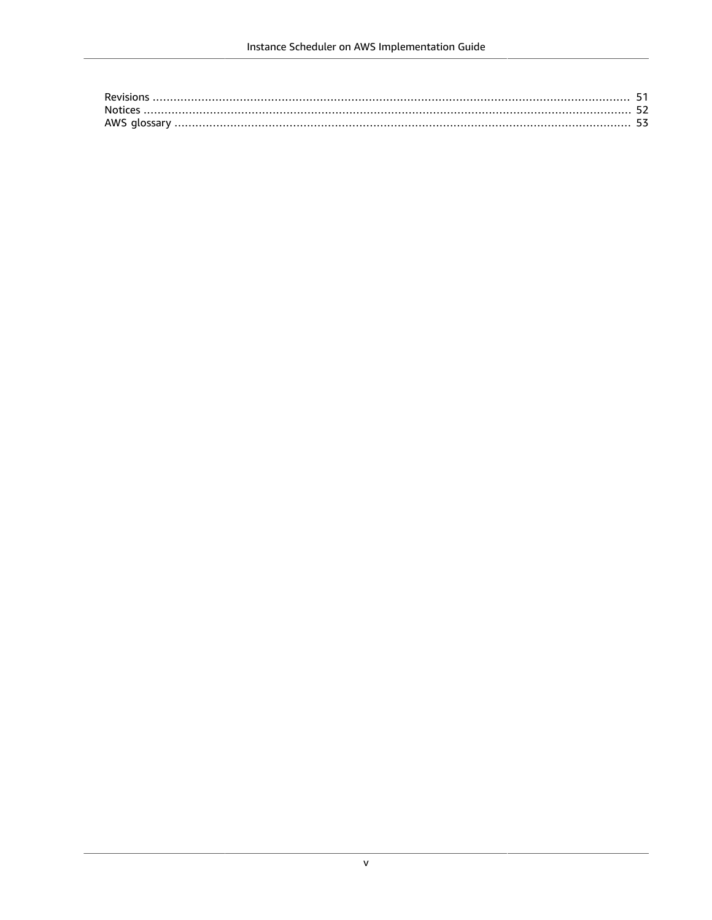Revisions ........................................................................................................................................... 51
Notices ................................................................................................................................................ 52
AWS glossary ...................................................................................................................................... 53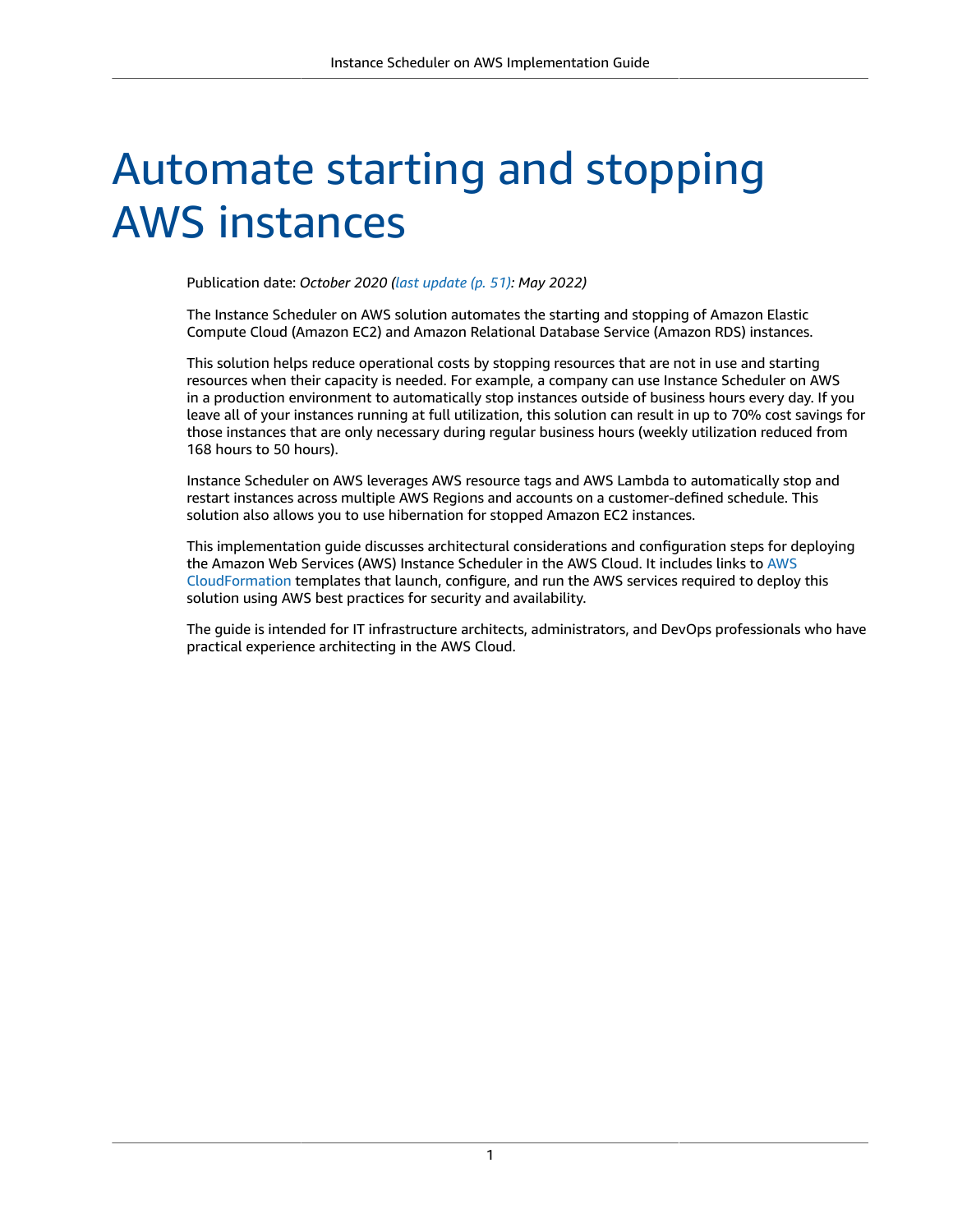# Automate starting and stopping AWS instances

Publication date: *October 2020 (last update (p. 51): May 2022)*

The Instance Scheduler on AWS solution automates the starting and stopping of Amazon Elastic Compute Cloud (Amazon EC2) and Amazon Relational Database Service (Amazon RDS) instances.

This solution helps reduce operational costs by stopping resources that are not in use and starting resources when their capacity is needed. For example, a company can use Instance Scheduler on AWS in a production environment to automatically stop instances outside of business hours every day. If you leave all of your instances running at full utilization, this solution can result in up to 70% cost savings for those instances that are only necessary during regular business hours (weekly utilization reduced from 168 hours to 50 hours).

Instance Scheduler on AWS leverages AWS resource tags and AWS Lambda to automatically stop and restart instances across multiple AWS Regions and accounts on a customer-defined schedule. This solution also allows you to use hibernation for stopped Amazon EC2 instances.

This implementation guide discusses architectural considerations and configuration steps for deploying the Amazon Web Services (AWS) Instance Scheduler in the AWS Cloud. It includes links to AWS CloudFormation templates that launch, configure, and run the AWS services required to deploy this solution using AWS best practices for security and availability.

The guide is intended for IT infrastructure architects, administrators, and DevOps professionals who have practical experience architecting in the AWS Cloud.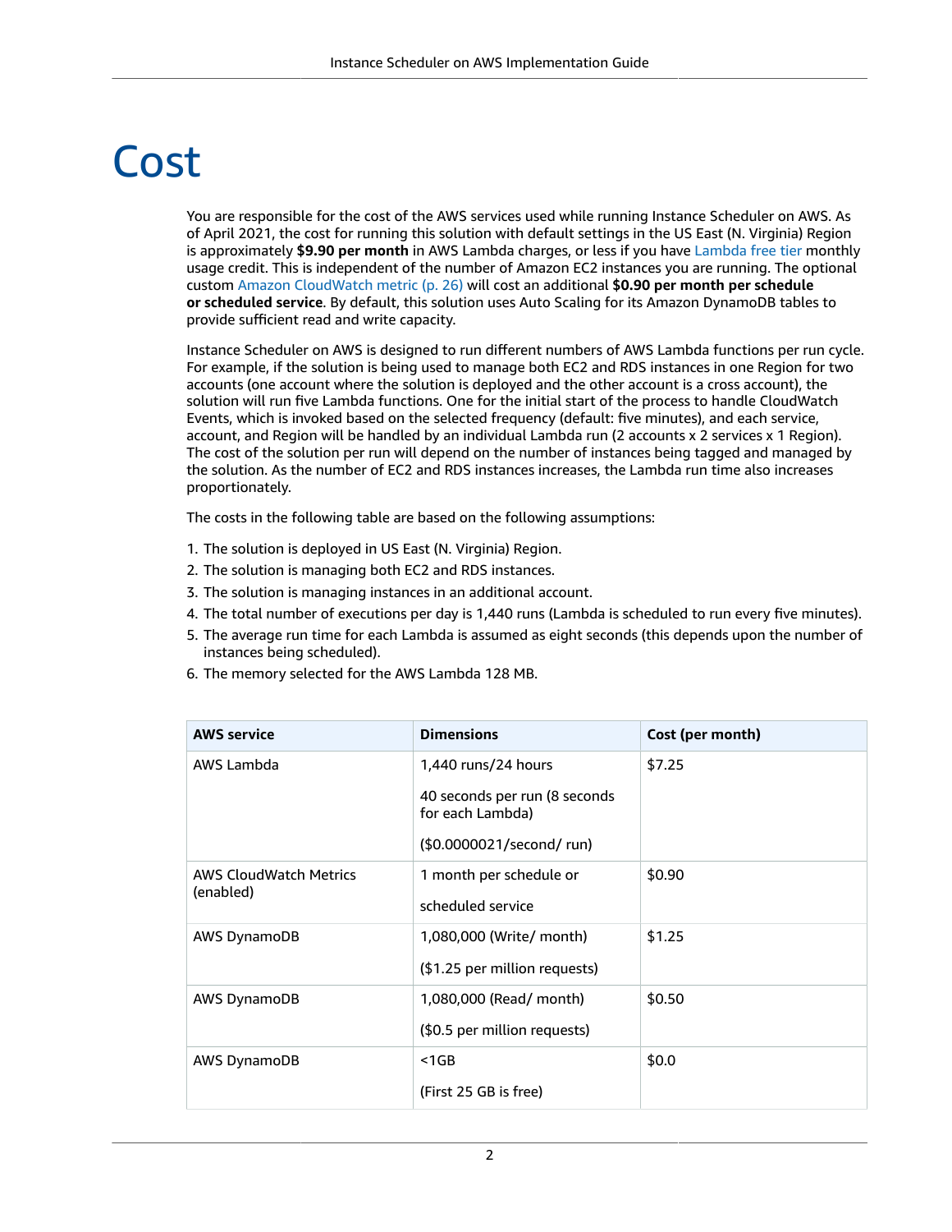# Cost

You are responsible for the cost of the AWS services used while running Instance Scheduler on AWS. As of April 2021, the cost for running this solution with default settings in the US East (N. Virginia) Region is approximately **$9.90 per month** in AWS Lambda charges, or less if you have Lambda free tier monthly usage credit. This is independent of the number of Amazon EC2 instances you are running. The optional custom Amazon CloudWatch metric (p. 26) will cost an additional **$0.90 per month per schedule or scheduled service**. By default, this solution uses Auto Scaling for its Amazon DynamoDB tables to provide sufficient read and write capacity.

Instance Scheduler on AWS is designed to run different numbers of AWS Lambda functions per run cycle. For example, if the solution is being used to manage both EC2 and RDS instances in one Region for two accounts (one account where the solution is deployed and the other account is a cross account), the solution will run five Lambda functions. One for the initial start of the process to handle CloudWatch Events, which is invoked based on the selected frequency (default: five minutes), and each service, account, and Region will be handled by an individual Lambda run (2 accounts x 2 services x 1 Region). The cost of the solution per run will depend on the number of instances being tagged and managed by the solution. As the number of EC2 and RDS instances increases, the Lambda run time also increases proportionately.

The costs in the following table are based on the following assumptions:

1. The solution is deployed in US East (N. Virginia) Region.
2. The solution is managing both EC2 and RDS instances.
3. The solution is managing instances in an additional account.
4. The total number of executions per day is 1,440 runs (Lambda is scheduled to run every five minutes).
5. The average run time for each Lambda is assumed as eight seconds (this depends upon the number of instances being scheduled).
6. The memory selected for the AWS Lambda 128 MB.

| AWS service | Dimensions | Cost (per month) |
| --- | --- | --- |
| AWS Lambda | 1,440 runs/24 hours<br><br>40 seconds per run (8 seconds for each Lambda)<br><br>($0.0000021/second/ run) | $7.25 |
| AWS CloudWatch Metrics (enabled) | 1 month per schedule or<br><br>scheduled service | $0.90 |
| AWS DynamoDB | 1,080,000 (Write/ month)<br><br>($1.25 per million requests) | $1.25 |
| AWS DynamoDB | 1,080,000 (Read/ month)<br><br>($0.5 per million requests) | $0.50 |
| AWS DynamoDB | <1GB<br><br>(First 25 GB is free) | $0.0 |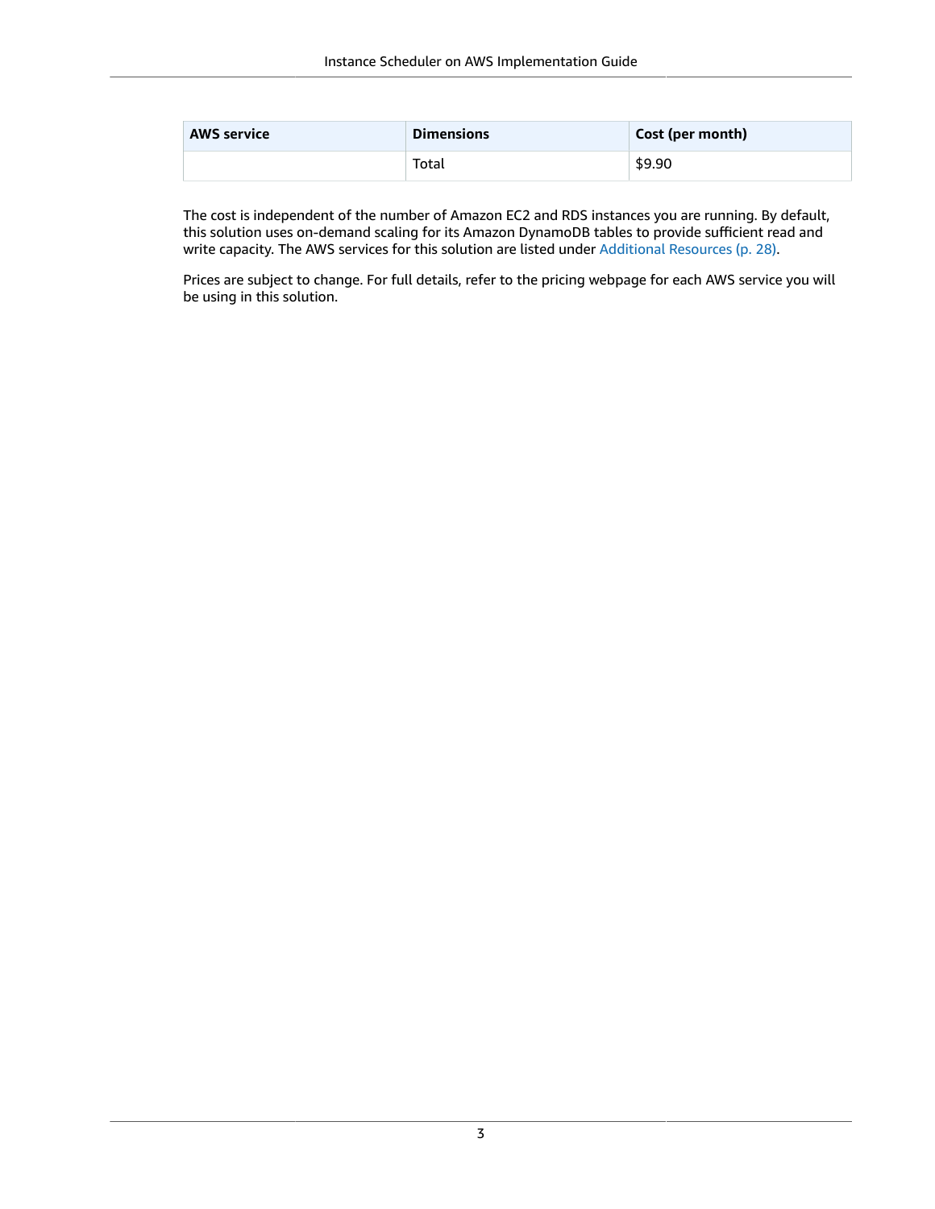| AWS service | Dimensions | Cost (per month) |
| --- | --- | --- |
| | Total | $9.90 |

The cost is independent of the number of Amazon EC2 and RDS instances you are running. By default, this solution uses on-demand scaling for its Amazon DynamoDB tables to provide sufficient read and write capacity. The AWS services for this solution are listed under Additional Resources (p. 28).

Prices are subject to change. For full details, refer to the pricing webpage for each AWS service you will be using in this solution.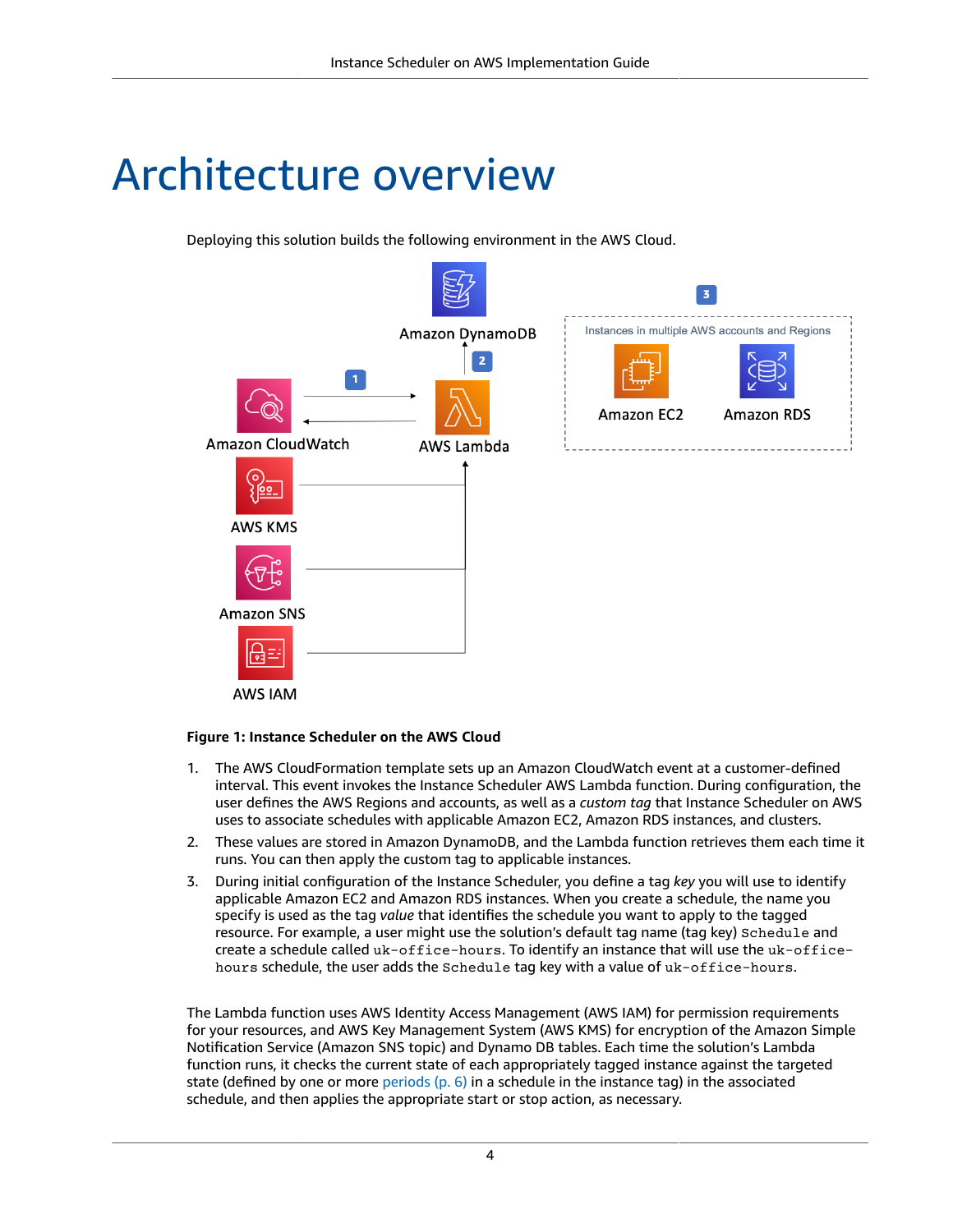# Architecture overview

Deploying this solution builds the following environment in the AWS Cloud.

**Figure 1: Instance Scheduler on the AWS Cloud**

1. The AWS CloudFormation template sets up an Amazon CloudWatch event at a customer-defined interval. This event invokes the Instance Scheduler AWS Lambda function. During configuration, the user defines the AWS Regions and accounts, as well as a *custom tag* that Instance Scheduler on AWS uses to associate schedules with applicable Amazon EC2, Amazon RDS instances, and clusters.
2. These values are stored in Amazon DynamoDB, and the Lambda function retrieves them each time it runs. You can then apply the custom tag to applicable instances.
3. During initial configuration of the Instance Scheduler, you define a tag *key* you will use to identify applicable Amazon EC2 and Amazon RDS instances. When you create a schedule, the name you specify is used as the tag *value* that identifies the schedule you want to apply to the tagged resource. For example, a user might use the solution's default tag name (tag key) `Schedule` and create a schedule called `uk-office-hours`. To identify an instance that will use the `uk-office-hours` schedule, the user adds the `Schedule` tag key with a value of `uk-office-hours`.

The Lambda function uses AWS Identity Access Management (AWS IAM) for permission requirements for your resources, and AWS Key Management System (AWS KMS) for encryption of the Amazon Simple Notification Service (Amazon SNS topic) and Dynamo DB tables. Each time the solution's Lambda function runs, it checks the current state of each appropriately tagged instance against the targeted state (defined by one or more periods (p. 6) in a schedule in the instance tag) in the associated schedule, and then applies the appropriate start or stop action, as necessary.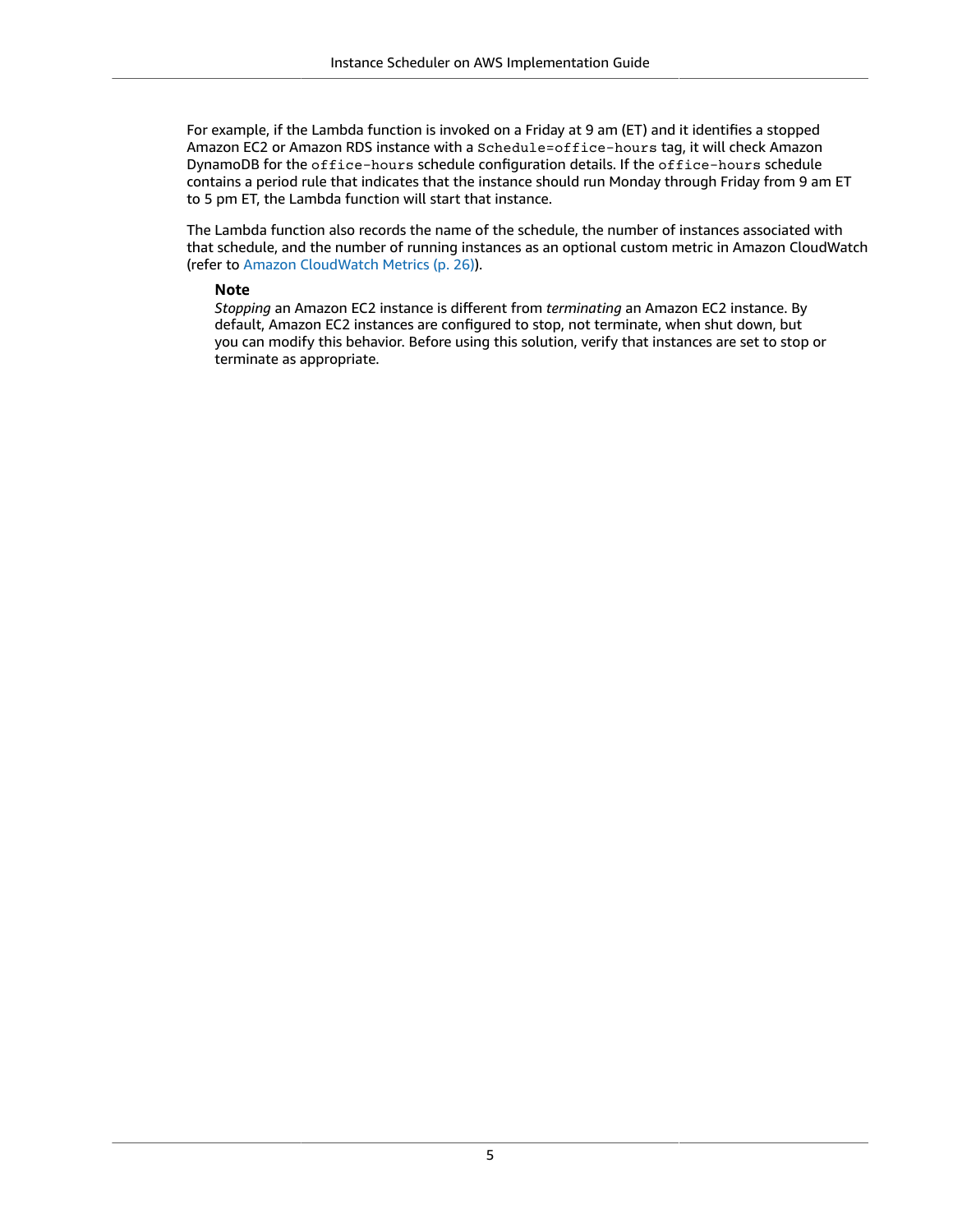For example, if the Lambda function is invoked on a Friday at 9 am (ET) and it identifies a stopped Amazon EC2 or Amazon RDS instance with a `Schedule=office-hours` tag, it will check Amazon DynamoDB for the `office-hours` schedule configuration details. If the `office-hours` schedule contains a period rule that indicates that the instance should run Monday through Friday from 9 am ET to 5 pm ET, the Lambda function will start that instance.

The Lambda function also records the name of the schedule, the number of instances associated with that schedule, and the number of running instances as an optional custom metric in Amazon CloudWatch (refer to Amazon CloudWatch Metrics (p. 26)).

> **Note**
>
> *Stopping* an Amazon EC2 instance is different from *terminating* an Amazon EC2 instance. By default, Amazon EC2 instances are configured to stop, not terminate, when shut down, but you can modify this behavior. Before using this solution, verify that instances are set to stop or terminate as appropriate.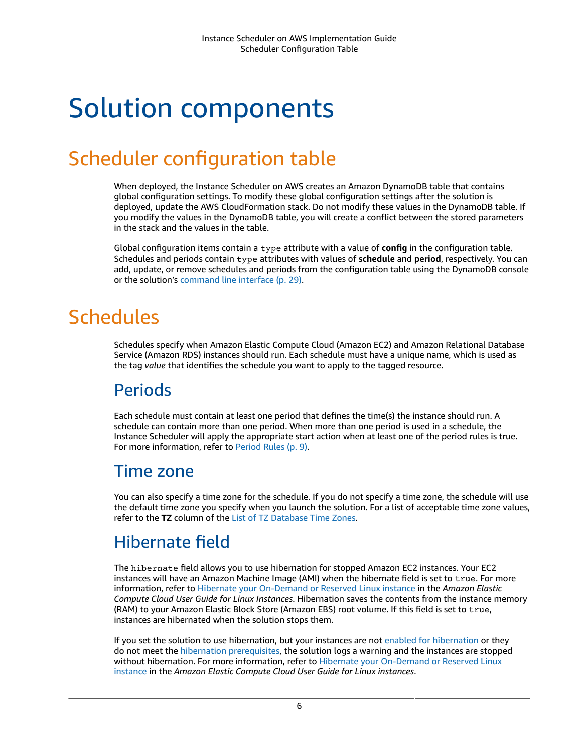# Solution components

## Scheduler configuration table

When deployed, the Instance Scheduler on AWS creates an Amazon DynamoDB table that contains global configuration settings. To modify these global configuration settings after the solution is deployed, update the AWS CloudFormation stack. Do not modify these values in the DynamoDB table. If you modify the values in the DynamoDB table, you will create a conflict between the stored parameters in the stack and the values in the table.

Global configuration items contain a `type` attribute with a value of **config** in the configuration table. Schedules and periods contain `type` attributes with values of **schedule** and **period**, respectively. You can add, update, or remove schedules and periods from the configuration table using the DynamoDB console or the solution's command line interface (p. 29).

## Schedules

Schedules specify when Amazon Elastic Compute Cloud (Amazon EC2) and Amazon Relational Database Service (Amazon RDS) instances should run. Each schedule must have a unique name, which is used as the tag *value* that identifies the schedule you want to apply to the tagged resource.

### Periods

Each schedule must contain at least one period that defines the time(s) the instance should run. A schedule can contain more than one period. When more than one period is used in a schedule, the Instance Scheduler will apply the appropriate start action when at least one of the period rules is true. For more information, refer to Period Rules (p. 9).

### Time zone

You can also specify a time zone for the schedule. If you do not specify a time zone, the schedule will use the default time zone you specify when you launch the solution. For a list of acceptable time zone values, refer to the **TZ** column of the List of TZ Database Time Zones.

### Hibernate field

The `hibernate` field allows you to use hibernation for stopped Amazon EC2 instances. Your EC2 instances will have an Amazon Machine Image (AMI) when the hibernate field is set to `true`. For more information, refer to Hibernate your On-Demand or Reserved Linux instance in the *Amazon Elastic Compute Cloud User Guide for Linux Instances*. Hibernation saves the contents from the instance memory (RAM) to your Amazon Elastic Block Store (Amazon EBS) root volume. If this field is set to `true`, instances are hibernated when the solution stops them.

If you set the solution to use hibernation, but your instances are not enabled for hibernation or they do not meet the hibernation prerequisites, the solution logs a warning and the instances are stopped without hibernation. For more information, refer to Hibernate your On-Demand or Reserved Linux instance in the *Amazon Elastic Compute Cloud User Guide for Linux instances*.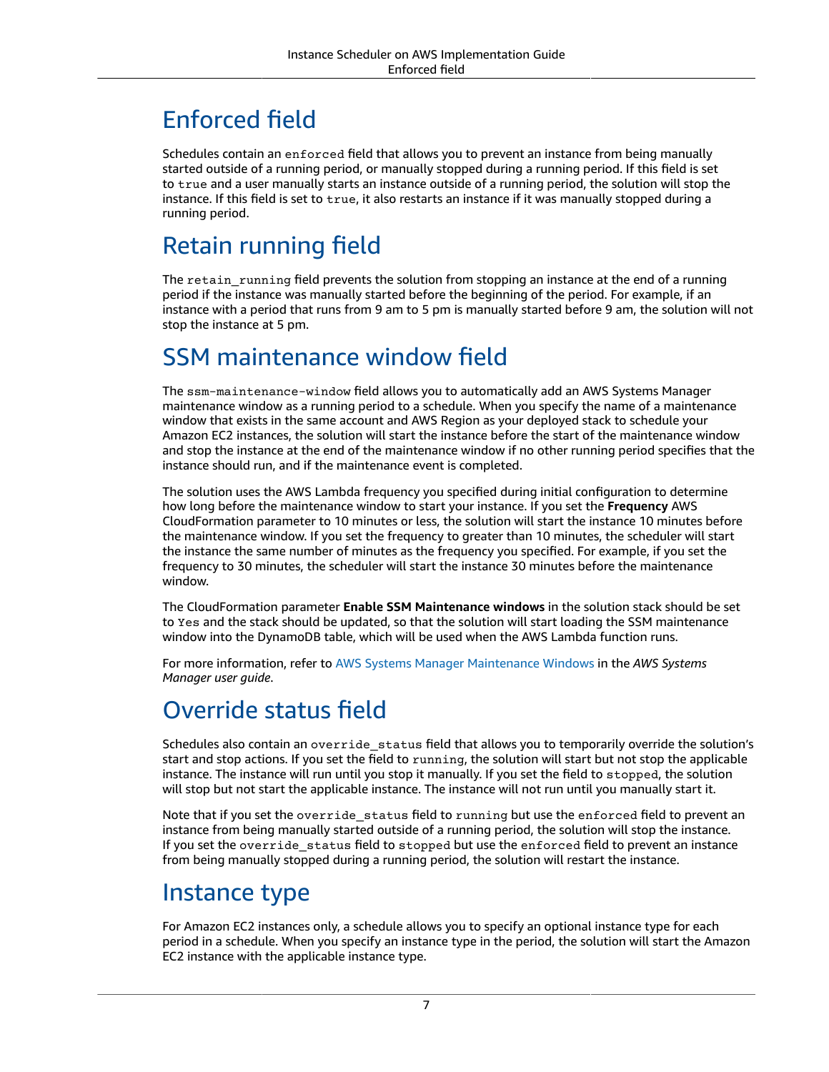# Enforced field

Schedules contain an `enforced` field that allows you to prevent an instance from being manually started outside of a running period, or manually stopped during a running period. If this field is set to `true` and a user manually starts an instance outside of a running period, the solution will stop the instance. If this field is set to `true`, it also restarts an instance if it was manually stopped during a running period.

# Retain running field

The `retain_running` field prevents the solution from stopping an instance at the end of a running period if the instance was manually started before the beginning of the period. For example, if an instance with a period that runs from 9 am to 5 pm is manually started before 9 am, the solution will not stop the instance at 5 pm.

# SSM maintenance window field

The `ssm-maintenance-window` field allows you to automatically add an AWS Systems Manager maintenance window as a running period to a schedule. When you specify the name of a maintenance window that exists in the same account and AWS Region as your deployed stack to schedule your Amazon EC2 instances, the solution will start the instance before the start of the maintenance window and stop the instance at the end of the maintenance window if no other running period specifies that the instance should run, and if the maintenance event is completed.

The solution uses the AWS Lambda frequency you specified during initial configuration to determine how long before the maintenance window to start your instance. If you set the **Frequency** AWS CloudFormation parameter to 10 minutes or less, the solution will start the instance 10 minutes before the maintenance window. If you set the frequency to greater than 10 minutes, the scheduler will start the instance the same number of minutes as the frequency you specified. For example, if you set the frequency to 30 minutes, the scheduler will start the instance 30 minutes before the maintenance window.

The CloudFormation parameter **Enable SSM Maintenance windows** in the solution stack should be set to `Yes` and the stack should be updated, so that the solution will start loading the SSM maintenance window into the DynamoDB table, which will be used when the AWS Lambda function runs.

For more information, refer to AWS Systems Manager Maintenance Windows in the *AWS Systems Manager user guide*.

# Override status field

Schedules also contain an `override_status` field that allows you to temporarily override the solution's start and stop actions. If you set the field to `running`, the solution will start but not stop the applicable instance. The instance will run until you stop it manually. If you set the field to `stopped`, the solution will stop but not start the applicable instance. The instance will not run until you manually start it.

Note that if you set the `override_status` field to `running` but use the `enforced` field to prevent an instance from being manually started outside of a running period, the solution will stop the instance. If you set the `override_status` field to `stopped` but use the `enforced` field to prevent an instance from being manually stopped during a running period, the solution will restart the instance.

# Instance type

For Amazon EC2 instances only, a schedule allows you to specify an optional instance type for each period in a schedule. When you specify an instance type in the period, the solution will start the Amazon EC2 instance with the applicable instance type.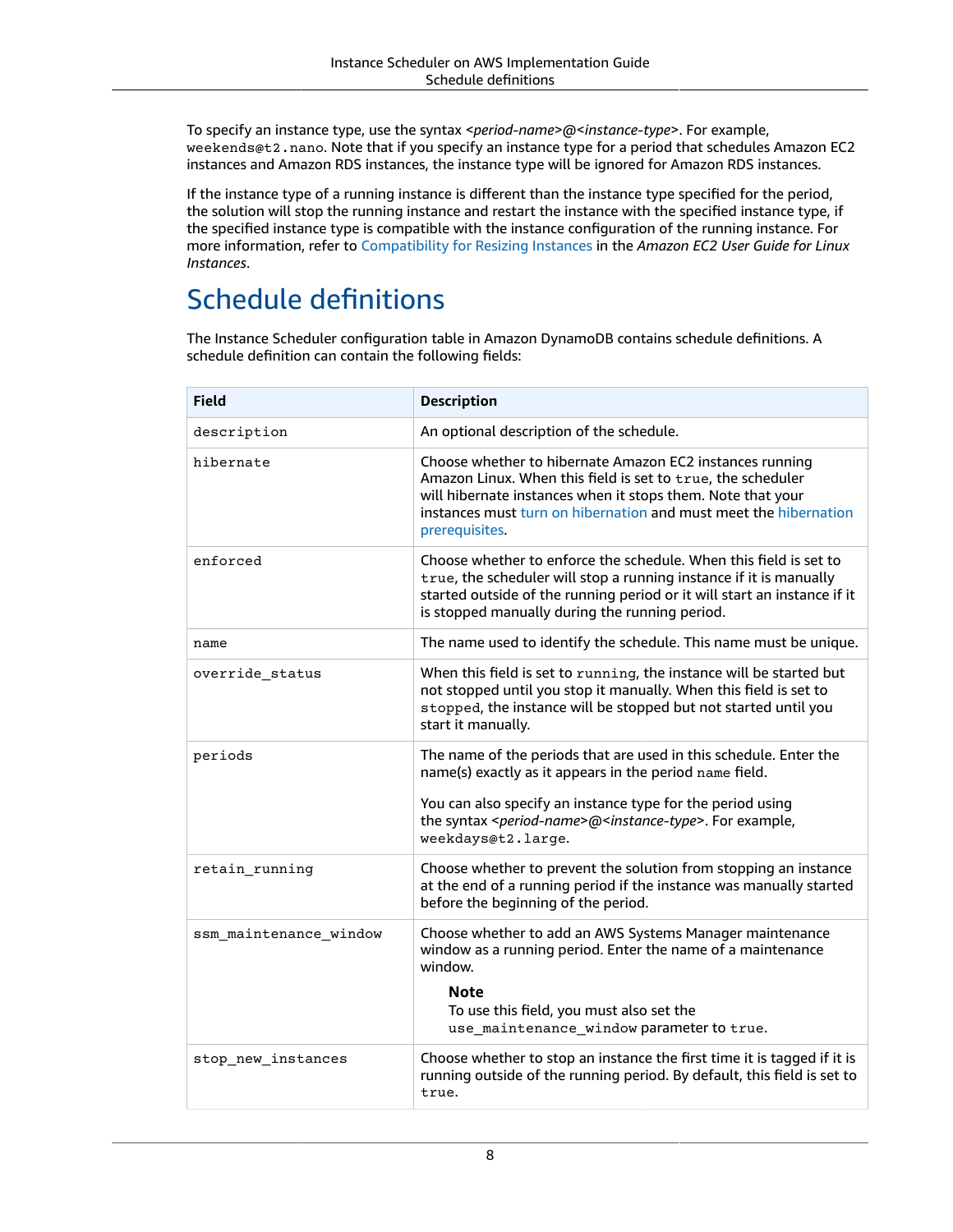To specify an instance type, use the syntax *<period-name>*@*<instance-type>*. For example, `weekends@t2.nano`. Note that if you specify an instance type for a period that schedules Amazon EC2 instances and Amazon RDS instances, the instance type will be ignored for Amazon RDS instances.

If the instance type of a running instance is different than the instance type specified for the period, the solution will stop the running instance and restart the instance with the specified instance type, if the specified instance type is compatible with the instance configuration of the running instance. For more information, refer to Compatibility for Resizing Instances in the *Amazon EC2 User Guide for Linux Instances*.

# Schedule definitions

The Instance Scheduler configuration table in Amazon DynamoDB contains schedule definitions. A schedule definition can contain the following fields:

| Field | Description |
| --- | --- |
| `description` | An optional description of the schedule. |
| `hibernate` | Choose whether to hibernate Amazon EC2 instances running Amazon Linux. When this field is set to `true`, the scheduler will hibernate instances when it stops them. Note that your instances must turn on hibernation and must meet the hibernation prerequisites. |
| `enforced` | Choose whether to enforce the schedule. When this field is set to `true`, the scheduler will stop a running instance if it is manually started outside of the running period or it will start an instance if it is stopped manually during the running period. |
| `name` | The name used to identify the schedule. This name must be unique. |
| `override_status` | When this field is set to `running`, the instance will be started but not stopped until you stop it manually. When this field is set to `stopped`, the instance will be stopped but not started until you start it manually. |
| `periods` | The name of the periods that are used in this schedule. Enter the name(s) exactly as it appears in the period `name` field.<br><br>You can also specify an instance type for the period using the syntax *<period-name>*@*<instance-type>*. For example, `weekdays@t2.large`. |
| `retain_running` | Choose whether to prevent the solution from stopping an instance at the end of a running period if the instance was manually started before the beginning of the period. |
| `ssm_maintenance_window` | Choose whether to add an AWS Systems Manager maintenance window as a running period. Enter the name of a maintenance window.<br><br>**Note**<br>To use this field, you must also set the `use_maintenance_window` parameter to `true`. |
| `stop_new_instances` | Choose whether to stop an instance the first time it is tagged if it is running outside of the running period. By default, this field is set to `true`. |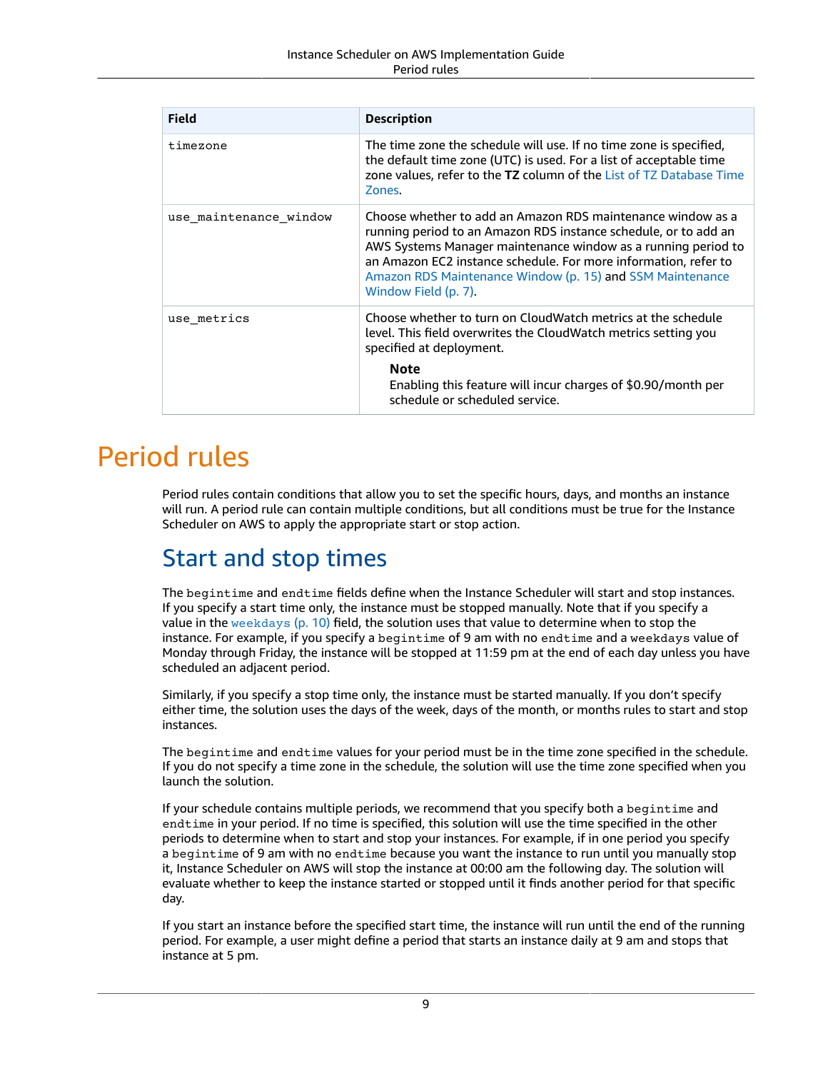| Field | Description |
| --- | --- |
| `timezone` | The time zone the schedule will use. If no time zone is specified, the default time zone (UTC) is used. For a list of acceptable time zone values, refer to the **TZ** column of the List of TZ Database Time Zones. |
| `use_maintenance_window` | Choose whether to add an Amazon RDS maintenance window as a running period to an Amazon RDS instance schedule, or to add an AWS Systems Manager maintenance window as a running period to an Amazon EC2 instance schedule. For more information, refer to Amazon RDS Maintenance Window (p. 15) and SSM Maintenance Window Field (p. 7). |
| `use_metrics` | Choose whether to turn on CloudWatch metrics at the schedule level. This field overwrites the CloudWatch metrics setting you specified at deployment. **Note** Enabling this feature will incur charges of $0.90/month per schedule or scheduled service. |

# Period rules

Period rules contain conditions that allow you to set the specific hours, days, and months an instance will run. A period rule can contain multiple conditions, but all conditions must be true for the Instance Scheduler on AWS to apply the appropriate start or stop action.

## Start and stop times

The `begintime` and `endtime` fields define when the Instance Scheduler will start and stop instances. If you specify a start time only, the instance must be stopped manually. Note that if you specify a value in the `weekdays` (p. 10) field, the solution uses that value to determine when to stop the instance. For example, if you specify a `begintime` of 9 am with no `endtime` and a `weekdays` value of Monday through Friday, the instance will be stopped at 11:59 pm at the end of each day unless you have scheduled an adjacent period.

Similarly, if you specify a stop time only, the instance must be started manually. If you don't specify either time, the solution uses the days of the week, days of the month, or months rules to start and stop instances.

The `begintime` and `endtime` values for your period must be in the time zone specified in the schedule. If you do not specify a time zone in the schedule, the solution will use the time zone specified when you launch the solution.

If your schedule contains multiple periods, we recommend that you specify both a `begintime` and `endtime` in your period. If no time is specified, this solution will use the time specified in the other periods to determine when to start and stop your instances. For example, if in one period you specify a `begintime` of 9 am with no `endtime` because you want the instance to run until you manually stop it, Instance Scheduler on AWS will stop the instance at 00:00 am the following day. The solution will evaluate whether to keep the instance started or stopped until it finds another period for that specific day.

If you start an instance before the specified start time, the instance will run until the end of the running period. For example, a user might define a period that starts an instance daily at 9 am and stops that instance at 5 pm.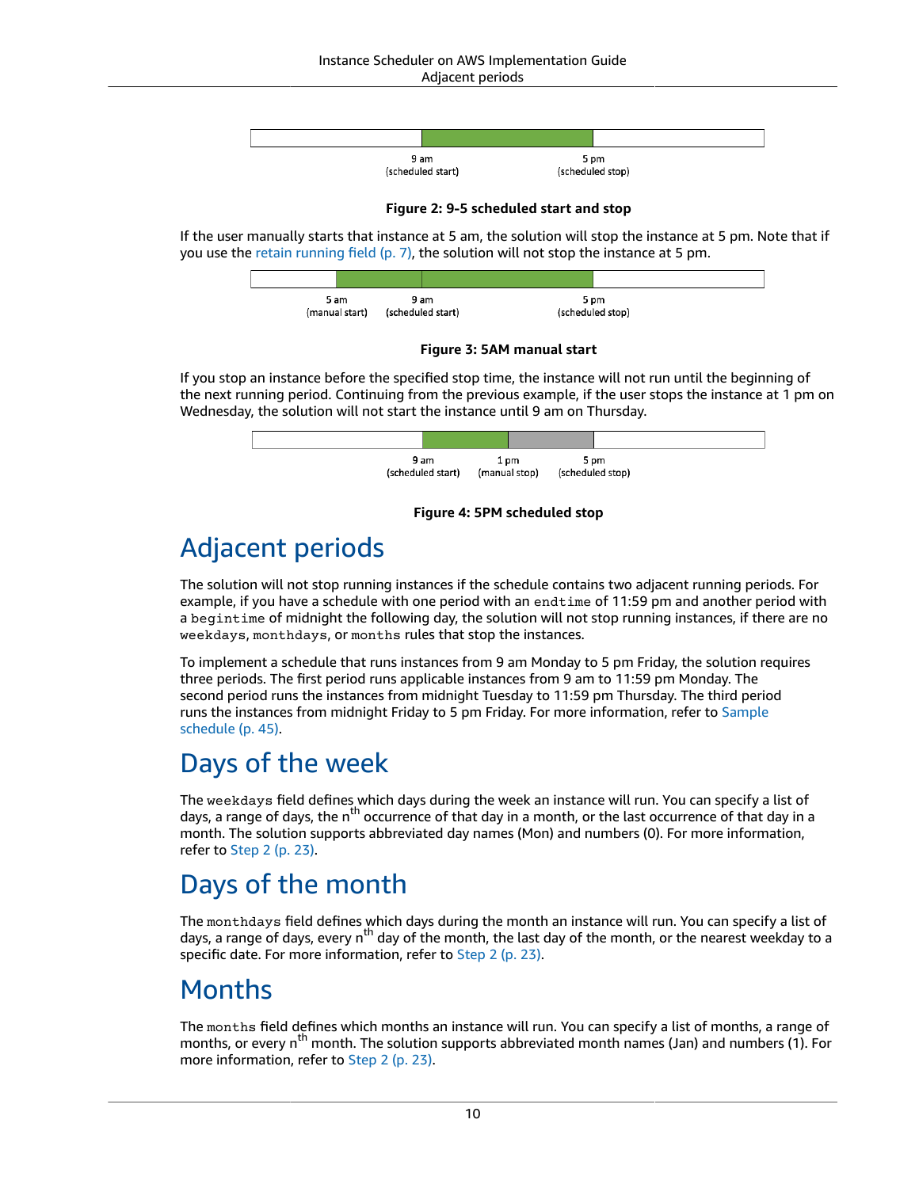9 am (scheduled start) 5 pm (scheduled stop)

**Figure 2: 9-5 scheduled start and stop**

If the user manually starts that instance at 5 am, the solution will stop the instance at 5 pm. Note that if you use the retain running field (p. 7), the solution will not stop the instance at 5 pm.

5 am (manual start) 9 am (scheduled start) 5 pm (scheduled stop)

**Figure 3: 5AM manual start**

If you stop an instance before the specified stop time, the instance will not run until the beginning of the next running period. Continuing from the previous example, if the user stops the instance at 1 pm on Wednesday, the solution will not start the instance until 9 am on Thursday.

9 am (scheduled start) 1 pm (manual stop) 5 pm (scheduled stop)

**Figure 4: 5PM scheduled stop**

# Adjacent periods

The solution will not stop running instances if the schedule contains two adjacent running periods. For example, if you have a schedule with one period with an `endtime` of 11:59 pm and another period with a `begintime` of midnight the following day, the solution will not stop running instances, if there are no `weekdays`, `monthdays`, or `months` rules that stop the instances.

To implement a schedule that runs instances from 9 am Monday to 5 pm Friday, the solution requires three periods. The first period runs applicable instances from 9 am to 11:59 pm Monday. The second period runs the instances from midnight Tuesday to 11:59 pm Thursday. The third period runs the instances from midnight Friday to 5 pm Friday. For more information, refer to Sample schedule (p. 45).

# Days of the week

The `weekdays` field defines which days during the week an instance will run. You can specify a list of days, a range of days, the $n^{th}$ occurrence of that day in a month, or the last occurrence of that day in a month. The solution supports abbreviated day names (Mon) and numbers (0). For more information, refer to Step 2 (p. 23).

# Days of the month

The `monthdays` field defines which days during the month an instance will run. You can specify a list of days, a range of days, every $n^{th}$ day of the month, the last day of the month, or the nearest weekday to a specific date. For more information, refer to Step 2 (p. 23).

# Months

The `months` field defines which months an instance will run. You can specify a list of months, a range of months, or every $n^{th}$ month. The solution supports abbreviated month names (Jan) and numbers (1). For more information, refer to Step 2 (p. 23).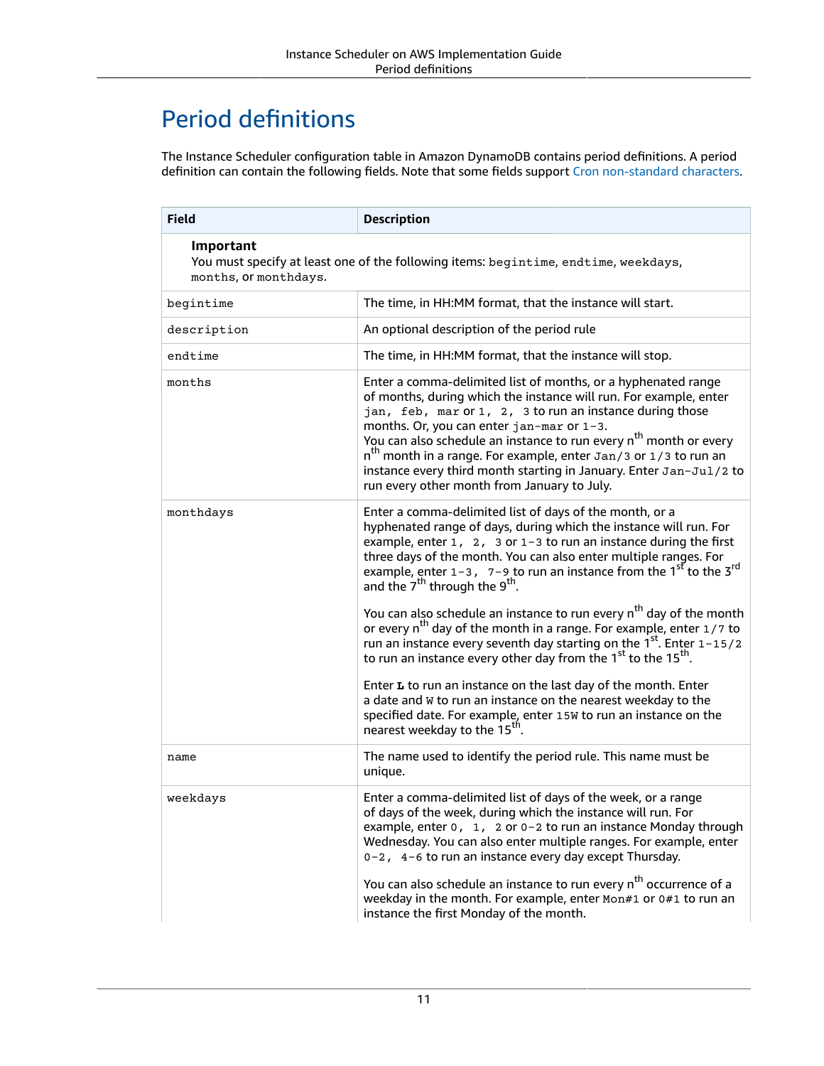# Period definitions

The Instance Scheduler configuration table in Amazon DynamoDB contains period definitions. A period definition can contain the following fields. Note that some fields support Cron non-standard characters.

| Field | Description |
| --- | --- |
| **Important**<br>You must specify at least one of the following items: `begintime`, `endtime`, `weekdays`, `months`, or `monthdays`. | |
| `begintime` | The time, in HH:MM format, that the instance will start. |
| `description` | An optional description of the period rule |
| `endtime` | The time, in HH:MM format, that the instance will stop. |
| `months` | Enter a comma-delimited list of months, or a hyphenated range of months, during which the instance will run. For example, enter `jan, feb, mar` or `1, 2, 3` to run an instance during those months. Or, you can enter `jan-mar` or `1-3`.<br>You can also schedule an instance to run every n$^{th}$ month or every n$^{th}$ month in a range. For example, enter `Jan/3` or `1/3` to run an instance every third month starting in January. Enter `Jan-Jul/2` to run every other month from January to July. |
| `monthdays` | Enter a comma-delimited list of days of the month, or a hyphenated range of days, during which the instance will run. For example, enter `1, 2, 3` or `1-3` to run an instance during the first three days of the month. You can also enter multiple ranges. For example, enter `1-3, 7-9` to run an instance from the 1$^{st}$ to the 3$^{rd}$ and the 7$^{th}$ through the 9$^{th}$.<br><br>You can also schedule an instance to run every n$^{th}$ day of the month or every n$^{th}$ day of the month in a range. For example, enter `1/7` to run an instance every seventh day starting on the 1$^{st}$. Enter `1-15/2` to run an instance every other day from the 1$^{st}$ to the 15$^{th}$.<br><br>Enter **`L`** to run an instance on the last day of the month. Enter a date and `W` to run an instance on the nearest weekday to the specified date. For example, enter `15W` to run an instance on the nearest weekday to the 15$^{th}$. |
| `name` | The name used to identify the period rule. This name must be unique. |
| `weekdays` | Enter a comma-delimited list of days of the week, or a range of days of the week, during which the instance will run. For example, enter `0, 1, 2` or `0-2` to run an instance Monday through Wednesday. You can also enter multiple ranges. For example, enter `0-2, 4-6` to run an instance every day except Thursday.<br><br>You can also schedule an instance to run every n$^{th}$ occurrence of a weekday in the month. For example, enter `Mon#1` or `0#1` to run an instance the first Monday of the month. |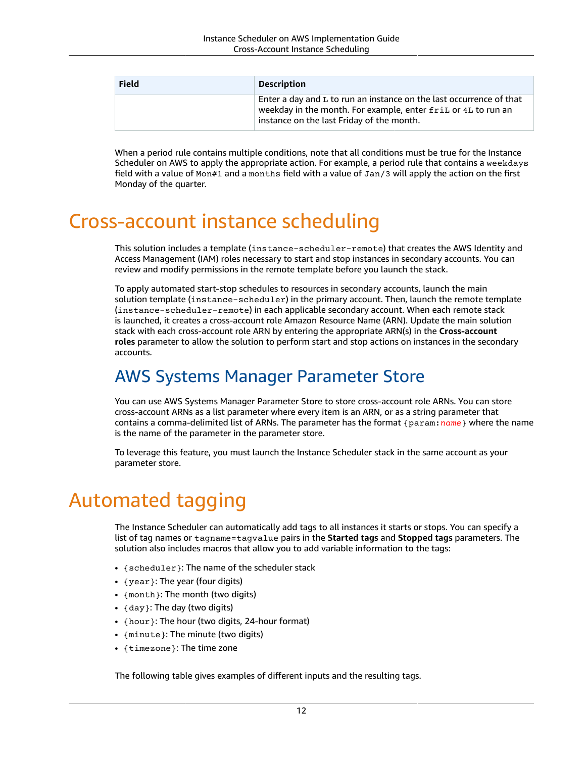| Field | Description |
| --- | --- |
| | Enter a day and `L` to run an instance on the last occurrence of that weekday in the month. For example, enter `friL` or `4L` to run an instance on the last Friday of the month. |

When a period rule contains multiple conditions, note that all conditions must be true for the Instance Scheduler on AWS to apply the appropriate action. For example, a period rule that contains a `weekdays` field with a value of `Mon#1` and a `months` field with a value of `Jan/3` will apply the action on the first Monday of the quarter.

# Cross-account instance scheduling

This solution includes a template (`instance-scheduler-remote`) that creates the AWS Identity and Access Management (IAM) roles necessary to start and stop instances in secondary accounts. You can review and modify permissions in the remote template before you launch the stack.

To apply automated start-stop schedules to resources in secondary accounts, launch the main solution template (`instance-scheduler`) in the primary account. Then, launch the remote template (`instance-scheduler-remote`) in each applicable secondary account. When each remote stack is launched, it creates a cross-account role Amazon Resource Name (ARN). Update the main solution stack with each cross-account role ARN by entering the appropriate ARN(s) in the **Cross-account roles** parameter to allow the solution to perform start and stop actions on instances in the secondary accounts.

## AWS Systems Manager Parameter Store

You can use AWS Systems Manager Parameter Store to store cross-account role ARNs. You can store cross-account ARNs as a list parameter where every item is an ARN, or as a string parameter that contains a comma-delimited list of ARNs. The parameter has the format `{param:name}` where the name is the name of the parameter in the parameter store.

To leverage this feature, you must launch the Instance Scheduler stack in the same account as your parameter store.

# Automated tagging

The Instance Scheduler can automatically add tags to all instances it starts or stops. You can specify a list of tag names or `tagname=tagvalue` pairs in the **Started tags** and **Stopped tags** parameters. The solution also includes macros that allow you to add variable information to the tags:

- `{scheduler}`: The name of the scheduler stack
- `{year}`: The year (four digits)
- `{month}`: The month (two digits)
- `{day}`: The day (two digits)
- `{hour}`: The hour (two digits, 24-hour format)
- `{minute}`: The minute (two digits)
- `{timezone}`: The time zone

The following table gives examples of different inputs and the resulting tags.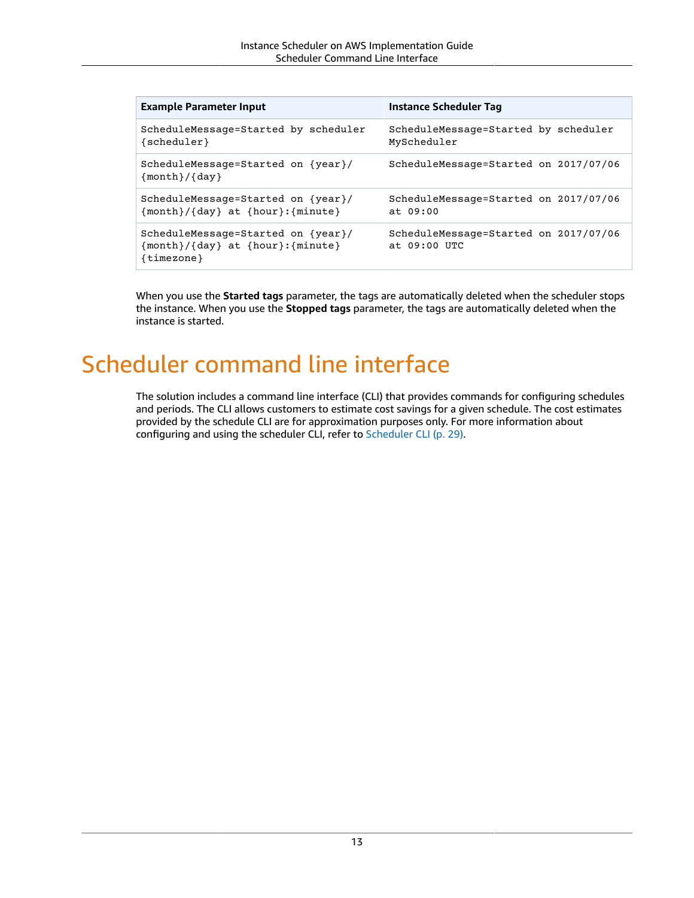| Example Parameter Input | Instance Scheduler Tag |
| --- | --- |
| `ScheduleMessage=Started by scheduler {scheduler}` | `ScheduleMessage=Started by scheduler MyScheduler` |
| `ScheduleMessage=Started on {year}/{month}/{day}` | `ScheduleMessage=Started on 2017/07/06` |
| `ScheduleMessage=Started on {year}/{month}/{day} at {hour}:{minute}` | `ScheduleMessage=Started on 2017/07/06 at 09:00` |
| `ScheduleMessage=Started on {year}/{month}/{day} at {hour}:{minute} {timezone}` | `ScheduleMessage=Started on 2017/07/06 at 09:00 UTC` |

When you use the **Started tags** parameter, the tags are automatically deleted when the scheduler stops the instance. When you use the **Stopped tags** parameter, the tags are automatically deleted when the instance is started.

# Scheduler command line interface

The solution includes a command line interface (CLI) that provides commands for configuring schedules and periods. The CLI allows customers to estimate cost savings for a given schedule. The cost estimates provided by the schedule CLI are for approximation purposes only. For more information about configuring and using the scheduler CLI, refer to Scheduler CLI (p. 29).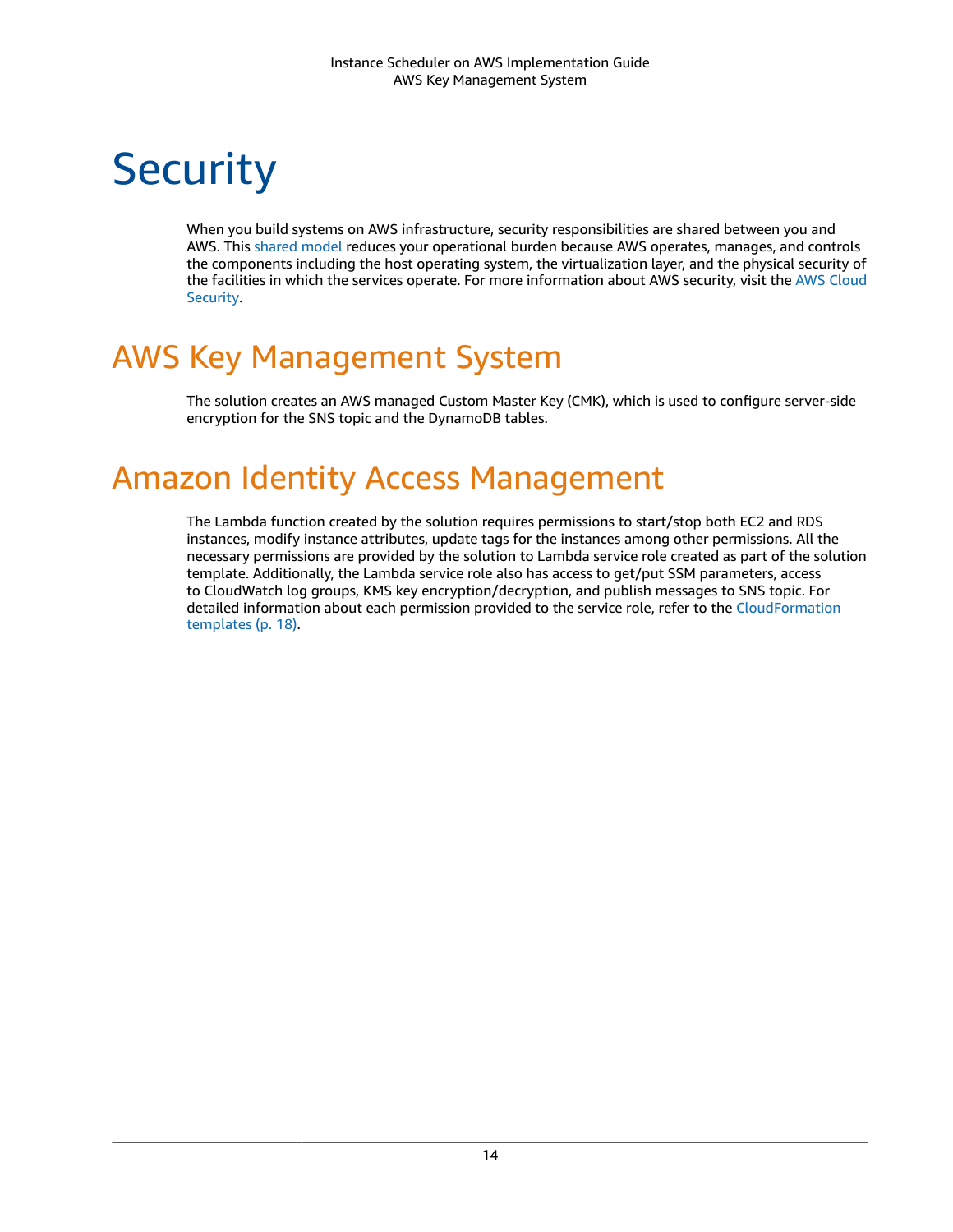# Security

When you build systems on AWS infrastructure, security responsibilities are shared between you and AWS. This shared model reduces your operational burden because AWS operates, manages, and controls the components including the host operating system, the virtualization layer, and the physical security of the facilities in which the services operate. For more information about AWS security, visit the AWS Cloud Security.

## AWS Key Management System

The solution creates an AWS managed Custom Master Key (CMK), which is used to configure server-side encryption for the SNS topic and the DynamoDB tables.

## Amazon Identity Access Management

The Lambda function created by the solution requires permissions to start/stop both EC2 and RDS instances, modify instance attributes, update tags for the instances among other permissions. All the necessary permissions are provided by the solution to Lambda service role created as part of the solution template. Additionally, the Lambda service role also has access to get/put SSM parameters, access to CloudWatch log groups, KMS key encryption/decryption, and publish messages to SNS topic. For detailed information about each permission provided to the service role, refer to the CloudFormation templates (p. 18).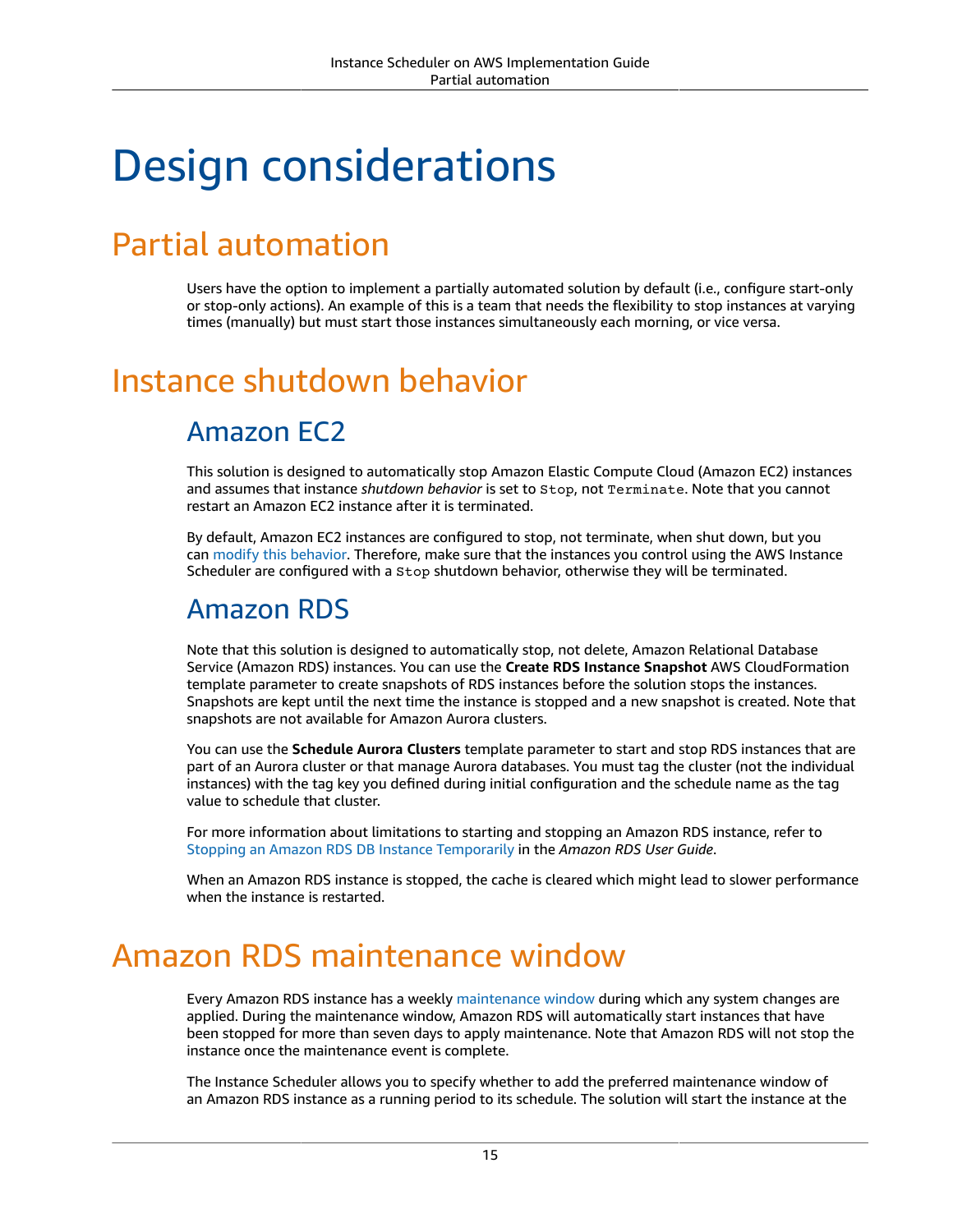# Design considerations

## Partial automation

Users have the option to implement a partially automated solution by default (i.e., configure start-only or stop-only actions). An example of this is a team that needs the flexibility to stop instances at varying times (manually) but must start those instances simultaneously each morning, or vice versa.

## Instance shutdown behavior

### Amazon EC2

This solution is designed to automatically stop Amazon Elastic Compute Cloud (Amazon EC2) instances and assumes that instance *shutdown behavior* is set to `Stop`, not `Terminate`. Note that you cannot restart an Amazon EC2 instance after it is terminated.

By default, Amazon EC2 instances are configured to stop, not terminate, when shut down, but you can modify this behavior. Therefore, make sure that the instances you control using the AWS Instance Scheduler are configured with a `Stop` shutdown behavior, otherwise they will be terminated.

### Amazon RDS

Note that this solution is designed to automatically stop, not delete, Amazon Relational Database Service (Amazon RDS) instances. You can use the **Create RDS Instance Snapshot** AWS CloudFormation template parameter to create snapshots of RDS instances before the solution stops the instances. Snapshots are kept until the next time the instance is stopped and a new snapshot is created. Note that snapshots are not available for Amazon Aurora clusters.

You can use the **Schedule Aurora Clusters** template parameter to start and stop RDS instances that are part of an Aurora cluster or that manage Aurora databases. You must tag the cluster (not the individual instances) with the tag key you defined during initial configuration and the schedule name as the tag value to schedule that cluster.

For more information about limitations to starting and stopping an Amazon RDS instance, refer to Stopping an Amazon RDS DB Instance Temporarily in the *Amazon RDS User Guide*.

When an Amazon RDS instance is stopped, the cache is cleared which might lead to slower performance when the instance is restarted.

## Amazon RDS maintenance window

Every Amazon RDS instance has a weekly maintenance window during which any system changes are applied. During the maintenance window, Amazon RDS will automatically start instances that have been stopped for more than seven days to apply maintenance. Note that Amazon RDS will not stop the instance once the maintenance event is complete.

The Instance Scheduler allows you to specify whether to add the preferred maintenance window of an Amazon RDS instance as a running period to its schedule. The solution will start the instance at the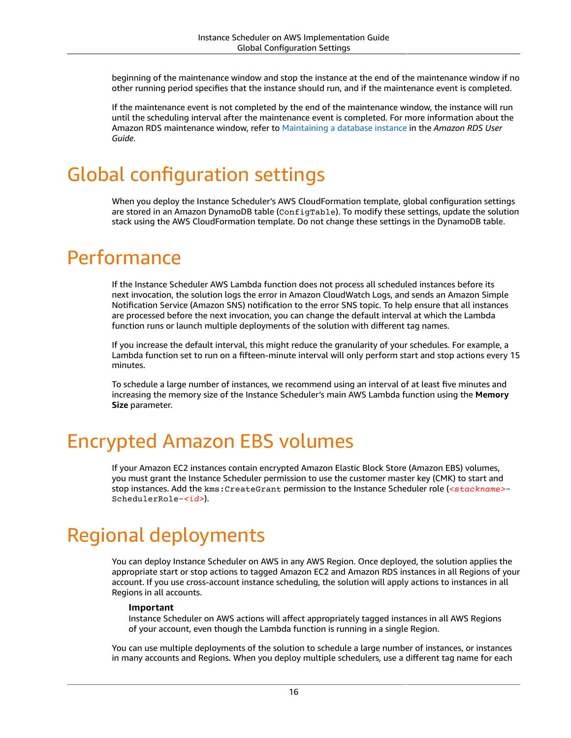beginning of the maintenance window and stop the instance at the end of the maintenance window if no other running period specifies that the instance should run, and if the maintenance event is completed.

If the maintenance event is not completed by the end of the maintenance window, the instance will run until the scheduling interval after the maintenance event is completed. For more information about the Amazon RDS maintenance window, refer to Maintaining a database instance in the *Amazon RDS User Guide*.

# Global configuration settings

When you deploy the Instance Scheduler's AWS CloudFormation template, global configuration settings are stored in an Amazon DynamoDB table (`ConfigTable`). To modify these settings, update the solution stack using the AWS CloudFormation template. Do not change these settings in the DynamoDB table.

# Performance

If the Instance Scheduler AWS Lambda function does not process all scheduled instances before its next invocation, the solution logs the error in Amazon CloudWatch Logs, and sends an Amazon Simple Notification Service (Amazon SNS) notification to the error SNS topic. To help ensure that all instances are processed before the next invocation, you can change the default interval at which the Lambda function runs or launch multiple deployments of the solution with different tag names.

If you increase the default interval, this might reduce the granularity of your schedules. For example, a Lambda function set to run on a fifteen-minute interval will only perform start and stop actions every 15 minutes.

To schedule a large number of instances, we recommend using an interval of at least five minutes and increasing the memory size of the Instance Scheduler's main AWS Lambda function using the **Memory Size** parameter.

# Encrypted Amazon EBS volumes

If your Amazon EC2 instances contain encrypted Amazon Elastic Block Store (Amazon EBS) volumes, you must grant the Instance Scheduler permission to use the customer master key (CMK) to start and stop instances. Add the `kms:CreateGrant` permission to the Instance Scheduler role (`<stackname>-SchedulerRole-<id>`).

# Regional deployments

You can deploy Instance Scheduler on AWS in any AWS Region. Once deployed, the solution applies the appropriate start or stop actions to tagged Amazon EC2 and Amazon RDS instances in all Regions of your account. If you use cross-account instance scheduling, the solution will apply actions to instances in all Regions in all accounts.

> **Important**
> Instance Scheduler on AWS actions will affect appropriately tagged instances in all AWS Regions of your account, even though the Lambda function is running in a single Region.

You can use multiple deployments of the solution to schedule a large number of instances, or instances in many accounts and Regions. When you deploy multiple schedulers, use a different tag name for each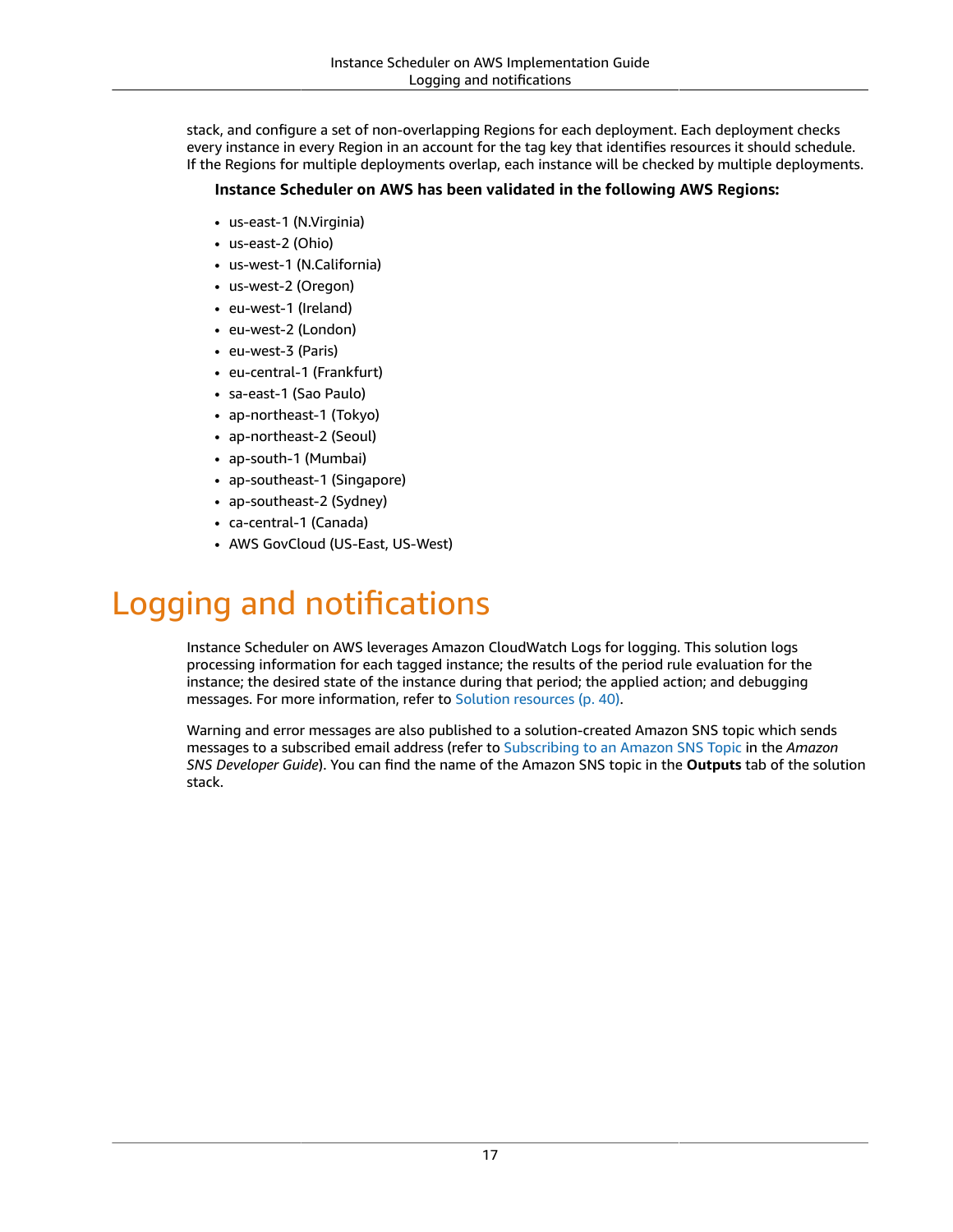stack, and configure a set of non-overlapping Regions for each deployment. Each deployment checks every instance in every Region in an account for the tag key that identifies resources it should schedule. If the Regions for multiple deployments overlap, each instance will be checked by multiple deployments.

**Instance Scheduler on AWS has been validated in the following AWS Regions:**

- us-east-1 (N.Virginia)
- us-east-2 (Ohio)
- us-west-1 (N.California)
- us-west-2 (Oregon)
- eu-west-1 (Ireland)
- eu-west-2 (London)
- eu-west-3 (Paris)
- eu-central-1 (Frankfurt)
- sa-east-1 (Sao Paulo)
- ap-northeast-1 (Tokyo)
- ap-northeast-2 (Seoul)
- ap-south-1 (Mumbai)
- ap-southeast-1 (Singapore)
- ap-southeast-2 (Sydney)
- ca-central-1 (Canada)
- AWS GovCloud (US-East, US-West)

# Logging and notifications

Instance Scheduler on AWS leverages Amazon CloudWatch Logs for logging. This solution logs processing information for each tagged instance; the results of the period rule evaluation for the instance; the desired state of the instance during that period; the applied action; and debugging messages. For more information, refer to Solution resources (p. 40).

Warning and error messages are also published to a solution-created Amazon SNS topic which sends messages to a subscribed email address (refer to Subscribing to an Amazon SNS Topic in the *Amazon SNS Developer Guide*). You can find the name of the Amazon SNS topic in the **Outputs** tab of the solution stack.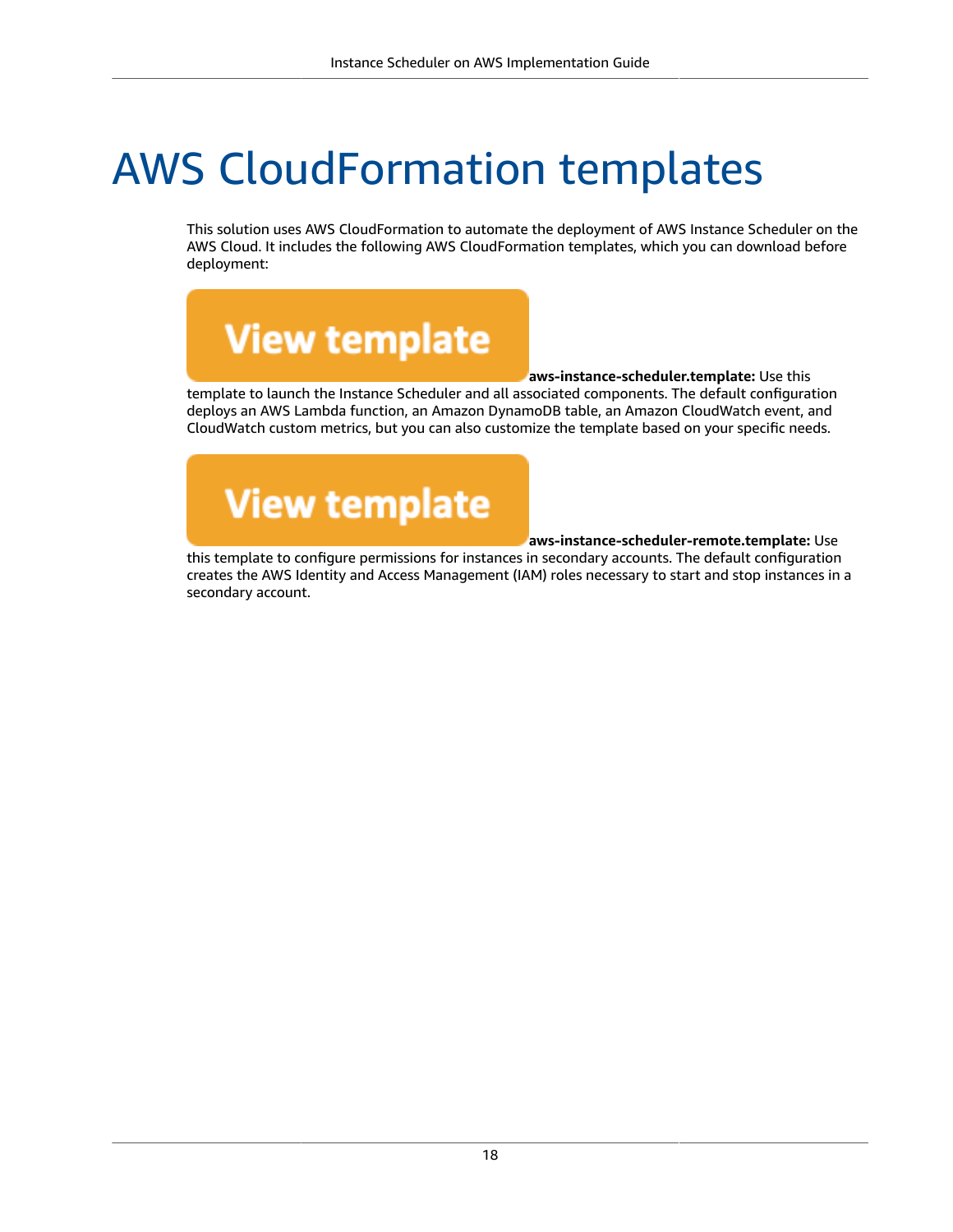# AWS CloudFormation templates

This solution uses AWS CloudFormation to automate the deployment of AWS Instance Scheduler on the AWS Cloud. It includes the following AWS CloudFormation templates, which you can download before deployment:

View template **aws-instance-scheduler.template:** Use this template to launch the Instance Scheduler and all associated components. The default configuration deploys an AWS Lambda function, an Amazon DynamoDB table, an Amazon CloudWatch event, and CloudWatch custom metrics, but you can also customize the template based on your specific needs.

View template **aws-instance-scheduler-remote.template:** Use this template to configure permissions for instances in secondary accounts. The default configuration creates the AWS Identity and Access Management (IAM) roles necessary to start and stop instances in a secondary account.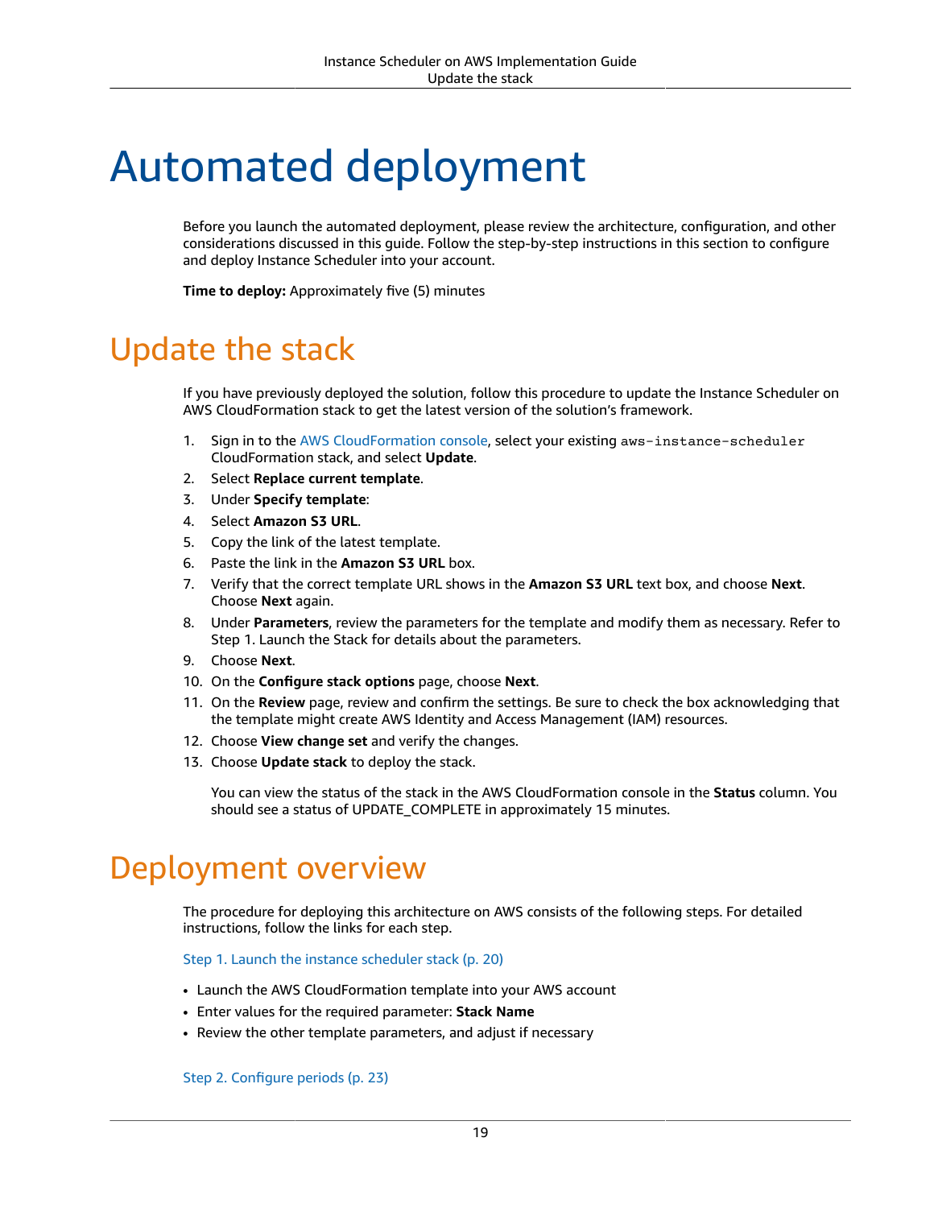# Automated deployment

Before you launch the automated deployment, please review the architecture, configuration, and other considerations discussed in this guide. Follow the step-by-step instructions in this section to configure and deploy Instance Scheduler into your account.

**Time to deploy:** Approximately five (5) minutes

## Update the stack

If you have previously deployed the solution, follow this procedure to update the Instance Scheduler on AWS CloudFormation stack to get the latest version of the solution's framework.

1. Sign in to the AWS CloudFormation console, select your existing `aws-instance-scheduler` CloudFormation stack, and select **Update**.
2. Select **Replace current template**.
3. Under **Specify template**:
4. Select **Amazon S3 URL**.
5. Copy the link of the latest template.
6. Paste the link in the **Amazon S3 URL** box.
7. Verify that the correct template URL shows in the **Amazon S3 URL** text box, and choose **Next**. Choose **Next** again.
8. Under **Parameters**, review the parameters for the template and modify them as necessary. Refer to Step 1. Launch the Stack for details about the parameters.
9. Choose **Next**.
10. On the **Configure stack options** page, choose **Next**.
11. On the **Review** page, review and confirm the settings. Be sure to check the box acknowledging that the template might create AWS Identity and Access Management (IAM) resources.
12. Choose **View change set** and verify the changes.
13. Choose **Update stack** to deploy the stack.

    You can view the status of the stack in the AWS CloudFormation console in the **Status** column. You should see a status of UPDATE_COMPLETE in approximately 15 minutes.

## Deployment overview

The procedure for deploying this architecture on AWS consists of the following steps. For detailed instructions, follow the links for each step.

Step 1. Launch the instance scheduler stack (p. 20)

- Launch the AWS CloudFormation template into your AWS account
- Enter values for the required parameter: **Stack Name**
- Review the other template parameters, and adjust if necessary

Step 2. Configure periods (p. 23)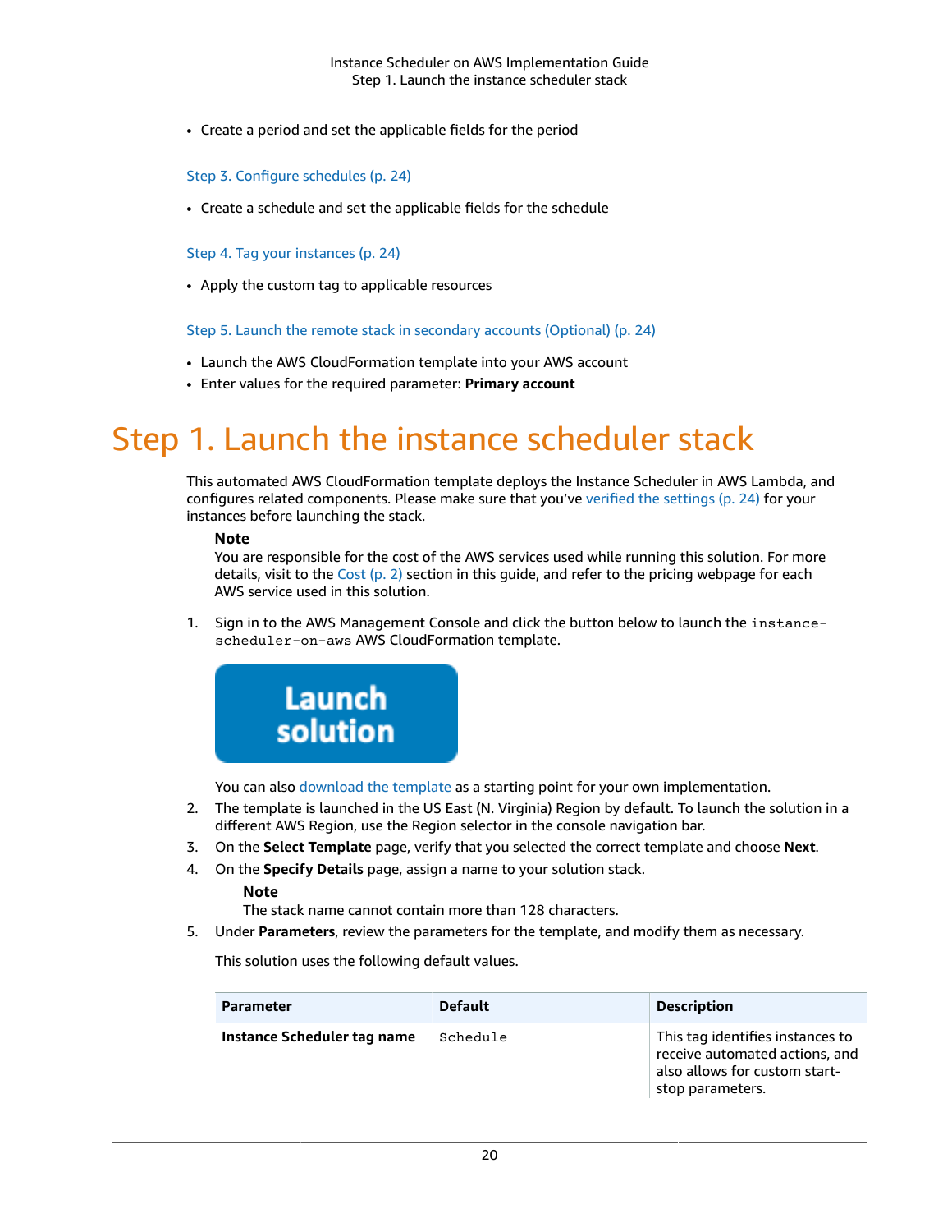- Create a period and set the applicable fields for the period

Step 3. Configure schedules (p. 24)

- Create a schedule and set the applicable fields for the schedule

Step 4. Tag your instances (p. 24)

- Apply the custom tag to applicable resources

Step 5. Launch the remote stack in secondary accounts (Optional) (p. 24)

- Launch the AWS CloudFormation template into your AWS account
- Enter values for the required parameter: **Primary account**

# Step 1. Launch the instance scheduler stack

This automated AWS CloudFormation template deploys the Instance Scheduler in AWS Lambda, and configures related components. Please make sure that you've verified the settings (p. 24) for your instances before launching the stack.

> **Note**
> You are responsible for the cost of the AWS services used while running this solution. For more details, visit to the Cost (p. 2) section in this guide, and refer to the pricing webpage for each AWS service used in this solution.

1. Sign in to the AWS Management Console and click the button below to launch the `instance-scheduler-on-aws` AWS CloudFormation template.

   **Launch solution**

   You can also download the template as a starting point for your own implementation.
2. The template is launched in the US East (N. Virginia) Region by default. To launch the solution in a different AWS Region, use the Region selector in the console navigation bar.
3. On the **Select Template** page, verify that you selected the correct template and choose **Next**.
4. On the **Specify Details** page, assign a name to your solution stack.

   > **Note**
   > The stack name cannot contain more than 128 characters.
5. Under **Parameters**, review the parameters for the template, and modify them as necessary.

   This solution uses the following default values.

| Parameter | Default | Description |
| --- | --- | --- |
| **Instance Scheduler tag name** | `Schedule` | This tag identifies instances to receive automated actions, and also allows for custom start-stop parameters. |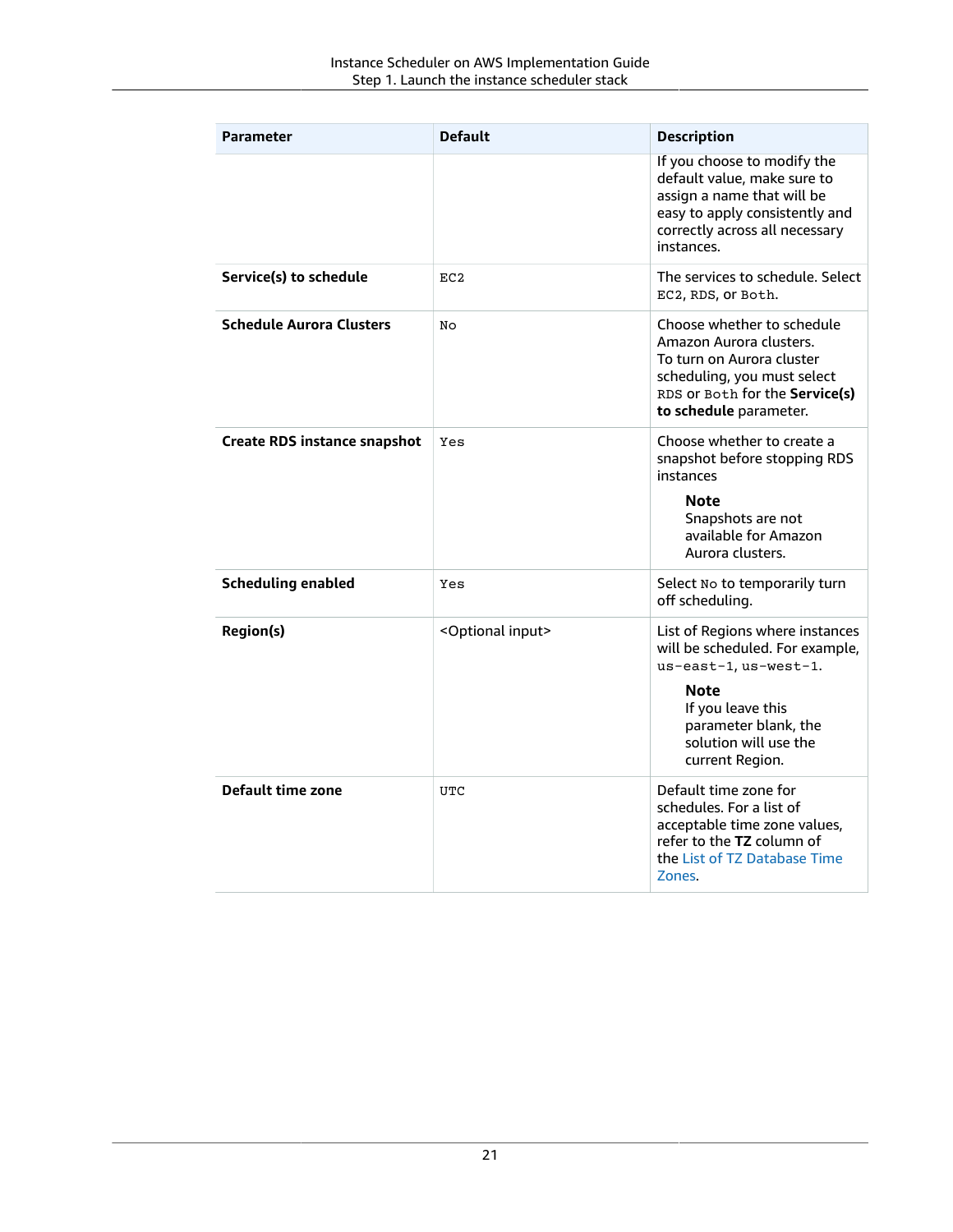| Parameter | Default | Description |
| --- | --- | --- |
| | | If you choose to modify the default value, make sure to assign a name that will be easy to apply consistently and correctly across all necessary instances. |
| **Service(s) to schedule** | `EC2` | The services to schedule. Select `EC2`, `RDS`, or `Both`. |
| **Schedule Aurora Clusters** | `No` | Choose whether to schedule Amazon Aurora clusters. To turn on Aurora cluster scheduling, you must select `RDS` or `Both` for the **Service(s) to schedule** parameter. |
| **Create RDS instance snapshot** | `Yes` | Choose whether to create a snapshot before stopping RDS instances<br><br>**Note**<br>Snapshots are not available for Amazon Aurora clusters. |
| **Scheduling enabled** | `Yes` | Select `No` to temporarily turn off scheduling. |
| **Region(s)** | <Optional input> | List of Regions where instances will be scheduled. For example, `us-east-1, us-west-1`.<br><br>**Note**<br>If you leave this parameter blank, the solution will use the current Region. |
| **Default time zone** | `UTC` | Default time zone for schedules. For a list of acceptable time zone values, refer to the **TZ** column of the List of TZ Database Time Zones. |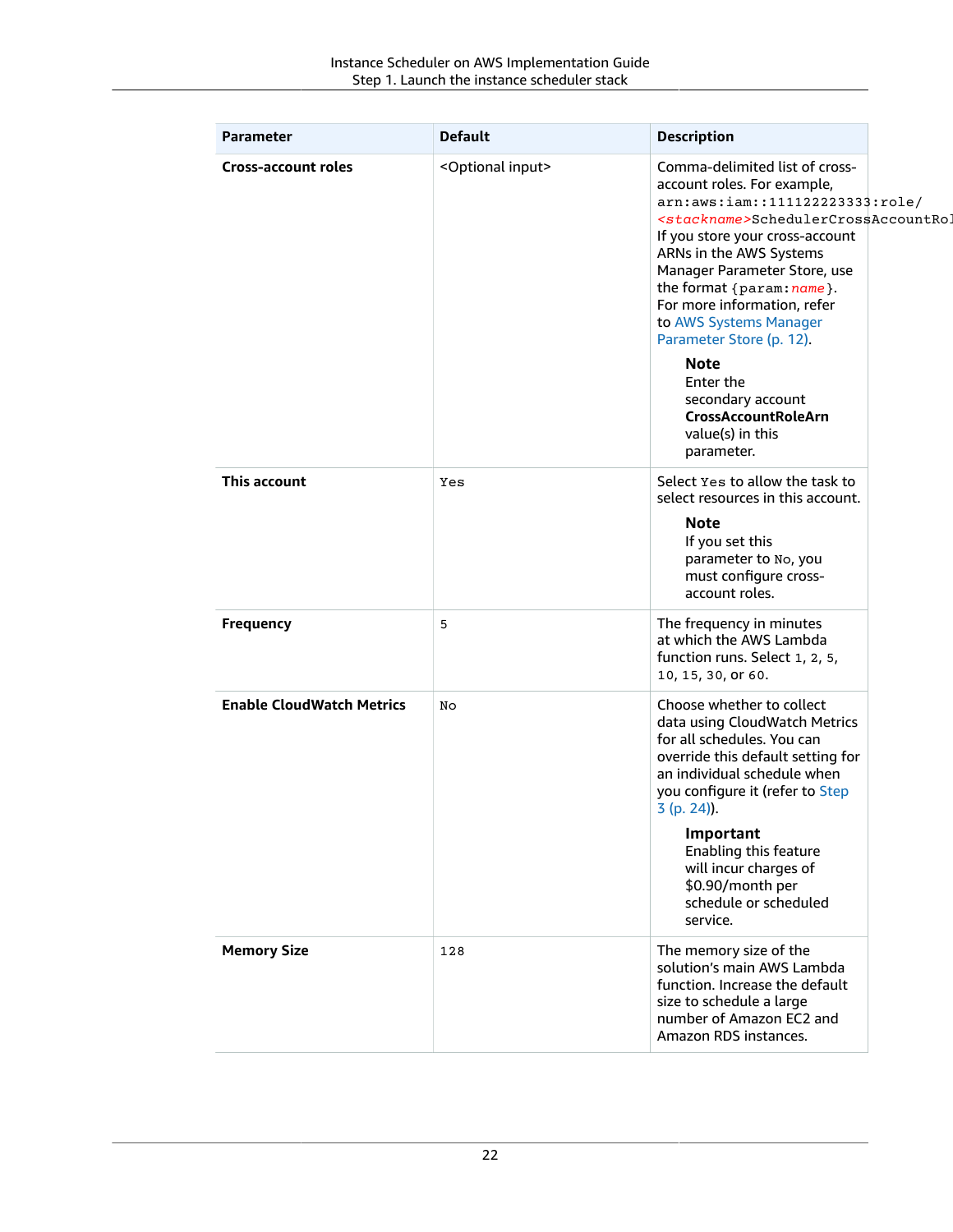| Parameter | Default | Description |
|---|---|---|
| **Cross-account roles** | <Optional input> | Comma-delimited list of cross-account roles. For example, `arn:aws:iam::111122223333:role/<stackname>SchedulerCrossAccountRol` If you store your cross-account ARNs in the AWS Systems Manager Parameter Store, use the format `{param:name}`. For more information, refer to AWS Systems Manager Parameter Store (p. 12). **Note** Enter the secondary account **CrossAccountRoleArn** value(s) in this parameter. |
| **This account** | `Yes` | Select `Yes` to allow the task to select resources in this account. **Note** If you set this parameter to `No`, you must configure cross-account roles. |
| **Frequency** | `5` | The frequency in minutes at which the AWS Lambda function runs. Select `1`, `2`, `5`, `10`, `15`, `30`, or `60`. |
| **Enable CloudWatch Metrics** | `No` | Choose whether to collect data using CloudWatch Metrics for all schedules. You can override this default setting for an individual schedule when you configure it (refer to Step 3 (p. 24)). **Important** Enabling this feature will incur charges of $0.90/month per schedule or scheduled service. |
| **Memory Size** | `128` | The memory size of the solution's main AWS Lambda function. Increase the default size to schedule a large number of Amazon EC2 and Amazon RDS instances. |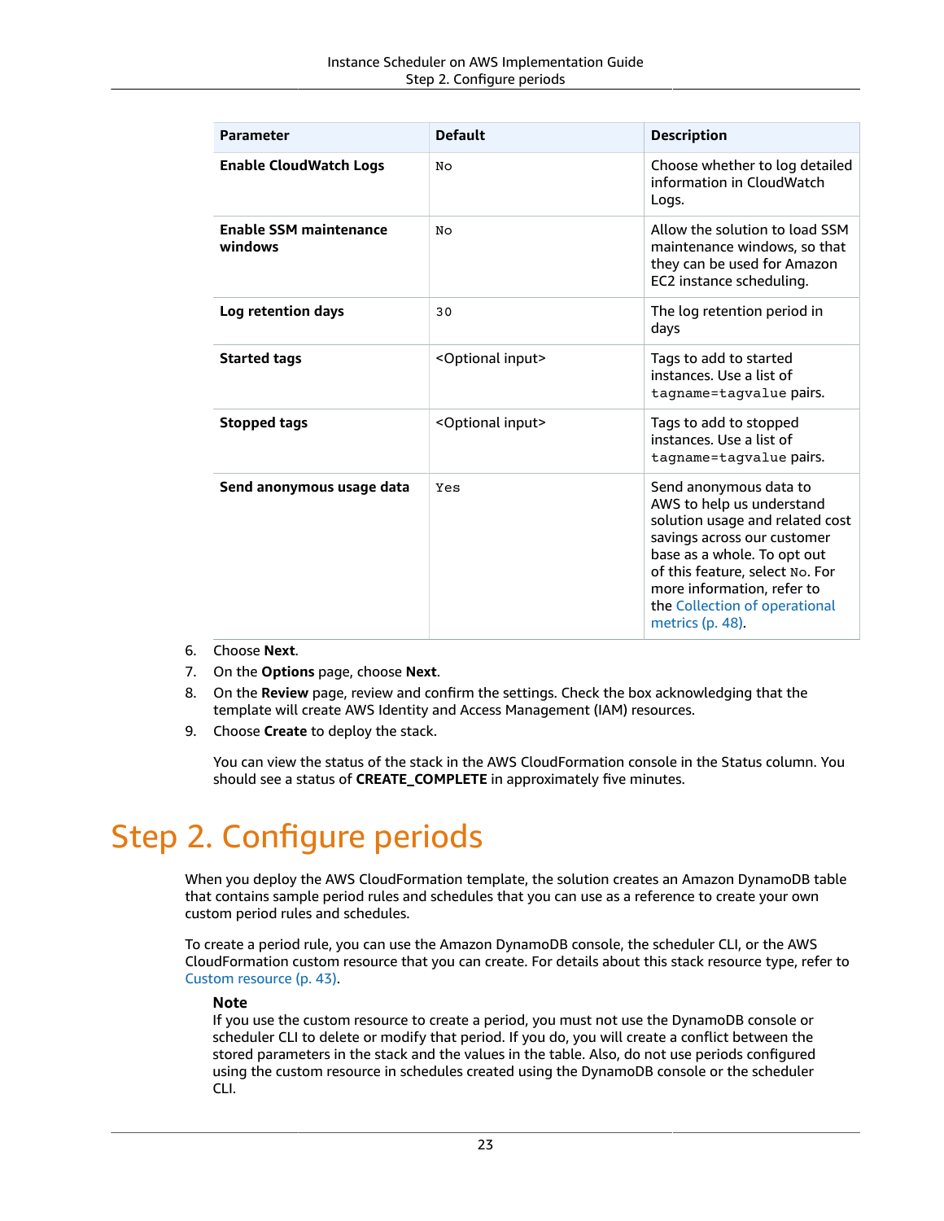| Parameter | Default | Description |
| --- | --- | --- |
| **Enable CloudWatch Logs** | `No` | Choose whether to log detailed information in CloudWatch Logs. |
| **Enable SSM maintenance windows** | `No` | Allow the solution to load SSM maintenance windows, so that they can be used for Amazon EC2 instance scheduling. |
| **Log retention days** | `30` | The log retention period in days |
| **Started tags** | <Optional input> | Tags to add to started instances. Use a list of `tagname=tagvalue` pairs. |
| **Stopped tags** | <Optional input> | Tags to add to stopped instances. Use a list of `tagname=tagvalue` pairs. |
| **Send anonymous usage data** | `Yes` | Send anonymous data to AWS to help us understand solution usage and related cost savings across our customer base as a whole. To opt out of this feature, select `No`. For more information, refer to the Collection of operational metrics (p. 48). |

6. Choose **Next**.
7. On the **Options** page, choose **Next**.
8. On the **Review** page, review and confirm the settings. Check the box acknowledging that the template will create AWS Identity and Access Management (IAM) resources.
9. Choose **Create** to deploy the stack.

   You can view the status of the stack in the AWS CloudFormation console in the Status column. You should see a status of **CREATE_COMPLETE** in approximately five minutes.

# Step 2. Configure periods

When you deploy the AWS CloudFormation template, the solution creates an Amazon DynamoDB table that contains sample period rules and schedules that you can use as a reference to create your own custom period rules and schedules.

To create a period rule, you can use the Amazon DynamoDB console, the scheduler CLI, or the AWS CloudFormation custom resource that you can create. For details about this stack resource type, refer to Custom resource (p. 43).

**Note**
If you use the custom resource to create a period, you must not use the DynamoDB console or scheduler CLI to delete or modify that period. If you do, you will create a conflict between the stored parameters in the stack and the values in the table. Also, do not use periods configured using the custom resource in schedules created using the DynamoDB console or the scheduler CLI.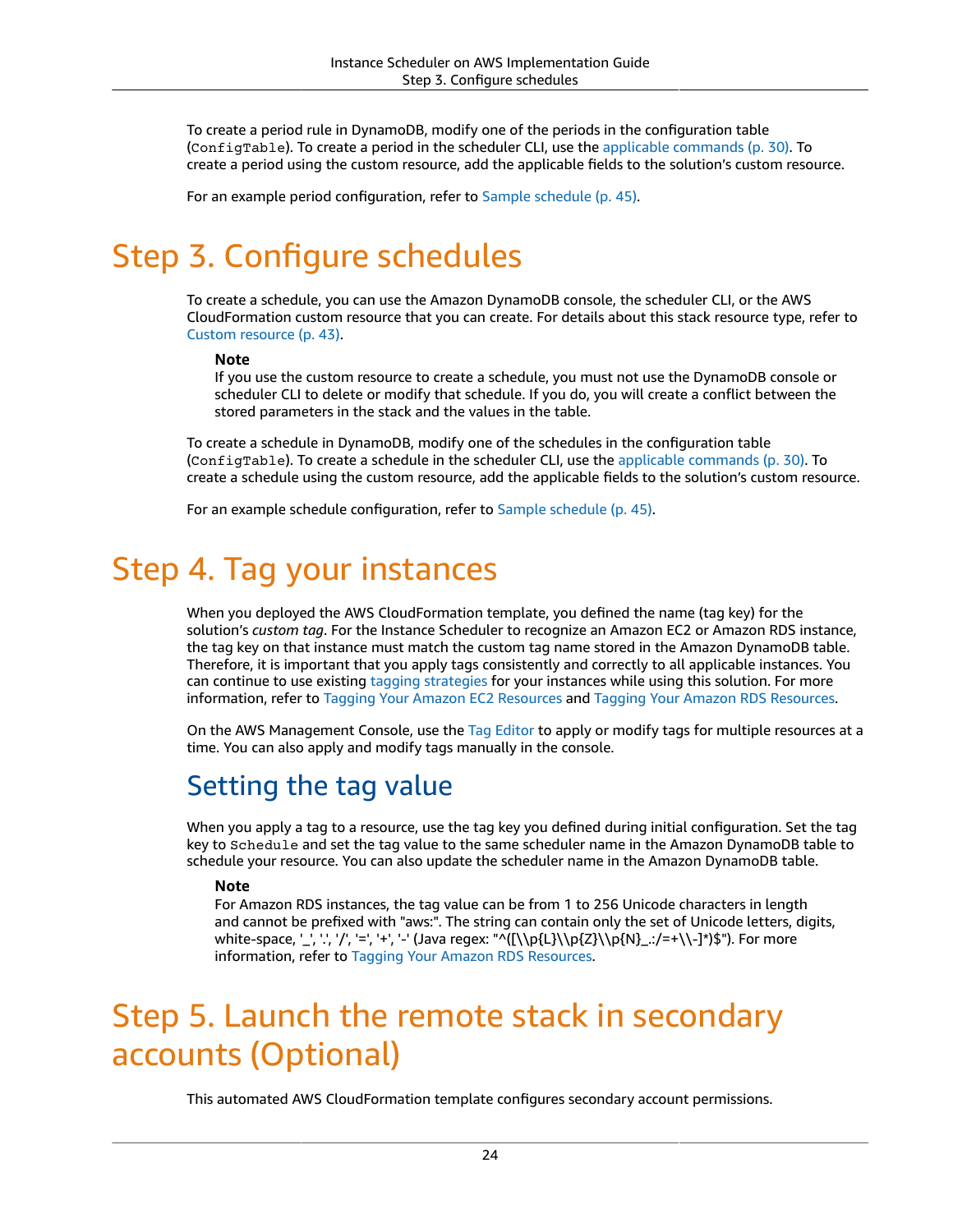To create a period rule in DynamoDB, modify one of the periods in the configuration table (`ConfigTable`). To create a period in the scheduler CLI, use the applicable commands (p. 30). To create a period using the custom resource, add the applicable fields to the solution's custom resource.

For an example period configuration, refer to Sample schedule (p. 45).

# Step 3. Configure schedules

To create a schedule, you can use the Amazon DynamoDB console, the scheduler CLI, or the AWS CloudFormation custom resource that you can create. For details about this stack resource type, refer to Custom resource (p. 43).

> **Note**
> If you use the custom resource to create a schedule, you must not use the DynamoDB console or scheduler CLI to delete or modify that schedule. If you do, you will create a conflict between the stored parameters in the stack and the values in the table.

To create a schedule in DynamoDB, modify one of the schedules in the configuration table (`ConfigTable`). To create a schedule in the scheduler CLI, use the applicable commands (p. 30). To create a schedule using the custom resource, add the applicable fields to the solution's custom resource.

For an example schedule configuration, refer to Sample schedule (p. 45).

# Step 4. Tag your instances

When you deployed the AWS CloudFormation template, you defined the name (tag key) for the solution's *custom tag*. For the Instance Scheduler to recognize an Amazon EC2 or Amazon RDS instance, the tag key on that instance must match the custom tag name stored in the Amazon DynamoDB table. Therefore, it is important that you apply tags consistently and correctly to all applicable instances. You can continue to use existing tagging strategies for your instances while using this solution. For more information, refer to Tagging Your Amazon EC2 Resources and Tagging Your Amazon RDS Resources.

On the AWS Management Console, use the Tag Editor to apply or modify tags for multiple resources at a time. You can also apply and modify tags manually in the console.

## Setting the tag value

When you apply a tag to a resource, use the tag key you defined during initial configuration. Set the tag key to `Schedule` and set the tag value to the same scheduler name in the Amazon DynamoDB table to schedule your resource. You can also update the scheduler name in the Amazon DynamoDB table.

> **Note**
> For Amazon RDS instances, the tag value can be from 1 to 256 Unicode characters in length and cannot be prefixed with "aws:". The string can contain only the set of Unicode letters, digits, white-space, '_', '.', '/', '=', '+', '-' (Java regex: "^([\\p{L}\\p{Z}\\p{N}_.:/=+\\-]*)$"). For more information, refer to Tagging Your Amazon RDS Resources.

# Step 5. Launch the remote stack in secondary accounts (Optional)

This automated AWS CloudFormation template configures secondary account permissions.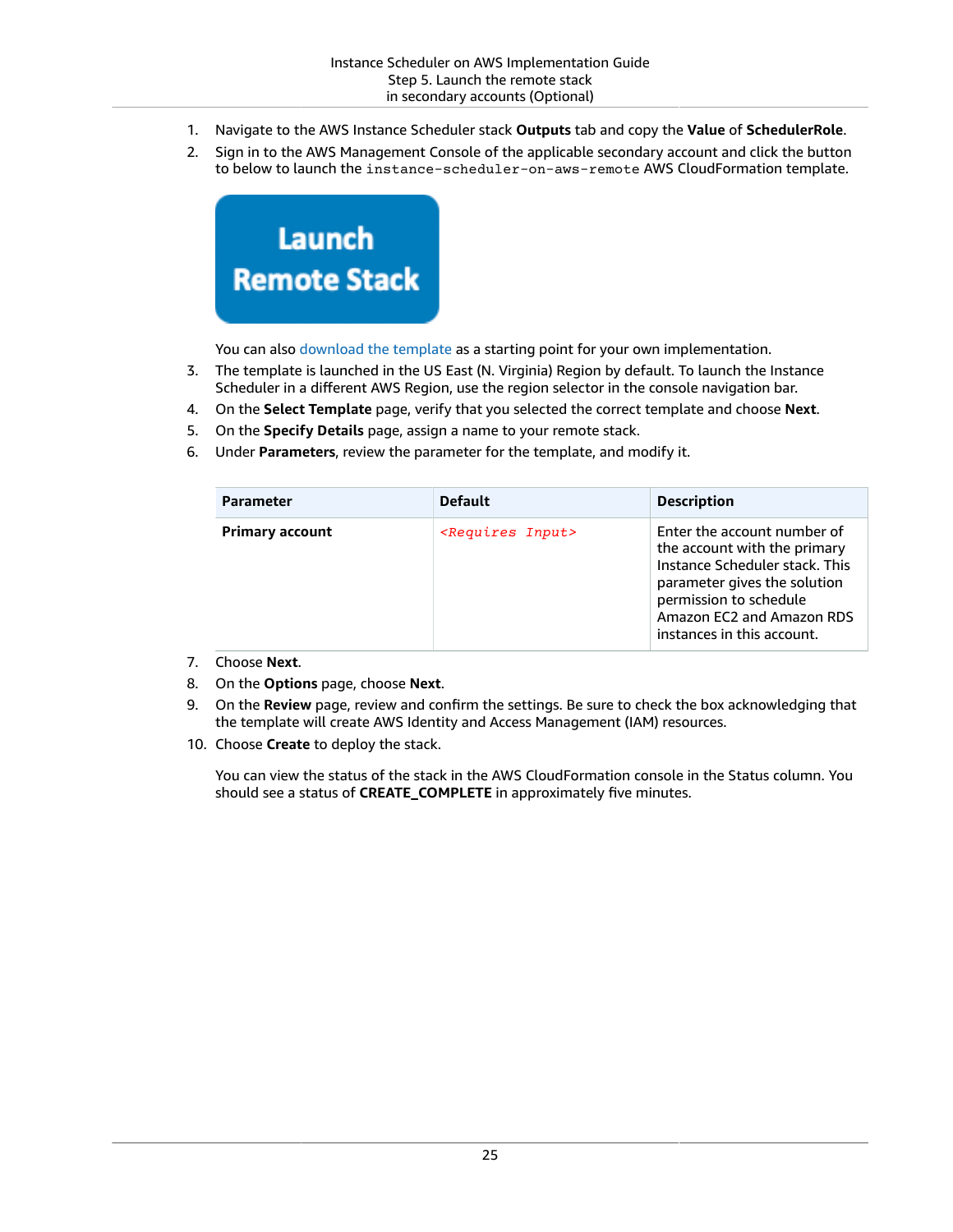1. Navigate to the AWS Instance Scheduler stack **Outputs** tab and copy the **Value** of **SchedulerRole**.
2. Sign in to the AWS Management Console of the applicable secondary account and click the button to below to launch the `instance-scheduler-on-aws-remote` AWS CloudFormation template.

   **Launch Remote Stack**

   You can also download the template as a starting point for your own implementation.
3. The template is launched in the US East (N. Virginia) Region by default. To launch the Instance Scheduler in a different AWS Region, use the region selector in the console navigation bar.
4. On the **Select Template** page, verify that you selected the correct template and choose **Next**.
5. On the **Specify Details** page, assign a name to your remote stack.
6. Under **Parameters**, review the parameter for the template, and modify it.

| Parameter | Default | Description |
| --- | --- | --- |
| **Primary account** | *<Requires Input>* | Enter the account number of the account with the primary Instance Scheduler stack. This parameter gives the solution permission to schedule Amazon EC2 and Amazon RDS instances in this account. |

7. Choose **Next**.
8. On the **Options** page, choose **Next**.
9. On the **Review** page, review and confirm the settings. Be sure to check the box acknowledging that the template will create AWS Identity and Access Management (IAM) resources.
10. Choose **Create** to deploy the stack.

    You can view the status of the stack in the AWS CloudFormation console in the Status column. You should see a status of **CREATE_COMPLETE** in approximately five minutes.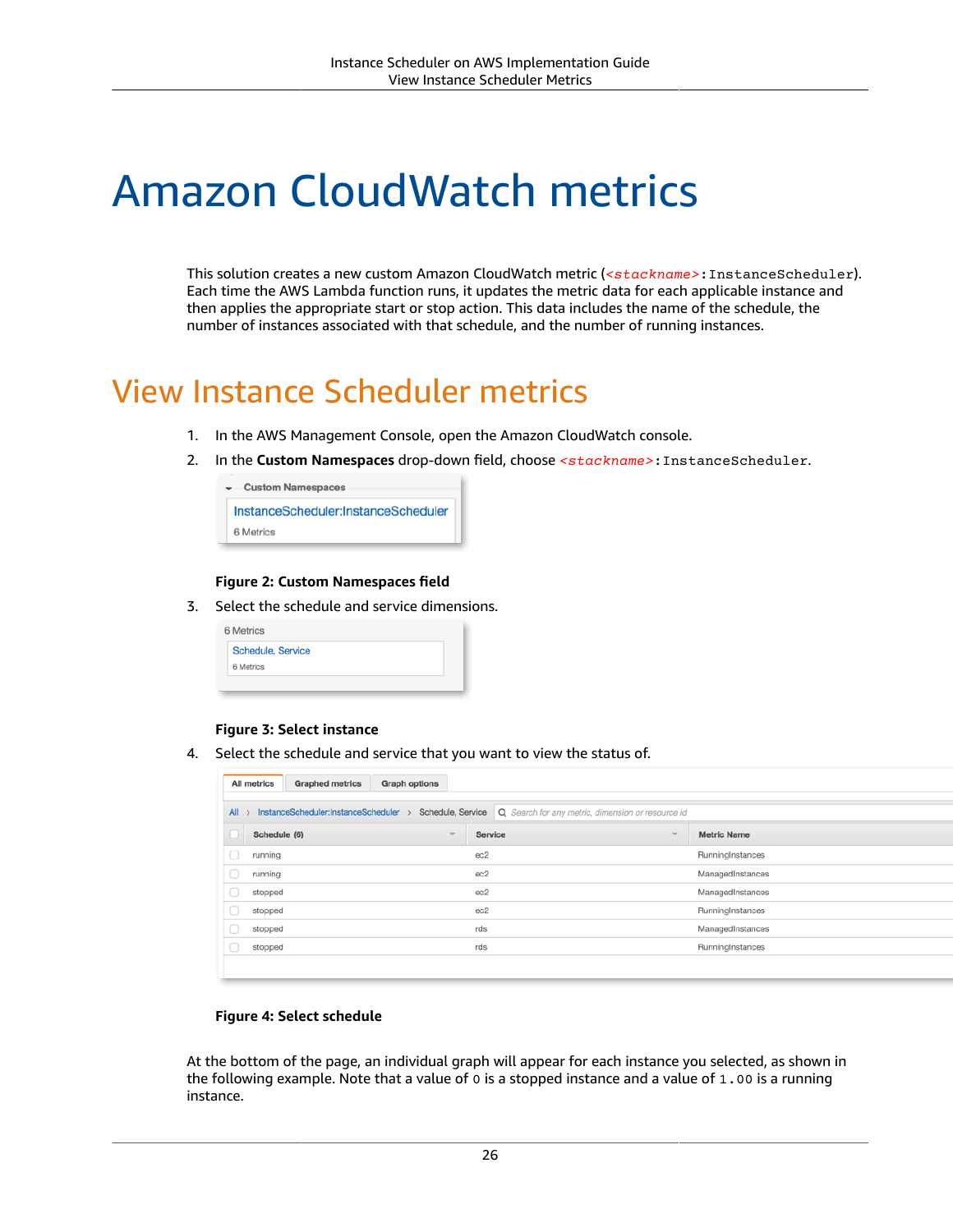# Amazon CloudWatch metrics

This solution creates a new custom Amazon CloudWatch metric (`<stackname>:InstanceScheduler`). Each time the AWS Lambda function runs, it updates the metric data for each applicable instance and then applies the appropriate start or stop action. This data includes the name of the schedule, the number of instances associated with that schedule, and the number of running instances.

## View Instance Scheduler metrics

1. In the AWS Management Console, open the Amazon CloudWatch console.
2. In the **Custom Namespaces** drop-down field, choose `<stackname>:InstanceScheduler`.

**Figure 2: Custom Namespaces field**

3. Select the schedule and service dimensions.

**Figure 3: Select instance**

4. Select the schedule and service that you want to view the status of.

**Figure 4: Select schedule**

At the bottom of the page, an individual graph will appear for each instance you selected, as shown in the following example. Note that a value of `0` is a stopped instance and a value of `1.00` is a running instance.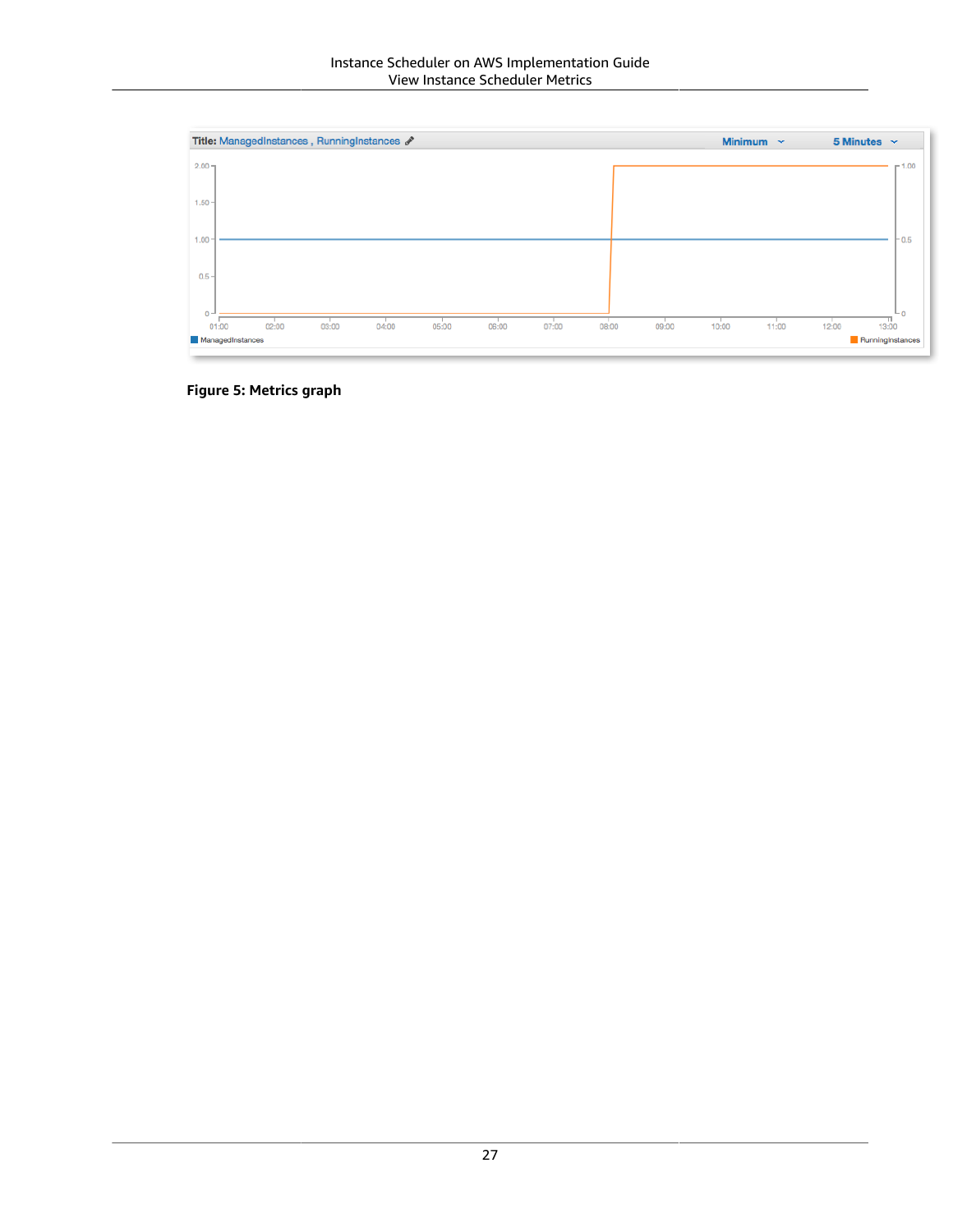**Figure 5: Metrics graph**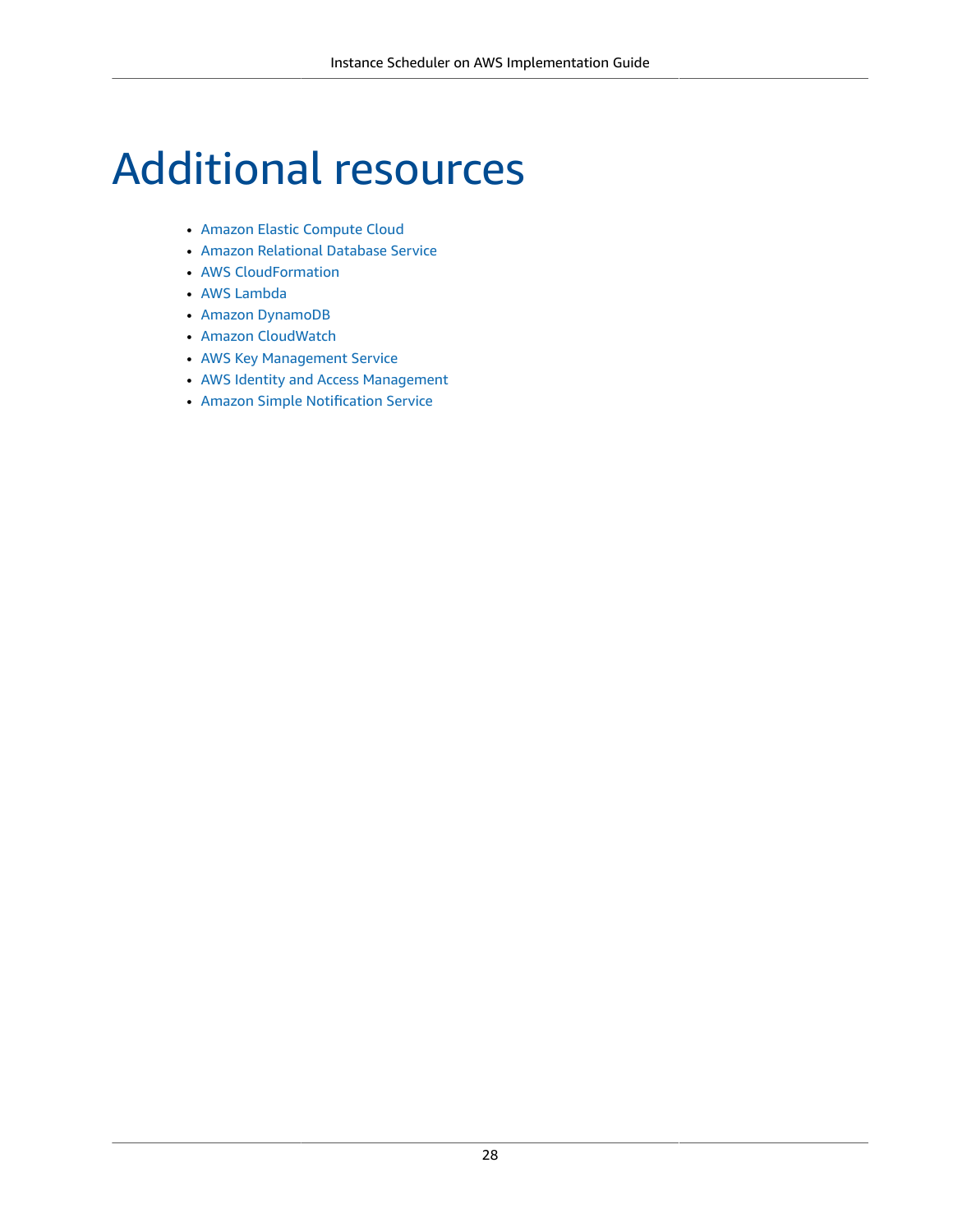# Additional resources

- Amazon Elastic Compute Cloud
- Amazon Relational Database Service
- AWS CloudFormation
- AWS Lambda
- Amazon DynamoDB
- Amazon CloudWatch
- AWS Key Management Service
- AWS Identity and Access Management
- Amazon Simple Notification Service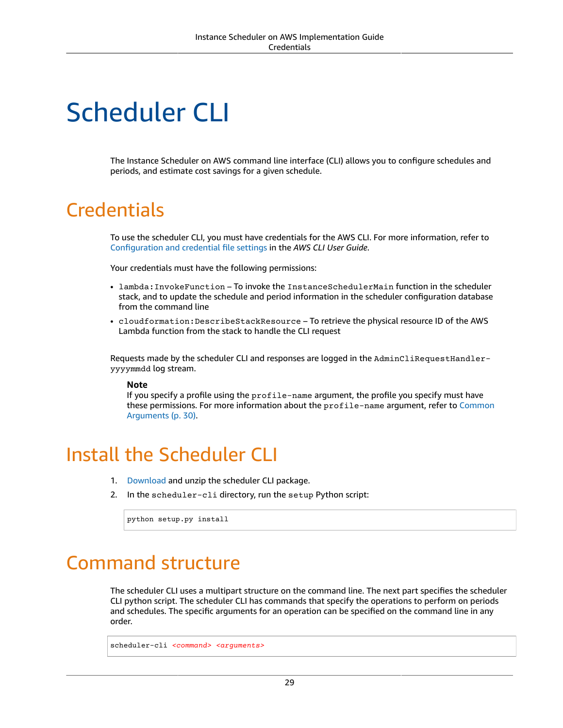# Scheduler CLI

The Instance Scheduler on AWS command line interface (CLI) allows you to configure schedules and periods, and estimate cost savings for a given schedule.

## Credentials

To use the scheduler CLI, you must have credentials for the AWS CLI. For more information, refer to Configuration and credential file settings in the *AWS CLI User Guide*.

Your credentials must have the following permissions:

- `lambda:InvokeFunction` – To invoke the `InstanceSchedulerMain` function in the scheduler stack, and to update the schedule and period information in the scheduler configuration database from the command line
- `cloudformation:DescribeStackResource` – To retrieve the physical resource ID of the AWS Lambda function from the stack to handle the CLI request

Requests made by the scheduler CLI and responses are logged in the `AdminCliRequestHandler-yyyymmdd` log stream.

> **Note**
> If you specify a profile using the `profile-name` argument, the profile you specify must have these permissions. For more information about the `profile-name` argument, refer to Common Arguments (p. 30).

## Install the Scheduler CLI

1. Download and unzip the scheduler CLI package.
2. In the `scheduler-cli` directory, run the `setup` Python script:

```
python setup.py install
```

## Command structure

The scheduler CLI uses a multipart structure on the command line. The next part specifies the scheduler CLI python script. The scheduler CLI has commands that specify the operations to perform on periods and schedules. The specific arguments for an operation can be specified on the command line in any order.

```
scheduler-cli <command> <arguments>
```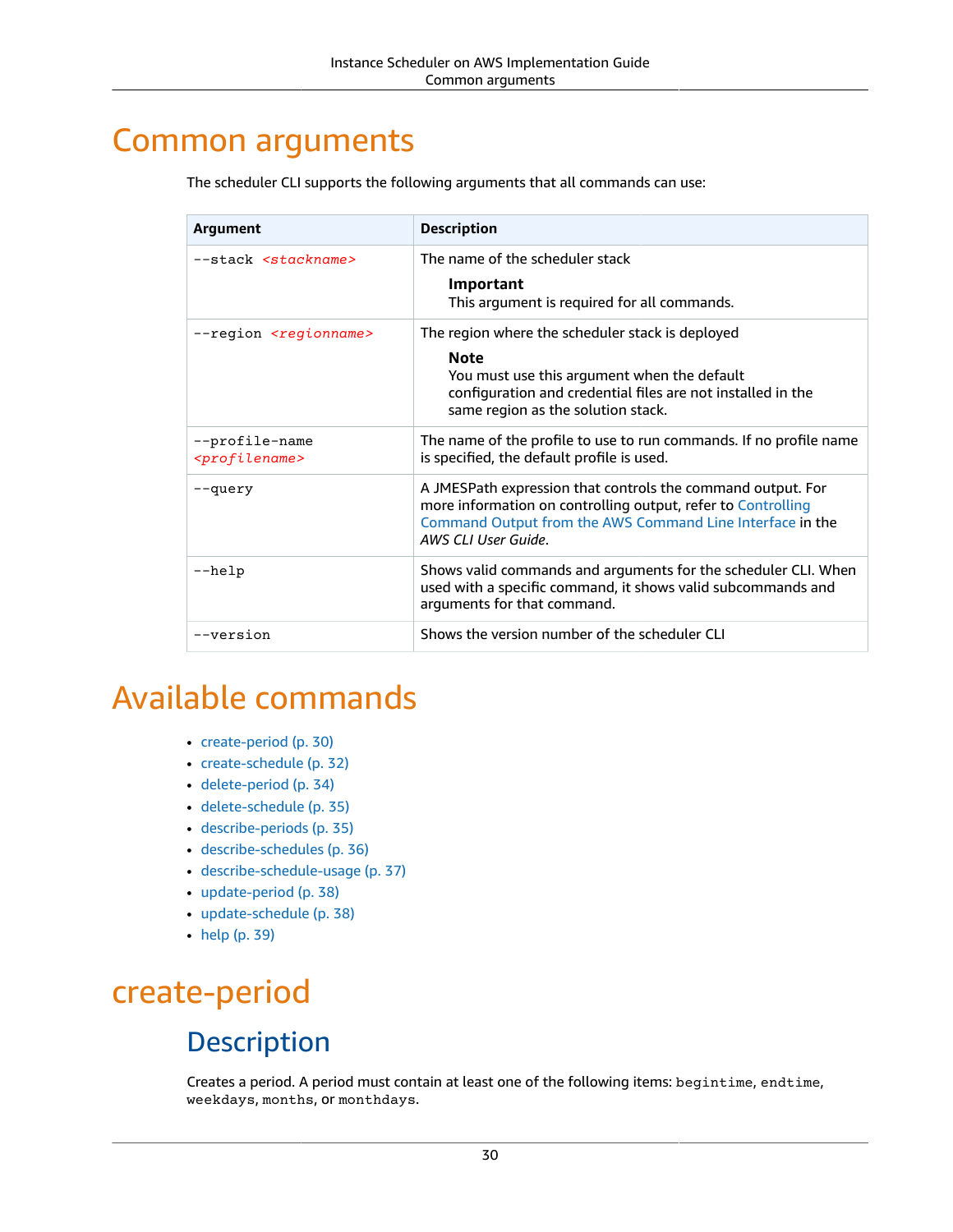# Common arguments

The scheduler CLI supports the following arguments that all commands can use:

| Argument | Description |
| --- | --- |
| `--stack <stackname>` | The name of the scheduler stack<br><br>**Important**<br>This argument is required for all commands. |
| `--region <regionname>` | The region where the scheduler stack is deployed<br><br>**Note**<br>You must use this argument when the default configuration and credential files are not installed in the same region as the solution stack. |
| `--profile-name <profilename>` | The name of the profile to use to run commands. If no profile name is specified, the default profile is used. |
| `--query` | A JMESPath expression that controls the command output. For more information on controlling output, refer to Controlling Command Output from the AWS Command Line Interface in the *AWS CLI User Guide*. |
| `--help` | Shows valid commands and arguments for the scheduler CLI. When used with a specific command, it shows valid subcommands and arguments for that command. |
| `--version` | Shows the version number of the scheduler CLI |

# Available commands

- create-period (p. 30)
- create-schedule (p. 32)
- delete-period (p. 34)
- delete-schedule (p. 35)
- describe-periods (p. 35)
- describe-schedules (p. 36)
- describe-schedule-usage (p. 37)
- update-period (p. 38)
- update-schedule (p. 38)
- help (p. 39)

# create-period

## Description

Creates a period. A period must contain at least one of the following items: `begintime`, `endtime`, `weekdays`, `months`, or `monthdays`.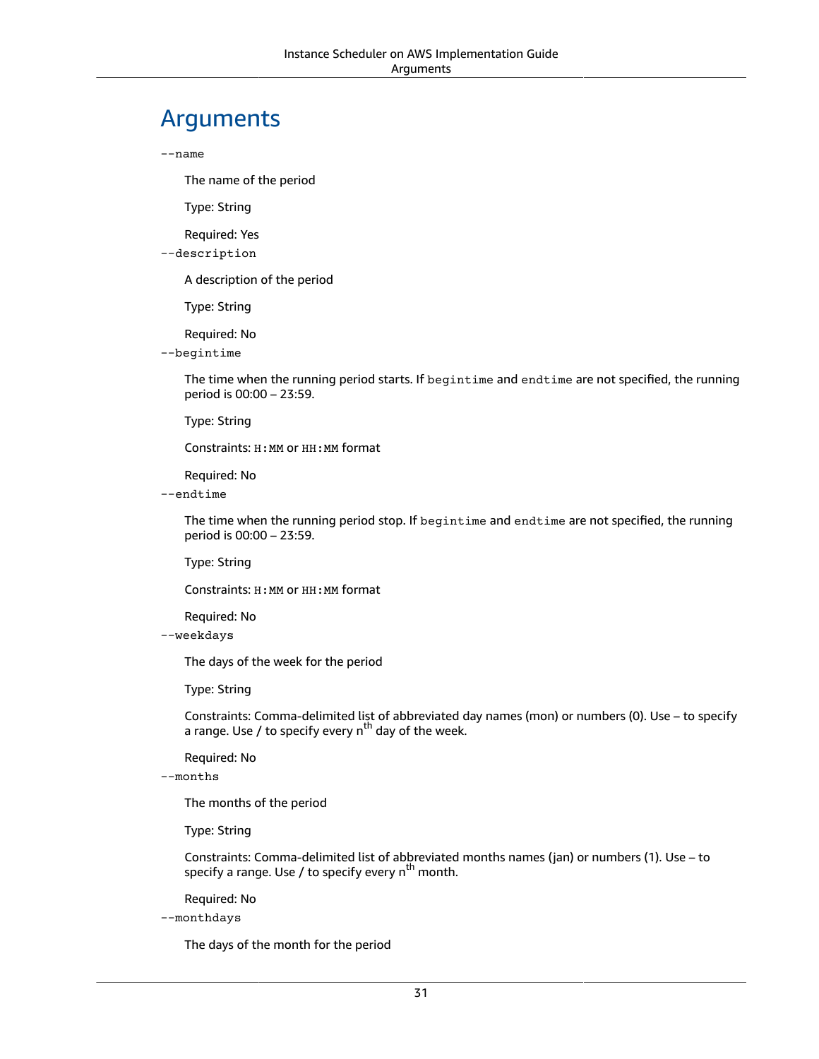# Arguments

`--name`

The name of the period

Type: String

Required: Yes

`--description`

A description of the period

Type: String

Required: No

`--begintime`

The time when the running period starts. If `begintime` and `endtime` are not specified, the running period is 00:00 – 23:59.

Type: String

Constraints: `H:MM` or `HH:MM` format

Required: No

`--endtime`

The time when the running period stop. If `begintime` and `endtime` are not specified, the running period is 00:00 – 23:59.

Type: String

Constraints: `H:MM` or `HH:MM` format

Required: No

`--weekdays`

The days of the week for the period

Type: String

Constraints: Comma-delimited list of abbreviated day names (mon) or numbers (0). Use – to specify a range. Use / to specify every $n^{th}$ day of the week.

Required: No

`--months`

The months of the period

Type: String

Constraints: Comma-delimited list of abbreviated months names (jan) or numbers (1). Use – to specify a range. Use / to specify every $n^{th}$ month.

Required: No

`--monthdays`

The days of the month for the period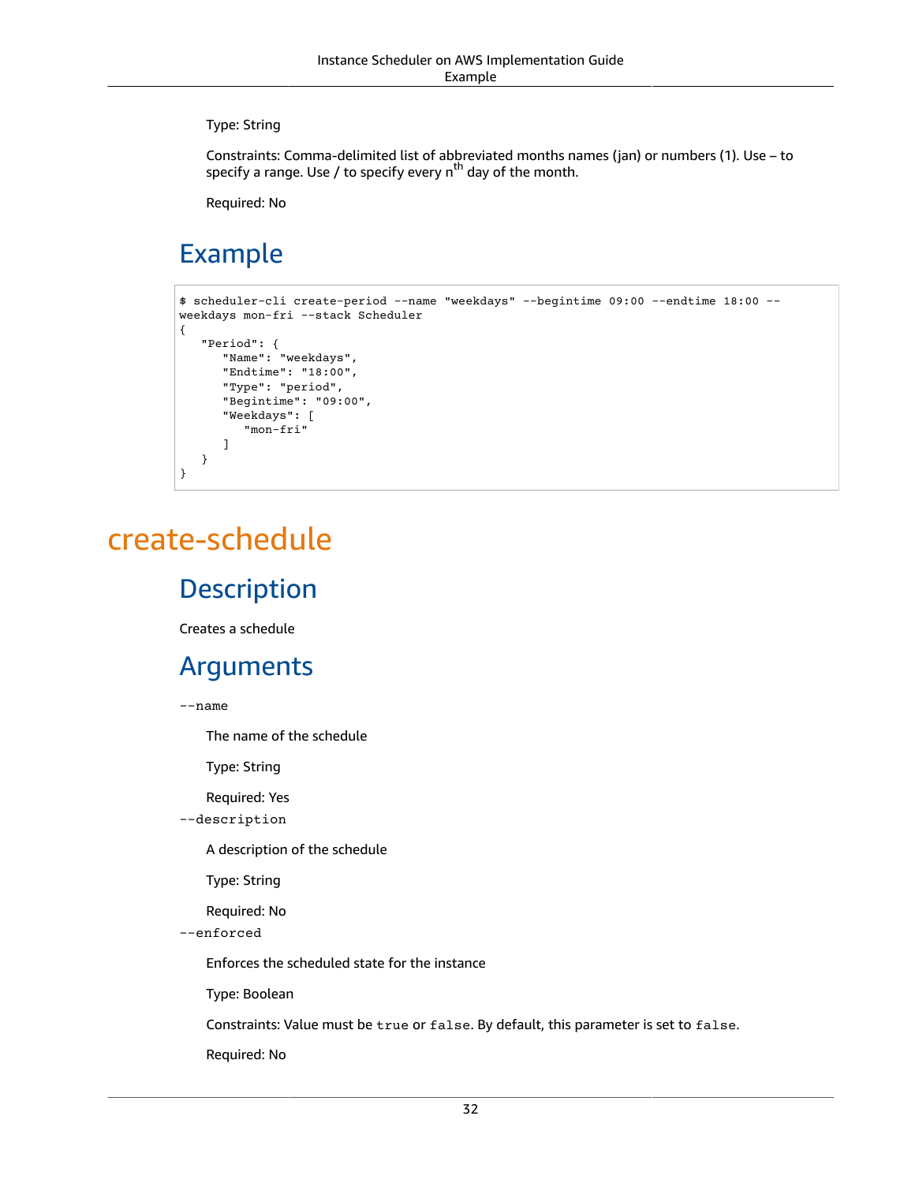Type: String

Constraints: Comma-delimited list of abbreviated months names (jan) or numbers (1). Use – to specify a range. Use / to specify every n$^{th}$ day of the month.

Required: No

## Example

```
$ scheduler-cli create-period --name "weekdays" --begintime 09:00 --endtime 18:00 --
weekdays mon-fri --stack Scheduler
{
   "Period": {
      "Name": "weekdays",
      "Endtime": "18:00",
      "Type": "period",
      "Begintime": "09:00",
      "Weekdays": [
         "mon-fri"
      ]
   }
}
```

# create-schedule

## Description

Creates a schedule

## Arguments

`--name`

The name of the schedule

Type: String

Required: Yes

`--description`

A description of the schedule

Type: String

Required: No

`--enforced`

Enforces the scheduled state for the instance

Type: Boolean

Constraints: Value must be `true` or `false`. By default, this parameter is set to `false`.

Required: No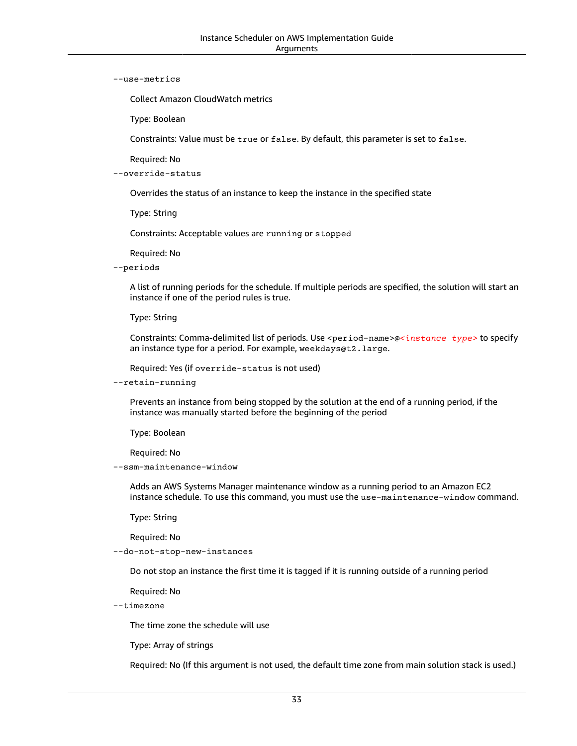`--use-metrics`

Collect Amazon CloudWatch metrics

Type: Boolean

Constraints: Value must be `true` or `false`. By default, this parameter is set to `false`.

Required: No

`--override-status`

Overrides the status of an instance to keep the instance in the specified state

Type: String

Constraints: Acceptable values are `running` or `stopped`

Required: No

`--periods`

A list of running periods for the schedule. If multiple periods are specified, the solution will start an instance if one of the period rules is true.

Type: String

Constraints: Comma-delimited list of periods. Use `<period-name>@<instance type>` to specify an instance type for a period. For example, `weekdays@t2.large`.

Required: Yes (if `override-status` is not used)

`--retain-running`

Prevents an instance from being stopped by the solution at the end of a running period, if the instance was manually started before the beginning of the period

Type: Boolean

Required: No

`--ssm-maintenance-window`

Adds an AWS Systems Manager maintenance window as a running period to an Amazon EC2 instance schedule. To use this command, you must use the `use-maintenance-window` command.

Type: String

Required: No

`--do-not-stop-new-instances`

Do not stop an instance the first time it is tagged if it is running outside of a running period

Required: No

`--timezone`

The time zone the schedule will use

Type: Array of strings

Required: No (If this argument is not used, the default time zone from main solution stack is used.)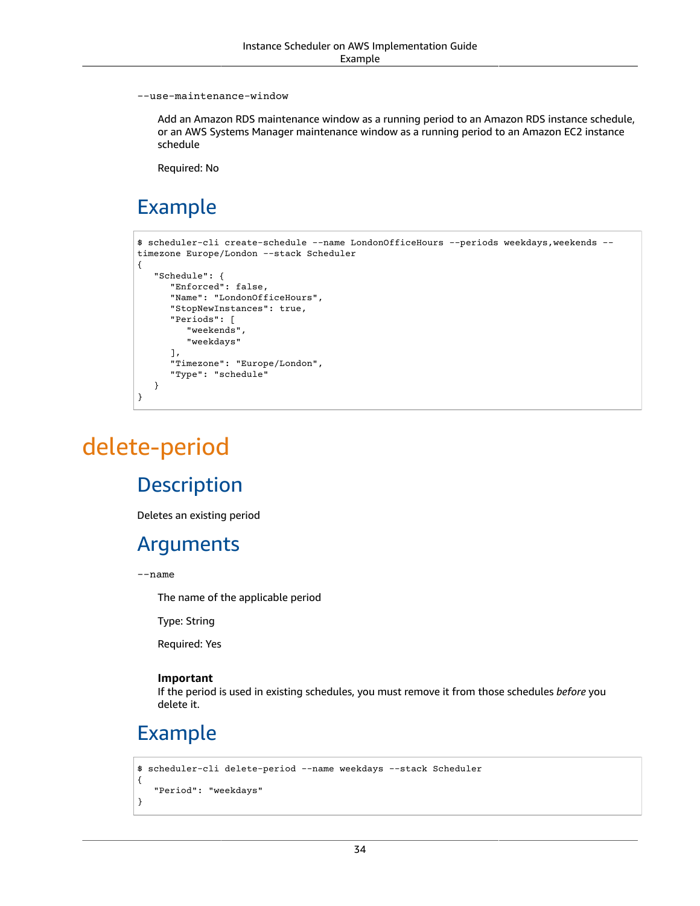`--use-maintenance-window`

Add an Amazon RDS maintenance window as a running period to an Amazon RDS instance schedule, or an AWS Systems Manager maintenance window as a running period to an Amazon EC2 instance schedule

Required: No

## Example

```
$ scheduler-cli create-schedule --name LondonOfficeHours --periods weekdays,weekends --
timezone Europe/London --stack Scheduler
{
   "Schedule": {
      "Enforced": false,
      "Name": "LondonOfficeHours",
      "StopNewInstances": true,
      "Periods": [
         "weekends",
         "weekdays"
      ],
      "Timezone": "Europe/London",
      "Type": "schedule"
   }
}
```

# delete-period

## Description

Deletes an existing period

## Arguments

`--name`

The name of the applicable period

Type: String

Required: Yes

> **Important**
> If the period is used in existing schedules, you must remove it from those schedules *before* you delete it.

## Example

```
$ scheduler-cli delete-period --name weekdays --stack Scheduler
{
   "Period": "weekdays"
}
```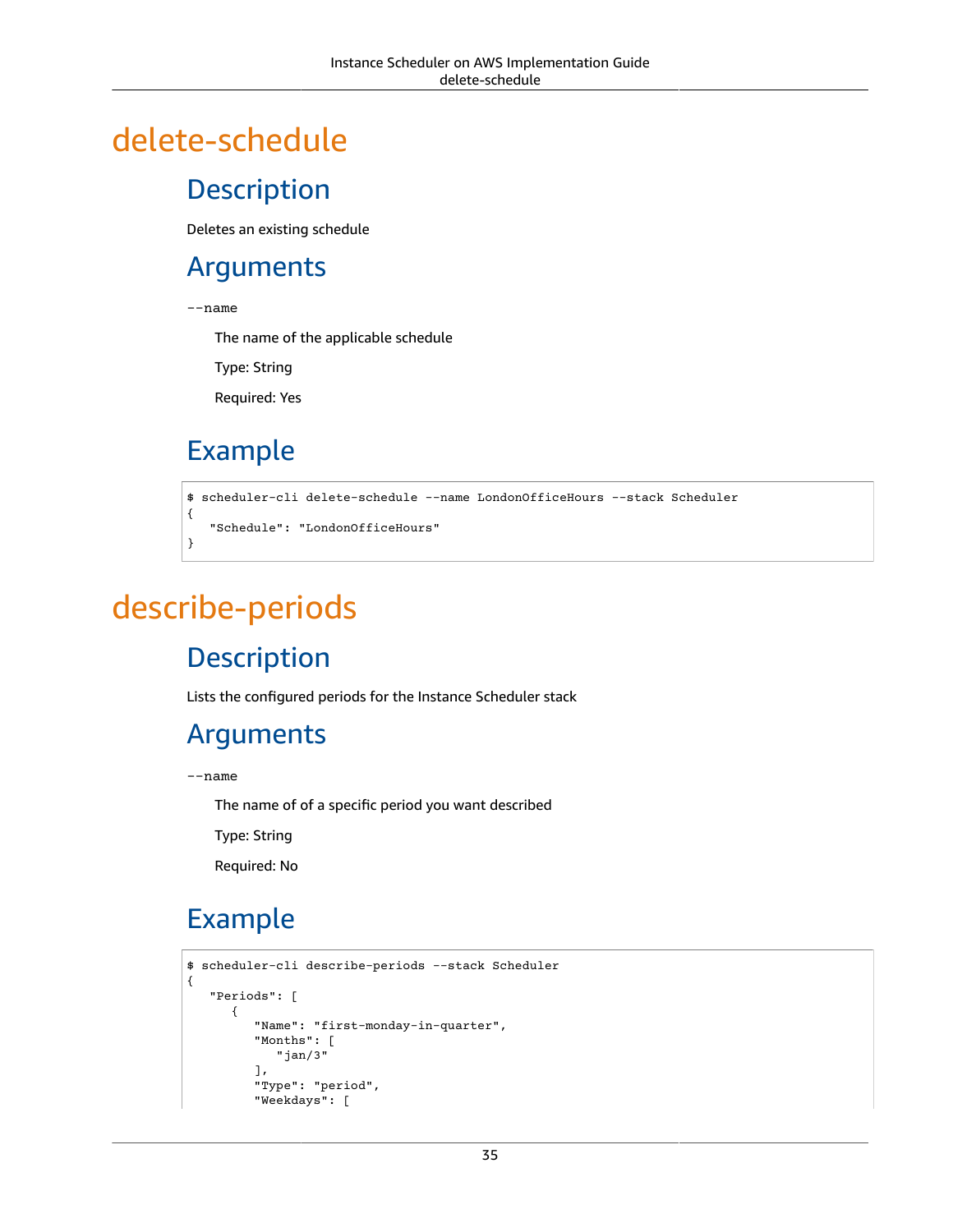# delete-schedule

## Description

Deletes an existing schedule

## Arguments

`--name`

The name of the applicable schedule

Type: String

Required: Yes

## Example

```
$ scheduler-cli delete-schedule --name LondonOfficeHours --stack Scheduler
{
   "Schedule": "LondonOfficeHours"
}
```

# describe-periods

## Description

Lists the configured periods for the Instance Scheduler stack

## Arguments

`--name`

The name of of a specific period you want described

Type: String

Required: No

## Example

```
$ scheduler-cli describe-periods --stack Scheduler
{
   "Periods": [
      {
         "Name": "first-monday-in-quarter",
         "Months": [
            "jan/3"
         ],
         "Type": "period",
         "Weekdays": [
```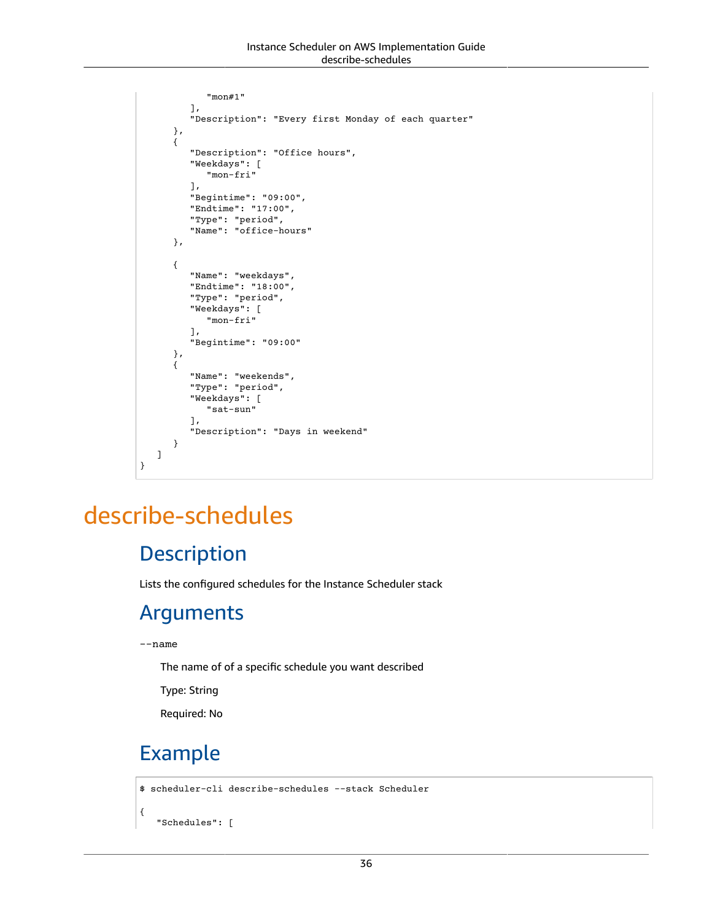```
            "mon#1"
         ],
         "Description": "Every first Monday of each quarter"
      },
      {
         "Description": "Office hours",
         "Weekdays": [
            "mon-fri"
         ],
         "Begintime": "09:00",
         "Endtime": "17:00",
         "Type": "period",
         "Name": "office-hours"
      },

      {
         "Name": "weekdays",
         "Endtime": "18:00",
         "Type": "period",
         "Weekdays": [
            "mon-fri"
         ],
         "Begintime": "09:00"
      },
      {
         "Name": "weekends",
         "Type": "period",
         "Weekdays": [
            "sat-sun"
         ],
         "Description": "Days in weekend"
      }
   ]
}
```

# describe-schedules

## Description

Lists the configured schedules for the Instance Scheduler stack

## Arguments

`--name`

The name of of a specific schedule you want described

Type: String

Required: No

## Example

```
$ scheduler-cli describe-schedules --stack Scheduler

{
   "Schedules": [
```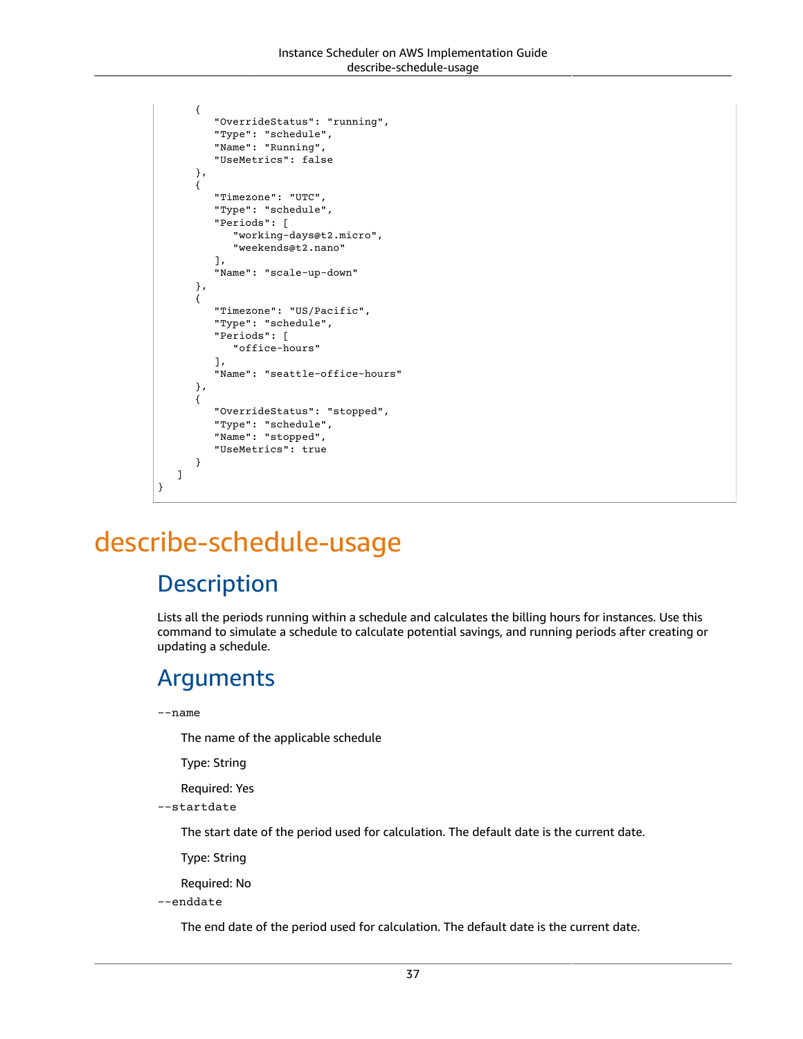```
      {
         "OverrideStatus": "running",
         "Type": "schedule",
         "Name": "Running",
         "UseMetrics": false
      },
      {
         "Timezone": "UTC",
         "Type": "schedule",
         "Periods": [
            "working-days@t2.micro",
            "weekends@t2.nano"
         ],
         "Name": "scale-up-down"
      },
      {
         "Timezone": "US/Pacific",
         "Type": "schedule",
         "Periods": [
            "office-hours"
         ],
         "Name": "seattle-office-hours"
      },
      {
         "OverrideStatus": "stopped",
         "Type": "schedule",
         "Name": "stopped",
         "UseMetrics": true
      }
   ]
}
```

# describe-schedule-usage

## Description

Lists all the periods running within a schedule and calculates the billing hours for instances. Use this command to simulate a schedule to calculate potential savings, and running periods after creating or updating a schedule.

## Arguments

`--name`

The name of the applicable schedule

Type: String

Required: Yes

`--startdate`

The start date of the period used for calculation. The default date is the current date.

Type: String

Required: No

`--enddate`

The end date of the period used for calculation. The default date is the current date.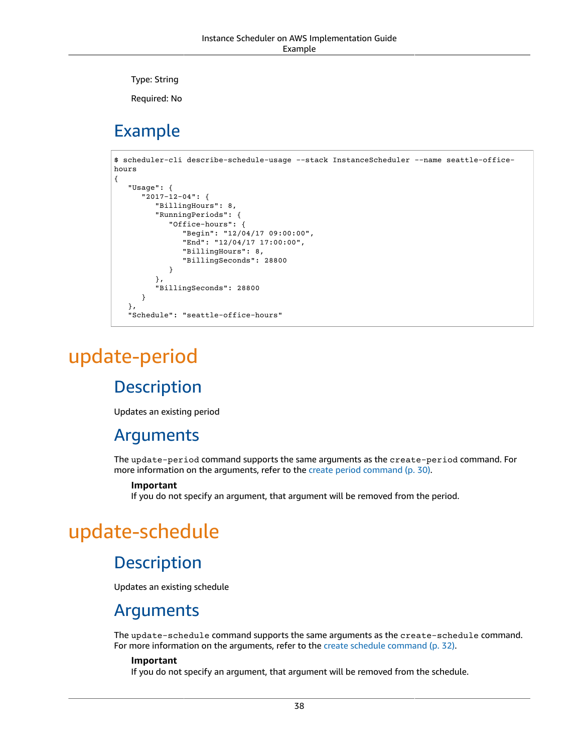Type: String

Required: No

## Example

```
$ scheduler-cli describe-schedule-usage --stack InstanceScheduler --name seattle-office-
hours
{
   "Usage": {
      "2017-12-04": {
         "BillingHours": 8,
         "RunningPeriods": {
            "Office-hours": {
               "Begin": "12/04/17 09:00:00",
               "End": "12/04/17 17:00:00",
               "BillingHours": 8,
               "BillingSeconds": 28800
            }
         },
         "BillingSeconds": 28800
      }
   },
   "Schedule": "seattle-office-hours"
```

# update-period

## Description

Updates an existing period

## Arguments

The `update-period` command supports the same arguments as the `create-period` command. For more information on the arguments, refer to the create period command (p. 30).

> **Important**
> If you do not specify an argument, that argument will be removed from the period.

# update-schedule

## Description

Updates an existing schedule

## Arguments

The `update-schedule` command supports the same arguments as the `create-schedule` command. For more information on the arguments, refer to the create schedule command (p. 32).

> **Important**
> If you do not specify an argument, that argument will be removed from the schedule.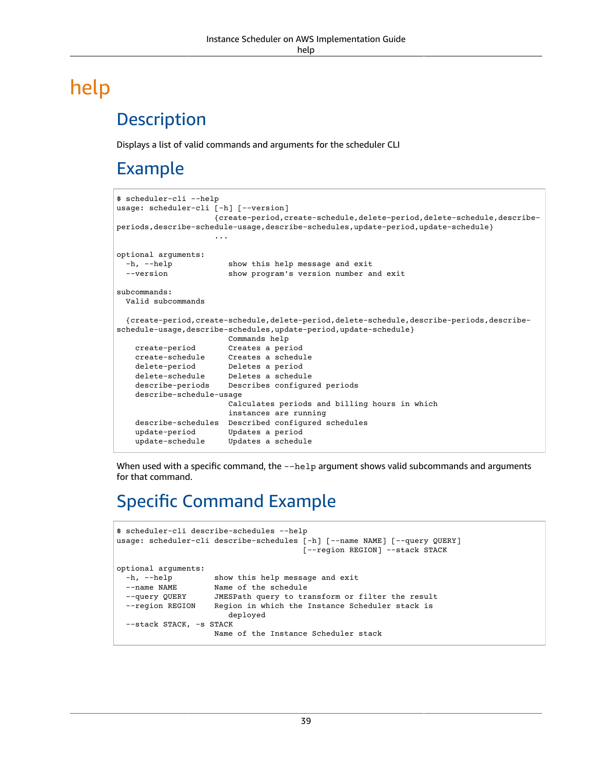# help

## Description

Displays a list of valid commands and arguments for the scheduler CLI

## Example

```
$ scheduler-cli --help
usage: scheduler-cli [-h] [--version]
                     {create-period,create-schedule,delete-period,delete-schedule,describe-
periods,describe-schedule-usage,describe-schedules,update-period,update-schedule}
                     ...

optional arguments:
  -h, --help            show this help message and exit
  --version             show program's version number and exit

subcommands:
  Valid subcommands

  {create-period,create-schedule,delete-period,delete-schedule,describe-periods,describe-
schedule-usage,describe-schedules,update-period,update-schedule}
                        Commands help
    create-period       Creates a period
    create-schedule     Creates a schedule
    delete-period       Deletes a period
    delete-schedule     Deletes a schedule
    describe-periods    Describes configured periods
    describe-schedule-usage
                        Calculates periods and billing hours in which
                        instances are running
    describe-schedules  Described configured schedules
    update-period       Updates a period
    update-schedule     Updates a schedule
```

When used with a specific command, the `--help` argument shows valid subcommands and arguments for that command.

## Specific Command Example

```
$ scheduler-cli describe-schedules --help
usage: scheduler-cli describe-schedules [-h] [--name NAME] [--query QUERY]
                                        [--region REGION] --stack STACK

optional arguments:
  -h, --help         show this help message and exit
  --name NAME        Name of the schedule
  --query QUERY      JMESPath query to transform or filter the result
  --region REGION    Region in which the Instance Scheduler stack is
                        deployed
  --stack STACK, -s STACK
                     Name of the Instance Scheduler stack
```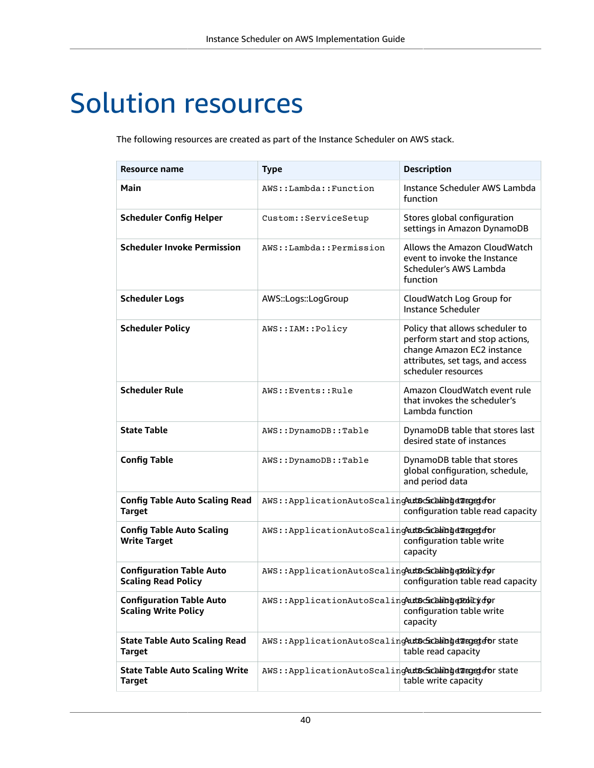# Solution resources

The following resources are created as part of the Instance Scheduler on AWS stack.

| Resource name | Type | Description |
| --- | --- | --- |
| **Main** | `AWS::Lambda::Function` | Instance Scheduler AWS Lambda function |
| **Scheduler Config Helper** | `Custom::ServiceSetup` | Stores global configuration settings in Amazon DynamoDB |
| **Scheduler Invoke Permission** | `AWS::Lambda::Permission` | Allows the Amazon CloudWatch event to invoke the Instance Scheduler's AWS Lambda function |
| **Scheduler Logs** | AWS::Logs::LogGroup | CloudWatch Log Group for Instance Scheduler |
| **Scheduler Policy** | `AWS::IAM::Policy` | Policy that allows scheduler to perform start and stop actions, change Amazon EC2 instance attributes, set tags, and access scheduler resources |
| **Scheduler Rule** | `AWS::Events::Rule` | Amazon CloudWatch event rule that invokes the scheduler's Lambda function |
| **State Table** | `AWS::DynamoDB::Table` | DynamoDB table that stores last desired state of instances |
| **Config Table** | `AWS::DynamoDB::Table` | DynamoDB table that stores global configuration, schedule, and period data |
| **Config Table Auto Scaling Read Target** | `AWS::ApplicationAutoScaling::ScalableTarget` | Auto Scaling target for configuration table read capacity |
| **Config Table Auto Scaling Write Target** | `AWS::ApplicationAutoScaling::ScalableTarget` | Auto Scaling target for configuration table write capacity |
| **Configuration Table Auto Scaling Read Policy** | `AWS::ApplicationAutoScaling::ScalingPolicy` | Auto Scaling policy for configuration table read capacity |
| **Configuration Table Auto Scaling Write Policy** | `AWS::ApplicationAutoScaling::ScalingPolicy` | Auto Scaling policy for configuration table write capacity |
| **State Table Auto Scaling Read Target** | `AWS::ApplicationAutoScaling::ScalableTarget` | Auto Scaling target for state table read capacity |
| **State Table Auto Scaling Write Target** | `AWS::ApplicationAutoScaling::ScalableTarget` | Auto Scaling target for state table write capacity |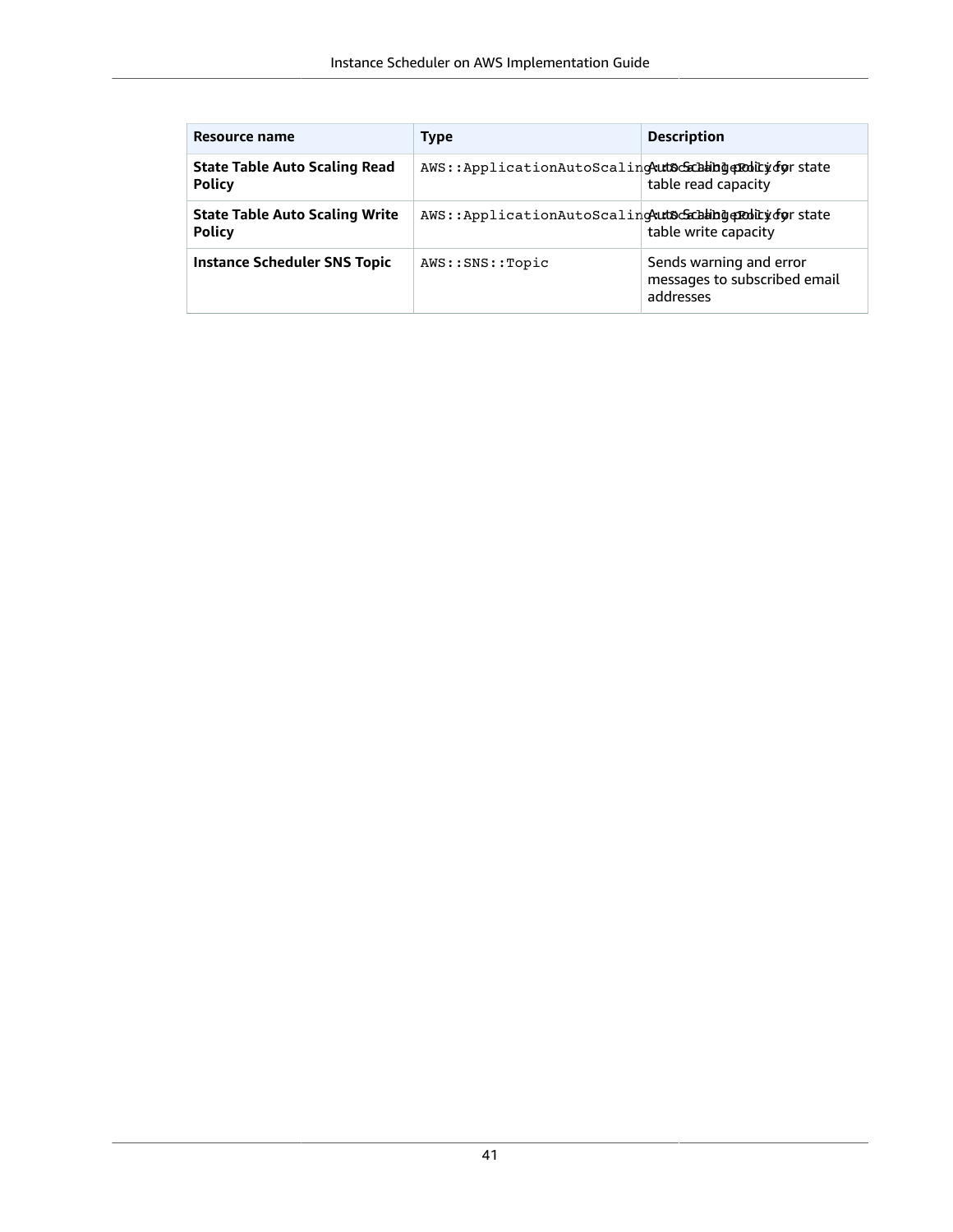| Resource name | Type | Description |
| --- | --- | --- |
| **State Table Auto Scaling Read Policy** | `AWS::ApplicationAutoScaling::ScalingPolicy` | Auto Scaling policy for state table read capacity |
| **State Table Auto Scaling Write Policy** | `AWS::ApplicationAutoScaling::ScalingPolicy` | Auto Scaling policy for state table write capacity |
| **Instance Scheduler SNS Topic** | `AWS::SNS::Topic` | Sends warning and error messages to subscribed email addresses |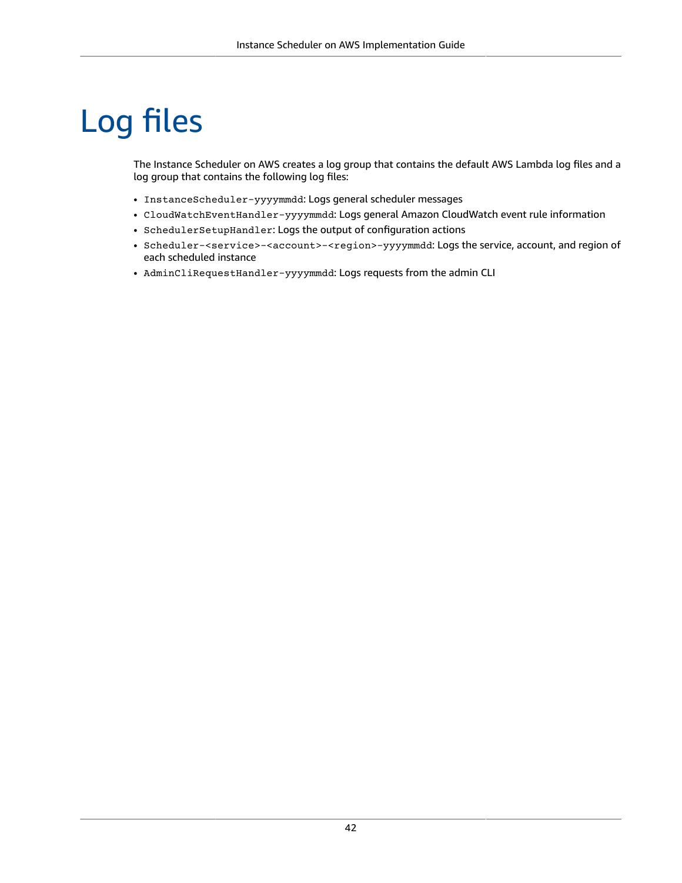# Log files

The Instance Scheduler on AWS creates a log group that contains the default AWS Lambda log files and a log group that contains the following log files:

- `InstanceScheduler-yyyymmdd`: Logs general scheduler messages
- `CloudWatchEventHandler-yyyymmdd`: Logs general Amazon CloudWatch event rule information
- `SchedulerSetupHandler`: Logs the output of configuration actions
- `Scheduler-<service>-<account>-<region>-yyyymmdd`: Logs the service, account, and region of each scheduled instance
- `AdminCliRequestHandler-yyyymmdd`: Logs requests from the admin CLI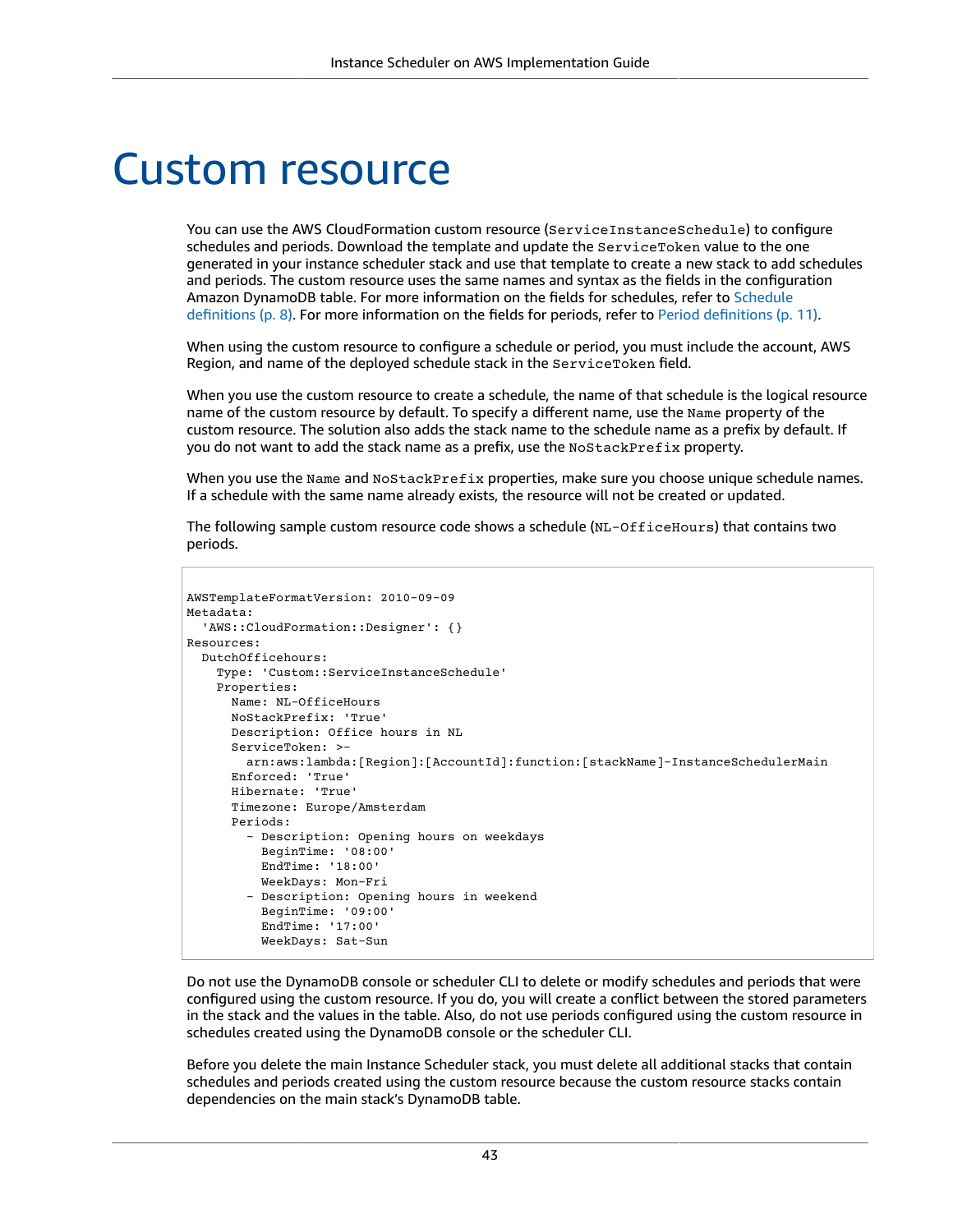# Custom resource

You can use the AWS CloudFormation custom resource (`ServiceInstanceSchedule`) to configure schedules and periods. Download the template and update the `ServiceToken` value to the one generated in your instance scheduler stack and use that template to create a new stack to add schedules and periods. The custom resource uses the same names and syntax as the fields in the configuration Amazon DynamoDB table. For more information on the fields for schedules, refer to Schedule definitions (p. 8). For more information on the fields for periods, refer to Period definitions (p. 11).

When using the custom resource to configure a schedule or period, you must include the account, AWS Region, and name of the deployed schedule stack in the `ServiceToken` field.

When you use the custom resource to create a schedule, the name of that schedule is the logical resource name of the custom resource by default. To specify a different name, use the `Name` property of the custom resource. The solution also adds the stack name to the schedule name as a prefix by default. If you do not want to add the stack name as a prefix, use the `NoStackPrefix` property.

When you use the `Name` and `NoStackPrefix` properties, make sure you choose unique schedule names. If a schedule with the same name already exists, the resource will not be created or updated.

The following sample custom resource code shows a schedule (`NL-OfficeHours`) that contains two periods.

```
AWSTemplateFormatVersion: 2010-09-09
Metadata:
  'AWS::CloudFormation::Designer': {}
Resources:
  DutchOfficehours:
    Type: 'Custom::ServiceInstanceSchedule'
    Properties:
      Name: NL-OfficeHours
      NoStackPrefix: 'True'
      Description: Office hours in NL
      ServiceToken: >-
        arn:aws:lambda:[Region]:[AccountId]:function:[stackName]-InstanceSchedulerMain
      Enforced: 'True'
      Hibernate: 'True'
      Timezone: Europe/Amsterdam
      Periods:
        - Description: Opening hours on weekdays
          BeginTime: '08:00'
          EndTime: '18:00'
          WeekDays: Mon-Fri
        - Description: Opening hours in weekend
          BeginTime: '09:00'
          EndTime: '17:00'
          WeekDays: Sat-Sun
```

Do not use the DynamoDB console or scheduler CLI to delete or modify schedules and periods that were configured using the custom resource. If you do, you will create a conflict between the stored parameters in the stack and the values in the table. Also, do not use periods configured using the custom resource in schedules created using the DynamoDB console or the scheduler CLI.

Before you delete the main Instance Scheduler stack, you must delete all additional stacks that contain schedules and periods created using the custom resource because the custom resource stacks contain dependencies on the main stack's DynamoDB table.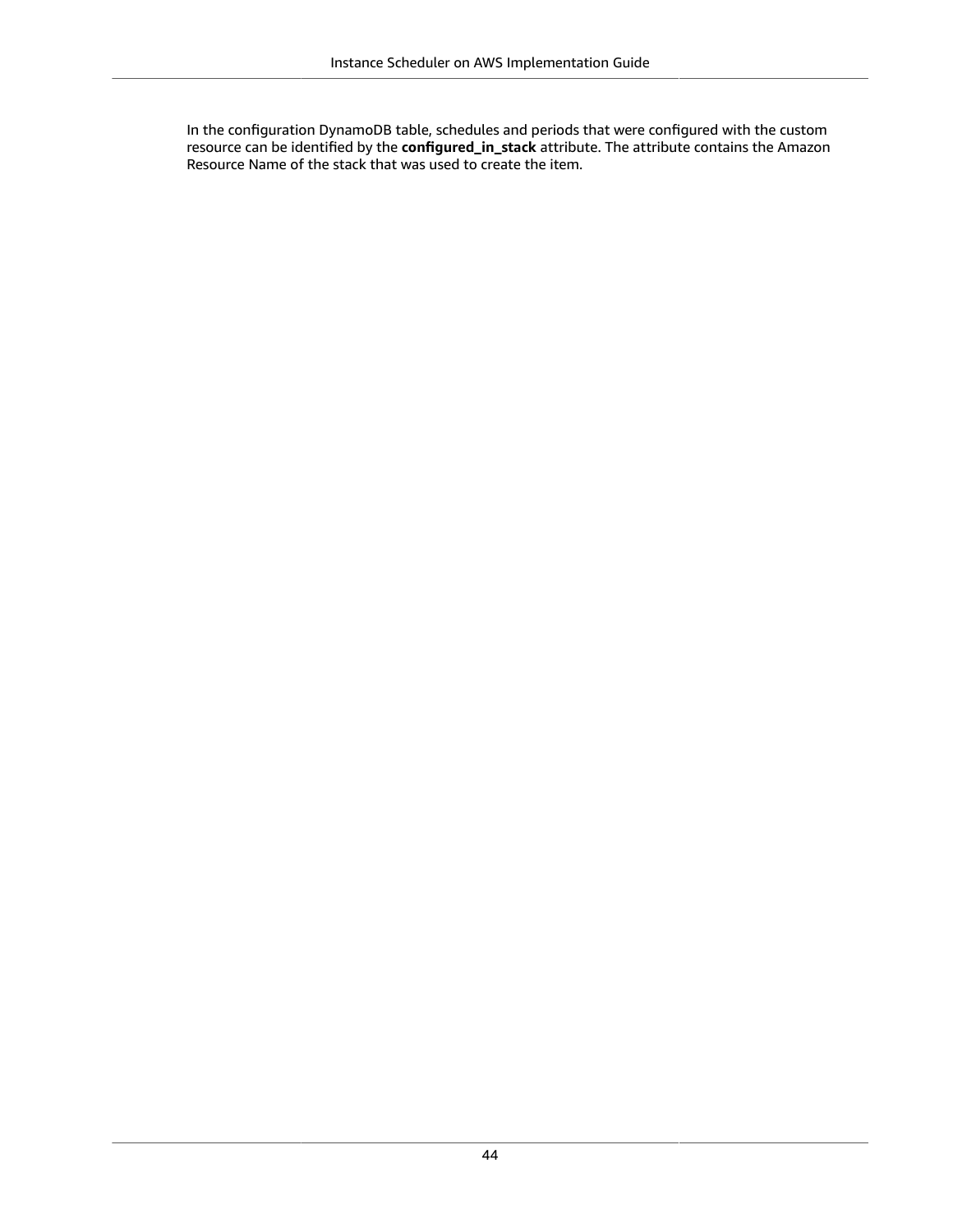In the configuration DynamoDB table, schedules and periods that were configured with the custom resource can be identified by the **configured_in_stack** attribute. The attribute contains the Amazon Resource Name of the stack that was used to create the item.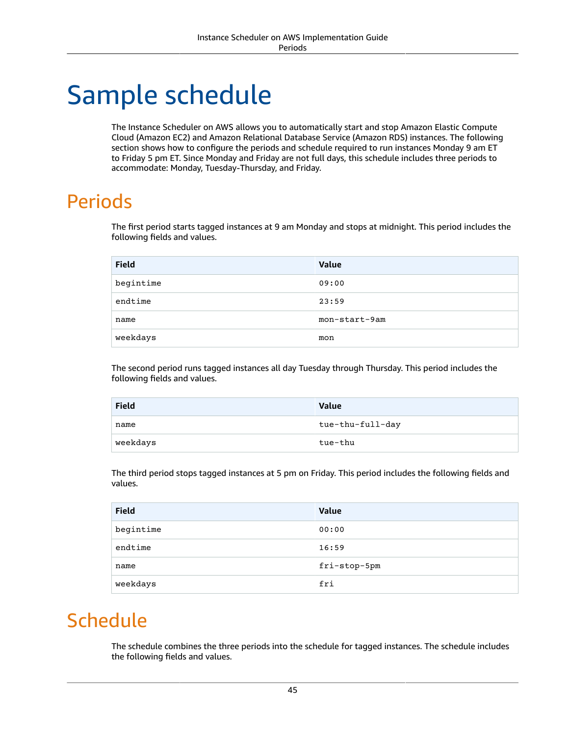# Sample schedule

The Instance Scheduler on AWS allows you to automatically start and stop Amazon Elastic Compute Cloud (Amazon EC2) and Amazon Relational Database Service (Amazon RDS) instances. The following section shows how to configure the periods and schedule required to run instances Monday 9 am ET to Friday 5 pm ET. Since Monday and Friday are not full days, this schedule includes three periods to accommodate: Monday, Tuesday-Thursday, and Friday.

## Periods

The first period starts tagged instances at 9 am Monday and stops at midnight. This period includes the following fields and values.

| Field | Value |
| --- | --- |
| `begintime` | `09:00` |
| `endtime` | `23:59` |
| `name` | `mon-start-9am` |
| `weekdays` | `mon` |

The second period runs tagged instances all day Tuesday through Thursday. This period includes the following fields and values.

| Field | Value |
| --- | --- |
| `name` | `tue-thu-full-day` |
| `weekdays` | `tue-thu` |

The third period stops tagged instances at 5 pm on Friday. This period includes the following fields and values.

| Field | Value |
| --- | --- |
| `begintime` | `00:00` |
| `endtime` | `16:59` |
| `name` | `fri-stop-5pm` |
| `weekdays` | `fri` |

## Schedule

The schedule combines the three periods into the schedule for tagged instances. The schedule includes the following fields and values.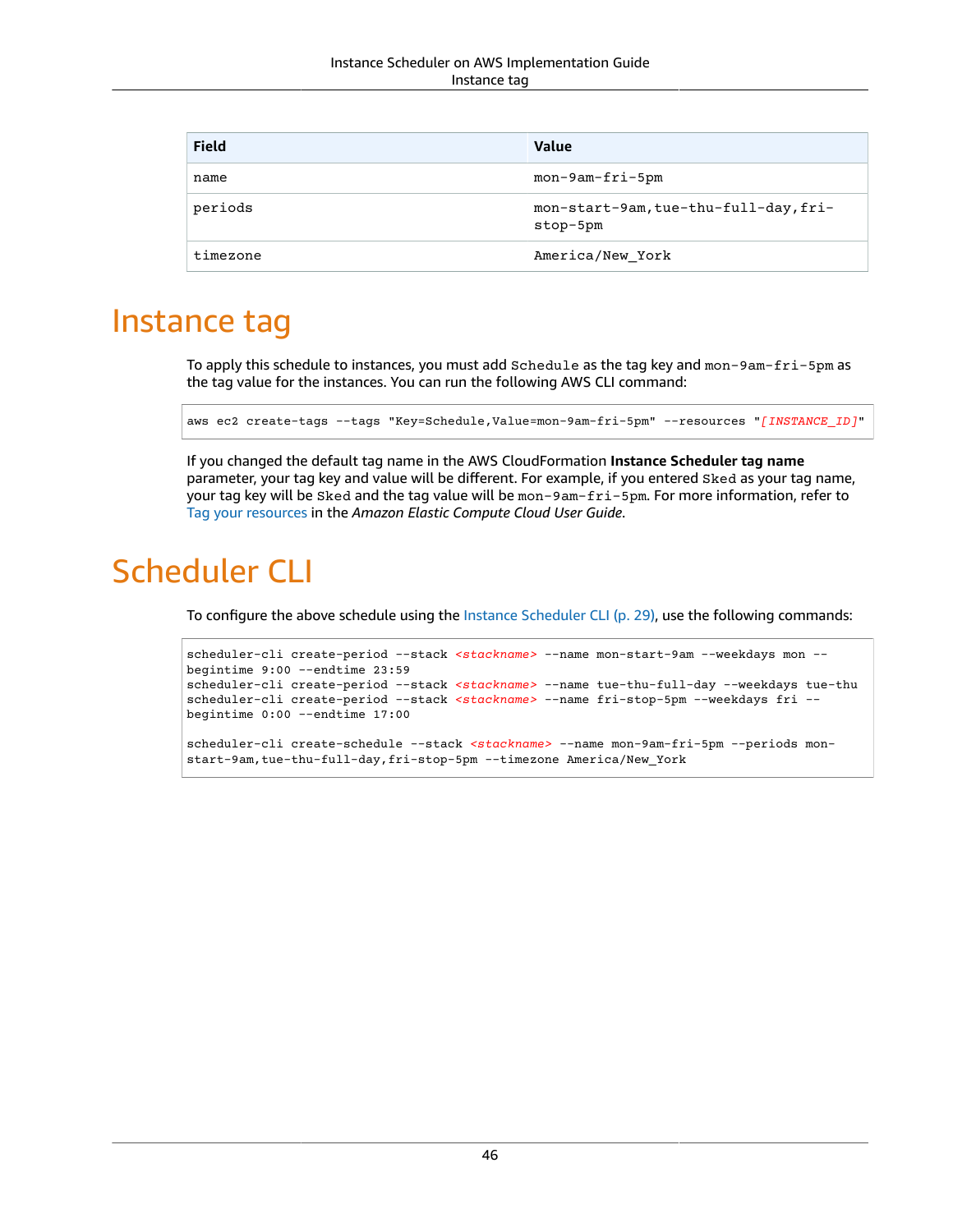| Field | Value |
| --- | --- |
| name | mon-9am-fri-5pm |
| periods | mon-start-9am,tue-thu-full-day,fri-stop-5pm |
| timezone | America/New_York |

# Instance tag

To apply this schedule to instances, you must add `Schedule` as the tag key and `mon-9am-fri-5pm` as the tag value for the instances. You can run the following AWS CLI command:

```
aws ec2 create-tags --tags "Key=Schedule,Value=mon-9am-fri-5pm" --resources "[INSTANCE_ID]"
```

If you changed the default tag name in the AWS CloudFormation **Instance Scheduler tag name** parameter, your tag key and value will be different. For example, if you entered `Sked` as your tag name, your tag key will be `Sked` and the tag value will be `mon-9am-fri-5pm`. For more information, refer to Tag your resources in the *Amazon Elastic Compute Cloud User Guide*.

# Scheduler CLI

To configure the above schedule using the Instance Scheduler CLI (p. 29), use the following commands:

```
scheduler-cli create-period --stack <stackname> --name mon-start-9am --weekdays mon --
begintime 9:00 --endtime 23:59
scheduler-cli create-period --stack <stackname> --name tue-thu-full-day --weekdays tue-thu
scheduler-cli create-period --stack <stackname> --name fri-stop-5pm --weekdays fri --
begintime 0:00 --endtime 17:00

scheduler-cli create-schedule --stack <stackname> --name mon-9am-fri-5pm --periods mon-
start-9am,tue-thu-full-day,fri-stop-5pm --timezone America/New_York
```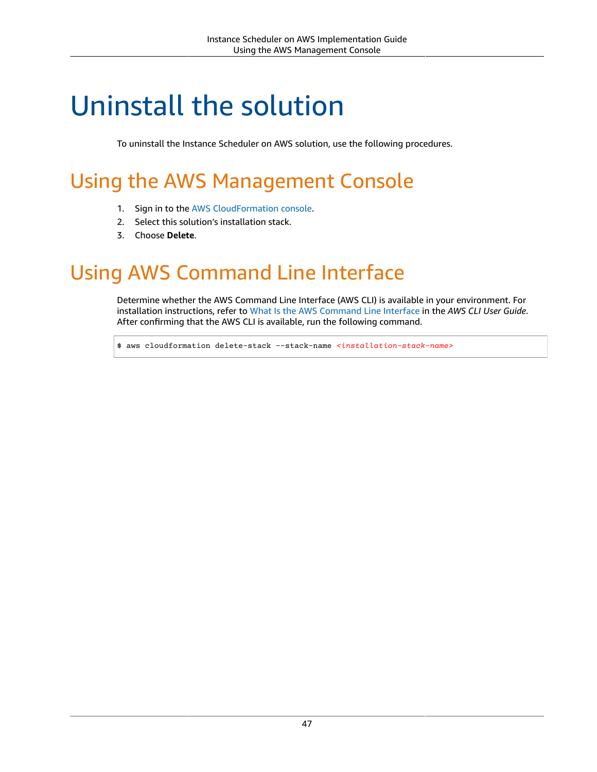# Uninstall the solution

To uninstall the Instance Scheduler on AWS solution, use the following procedures.

## Using the AWS Management Console

1. Sign in to the AWS CloudFormation console.
2. Select this solution's installation stack.
3. Choose **Delete**.

## Using AWS Command Line Interface

Determine whether the AWS Command Line Interface (AWS CLI) is available in your environment. For installation instructions, refer to What Is the AWS Command Line Interface in the *AWS CLI User Guide*. After confirming that the AWS CLI is available, run the following command.

```
$ aws cloudformation delete-stack --stack-name <installation-stack-name>
```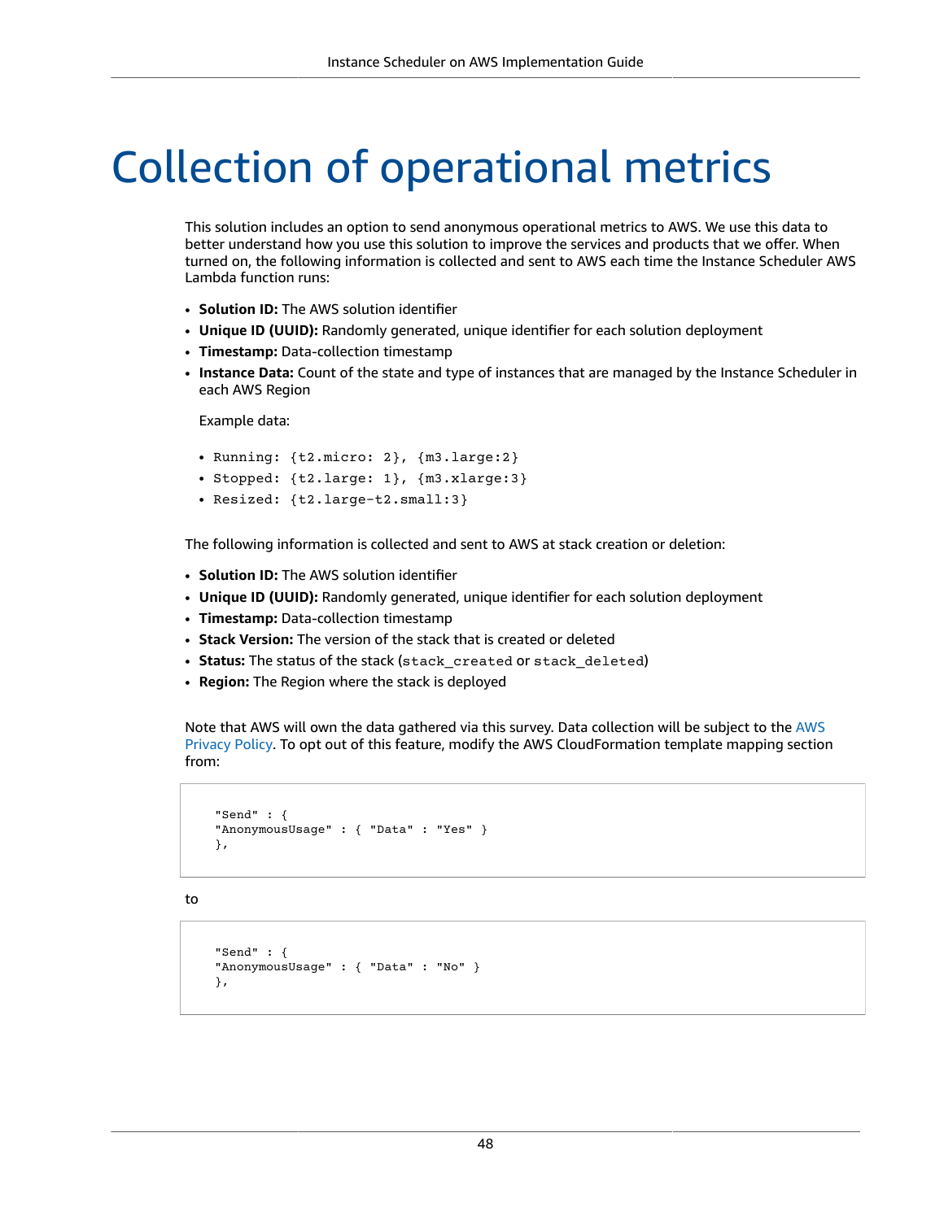# Collection of operational metrics

This solution includes an option to send anonymous operational metrics to AWS. We use this data to better understand how you use this solution to improve the services and products that we offer. When turned on, the following information is collected and sent to AWS each time the Instance Scheduler AWS Lambda function runs:

- **Solution ID:** The AWS solution identifier
- **Unique ID (UUID):** Randomly generated, unique identifier for each solution deployment
- **Timestamp:** Data-collection timestamp
- **Instance Data:** Count of the state and type of instances that are managed by the Instance Scheduler in each AWS Region

  Example data:

  - `Running: {t2.micro: 2}, {m3.large:2}`
  - `Stopped: {t2.large: 1}, {m3.xlarge:3}`
  - `Resized: {t2.large-t2.small:3}`

The following information is collected and sent to AWS at stack creation or deletion:

- **Solution ID:** The AWS solution identifier
- **Unique ID (UUID):** Randomly generated, unique identifier for each solution deployment
- **Timestamp:** Data-collection timestamp
- **Stack Version:** The version of the stack that is created or deleted
- **Status:** The status of the stack (`stack_created` or `stack_deleted`)
- **Region:** The Region where the stack is deployed

Note that AWS will own the data gathered via this survey. Data collection will be subject to the AWS Privacy Policy. To opt out of this feature, modify the AWS CloudFormation template mapping section from:

```
"Send" : {
"AnonymousUsage" : { "Data" : "Yes" }
},
```

to

```
"Send" : {
"AnonymousUsage" : { "Data" : "No" }
},
```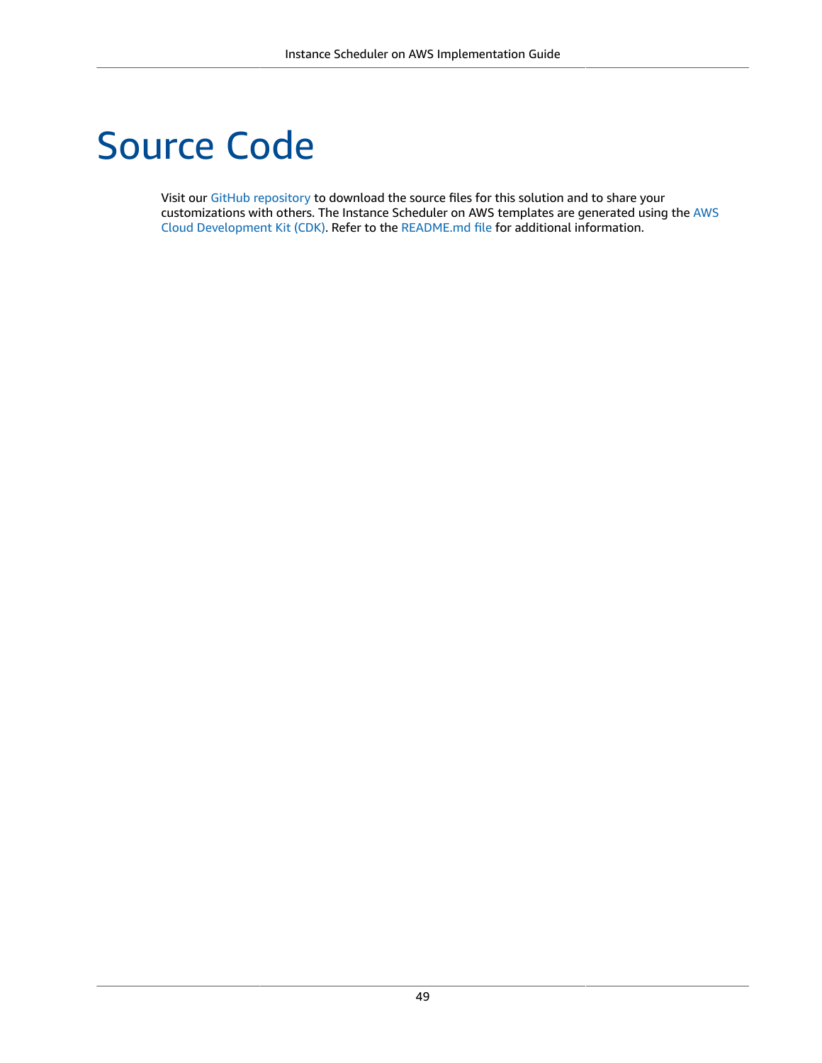# Source Code

Visit our GitHub repository to download the source files for this solution and to share your customizations with others. The Instance Scheduler on AWS templates are generated using the AWS Cloud Development Kit (CDK). Refer to the README.md file for additional information.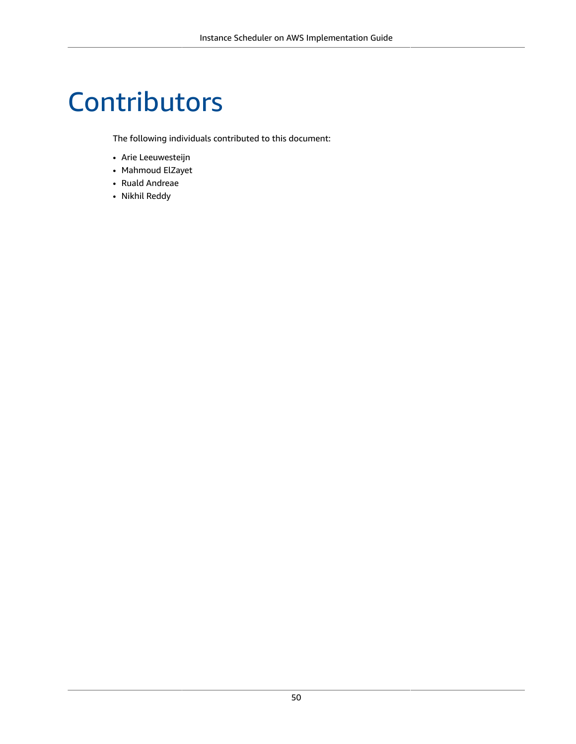# Contributors

The following individuals contributed to this document:

- Arie Leeuwesteijn
- Mahmoud ElZayet
- Ruald Andreae
- Nikhil Reddy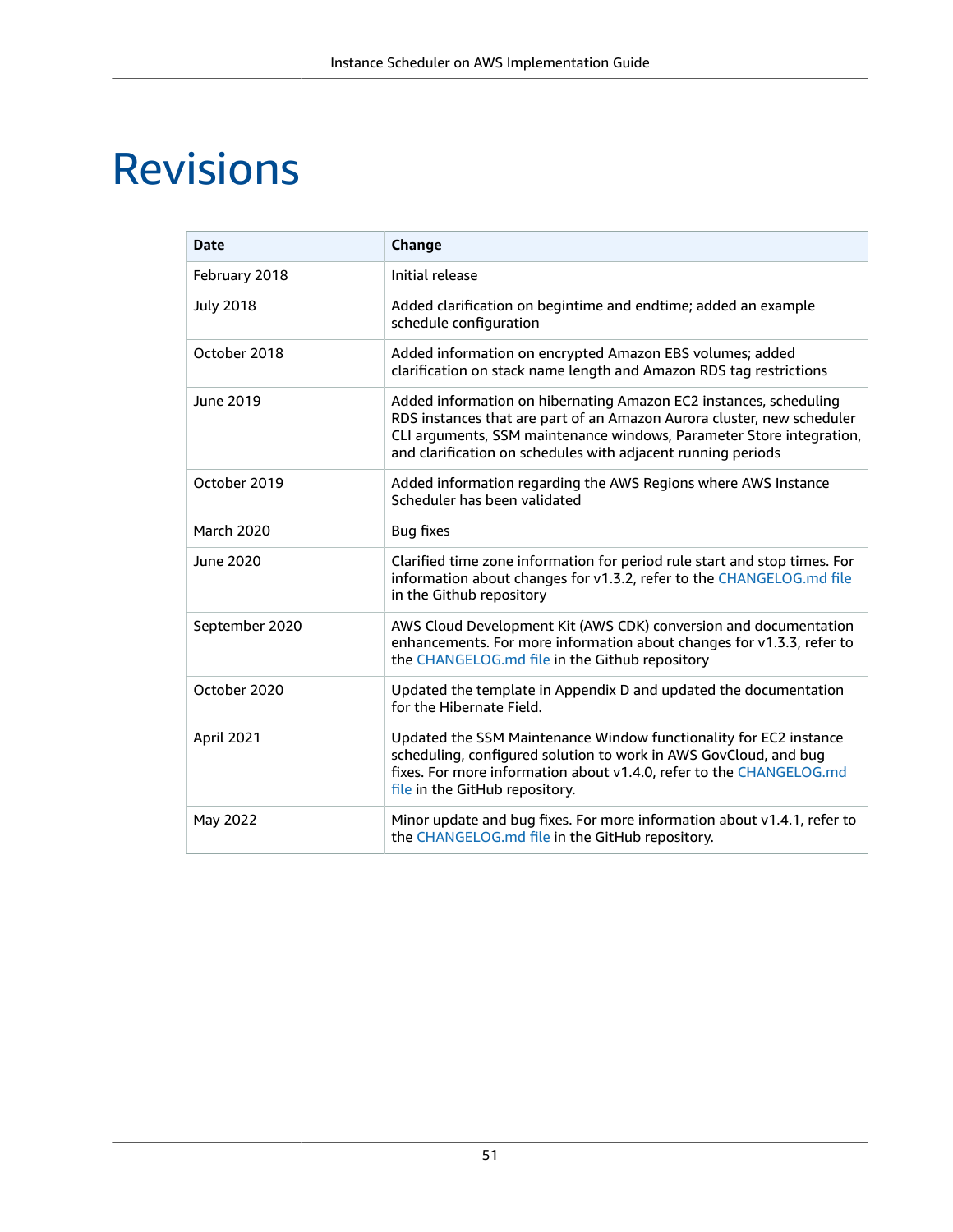# Revisions

| Date | Change |
| --- | --- |
| February 2018 | Initial release |
| July 2018 | Added clarification on begintime and endtime; added an example schedule configuration |
| October 2018 | Added information on encrypted Amazon EBS volumes; added clarification on stack name length and Amazon RDS tag restrictions |
| June 2019 | Added information on hibernating Amazon EC2 instances, scheduling RDS instances that are part of an Amazon Aurora cluster, new scheduler CLI arguments, SSM maintenance windows, Parameter Store integration, and clarification on schedules with adjacent running periods |
| October 2019 | Added information regarding the AWS Regions where AWS Instance Scheduler has been validated |
| March 2020 | Bug fixes |
| June 2020 | Clarified time zone information for period rule start and stop times. For information about changes for v1.3.2, refer to the CHANGELOG.md file in the Github repository |
| September 2020 | AWS Cloud Development Kit (AWS CDK) conversion and documentation enhancements. For more information about changes for v1.3.3, refer to the CHANGELOG.md file in the Github repository |
| October 2020 | Updated the template in Appendix D and updated the documentation for the Hibernate Field. |
| April 2021 | Updated the SSM Maintenance Window functionality for EC2 instance scheduling, configured solution to work in AWS GovCloud, and bug fixes. For more information about v1.4.0, refer to the CHANGELOG.md file in the GitHub repository. |
| May 2022 | Minor update and bug fixes. For more information about v1.4.1, refer to the CHANGELOG.md file in the GitHub repository. |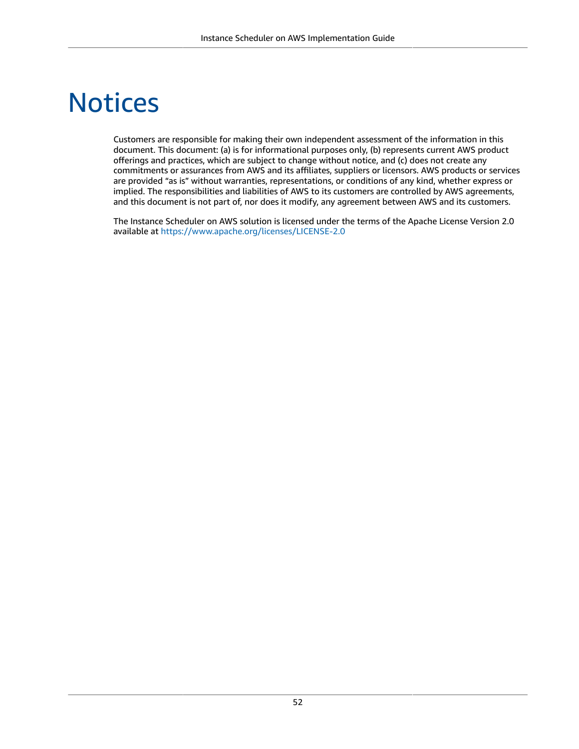# Notices

Customers are responsible for making their own independent assessment of the information in this document. This document: (a) is for informational purposes only, (b) represents current AWS product offerings and practices, which are subject to change without notice, and (c) does not create any commitments or assurances from AWS and its affiliates, suppliers or licensors. AWS products or services are provided "as is" without warranties, representations, or conditions of any kind, whether express or implied. The responsibilities and liabilities of AWS to its customers are controlled by AWS agreements, and this document is not part of, nor does it modify, any agreement between AWS and its customers.

The Instance Scheduler on AWS solution is licensed under the terms of the Apache License Version 2.0 available at https://www.apache.org/licenses/LICENSE-2.0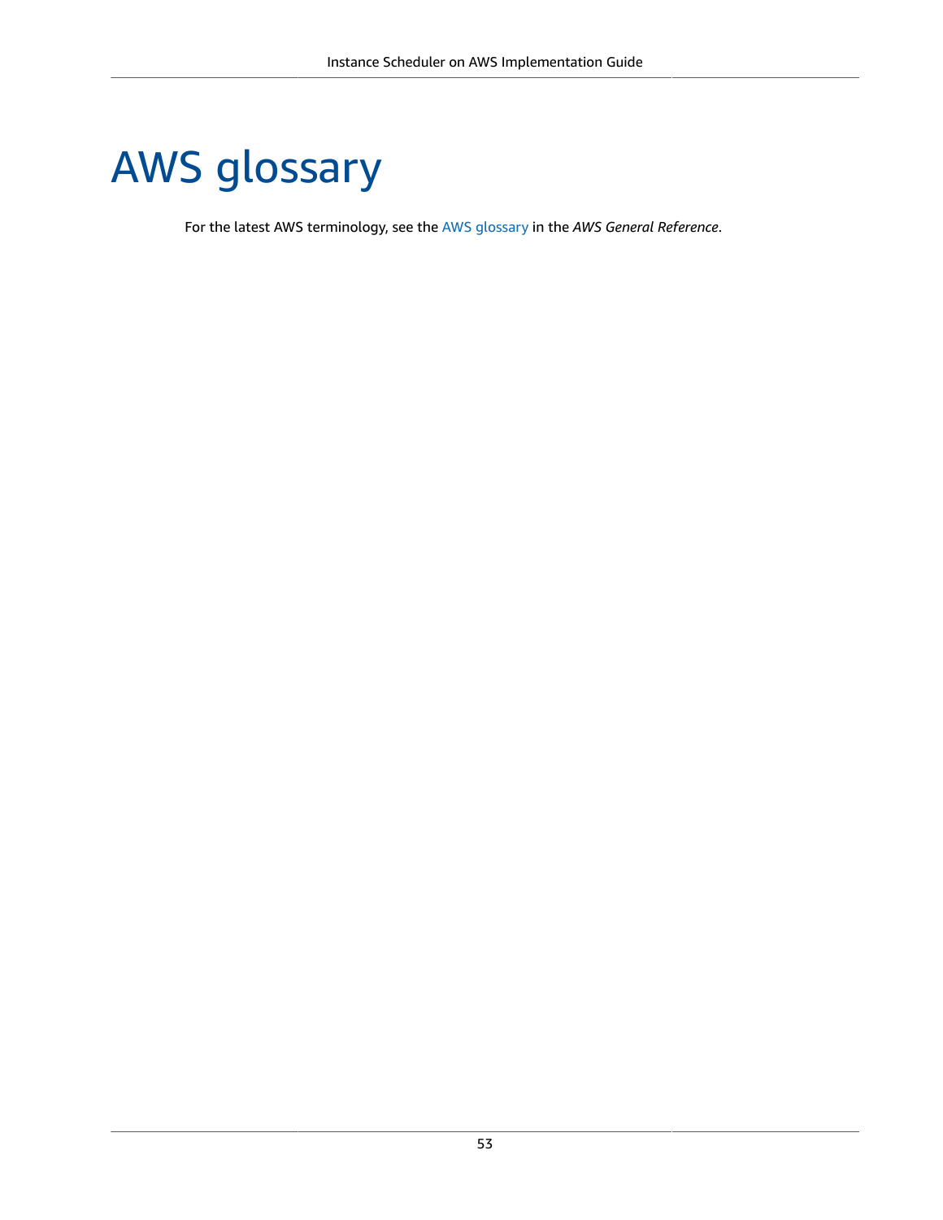# AWS glossary

For the latest AWS terminology, see the AWS glossary in the *AWS General Reference*.